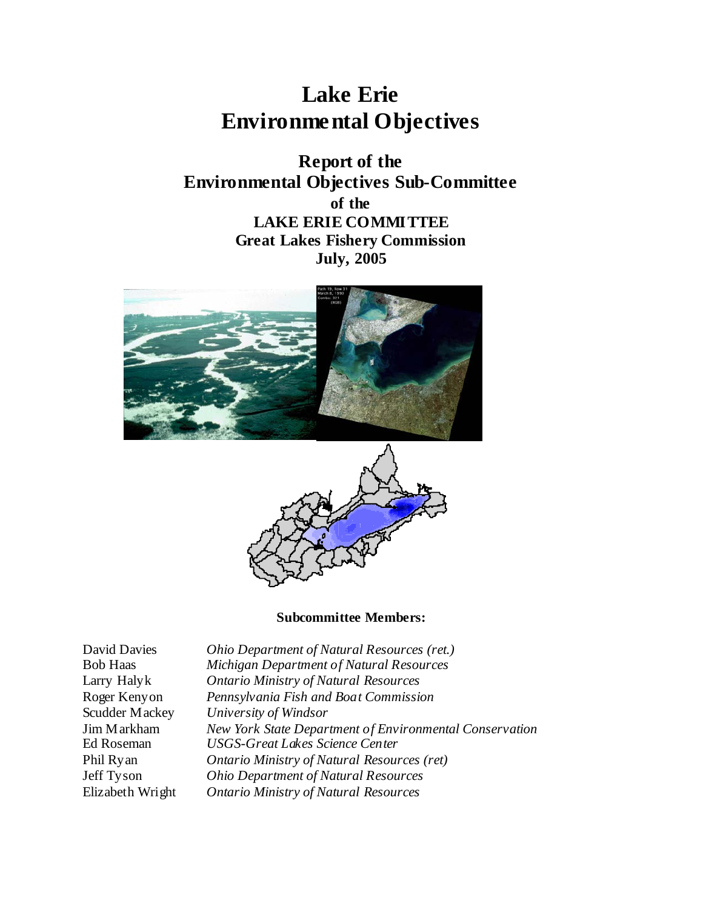# Lake Erie Environmental Objectives

## Report of the Environmental Objectives Sub-Committee

**of the**

**LAKE ERIE COMMITTEE**

**Great Lakes Fishery Commission**

**July, 2005**

**Subcommittee Members:**

| | |
|---|---|
| David Davies | *Ohio Department of Natural Resources (ret.)* |
| Bob Haas | *Michigan Department of Natural Resources* |
| Larry Halyk | *Ontario Ministry of Natural Resources* |
| Roger Kenyon | *Pennsylvania Fish and Boat Commission* |
| Scudder Mackey | *University of Windsor* |
| Jim Markham | *New York State Department of Environmental Conservation* |
| Ed Roseman | *USGS-Great Lakes Science Center* |
| Phil Ryan | *Ontario Ministry of Natural Resources (ret)* |
| Jeff Tyson | *Ohio Department of Natural Resources* |
| Elizabeth Wright | *Ontario Ministry of Natural Resources* |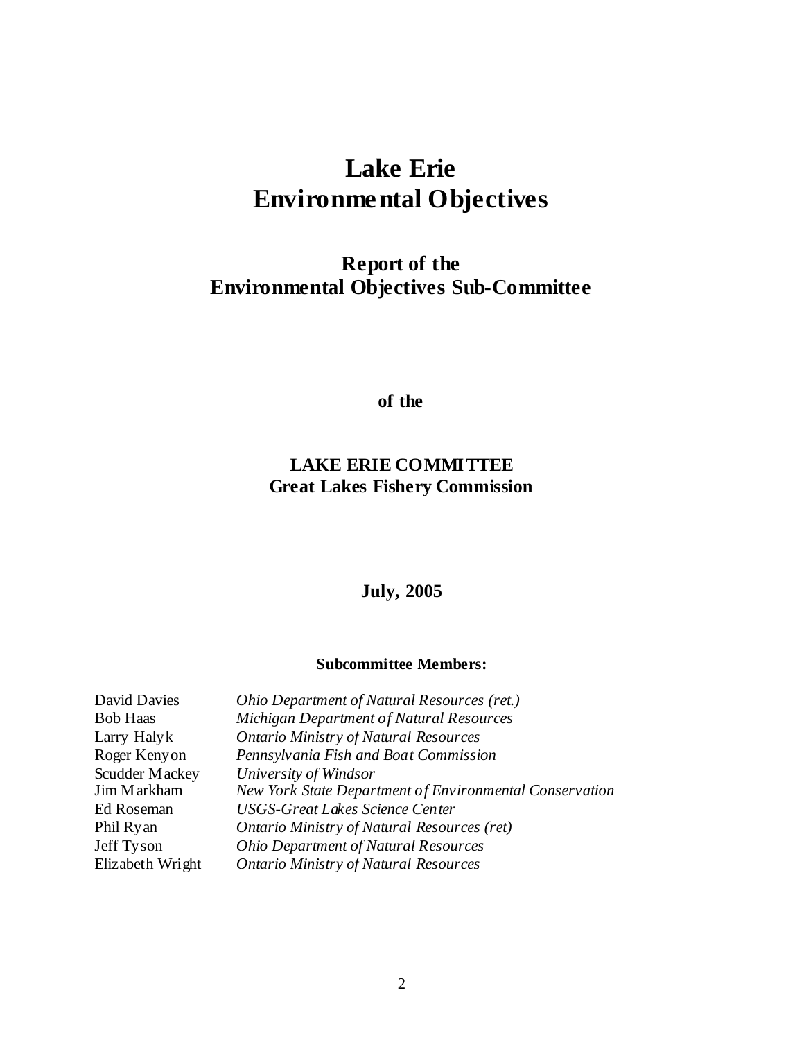# Lake Erie Environmental Objectives

## Report of the Environmental Objectives Sub-Committee

**of the**

**LAKE ERIE COMMITTEE**
**Great Lakes Fishery Commission**

**July, 2005**

**Subcommittee Members:**

| | |
|---|---|
| David Davies | *Ohio Department of Natural Resources (ret.)* |
| Bob Haas | *Michigan Department of Natural Resources* |
| Larry Halyk | *Ontario Ministry of Natural Resources* |
| Roger Kenyon | *Pennsylvania Fish and Boat Commission* |
| Scudder Mackey | *University of Windsor* |
| Jim Markham | *New York State Department of Environmental Conservation* |
| Ed Roseman | *USGS-Great Lakes Science Center* |
| Phil Ryan | *Ontario Ministry of Natural Resources (ret)* |
| Jeff Tyson | *Ohio Department of Natural Resources* |
| Elizabeth Wright | *Ontario Ministry of Natural Resources* |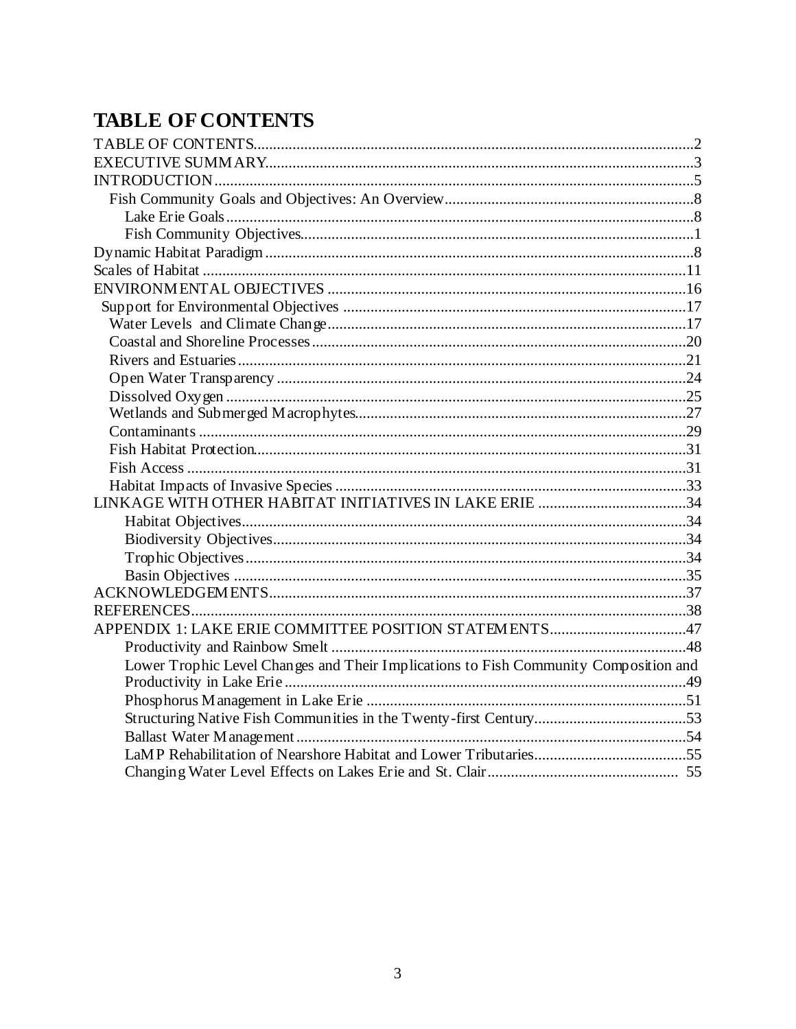# TABLE OF CONTENTS

TABLE OF CONTENTS....................................................................................................2
EXECUTIVE SUMMARY...............................................................................................3
INTRODUCTION.............................................................................................................5
  Fish Community Goals and Objectives: An Overview..............................................8
    Lake Erie Goals.........................................................................................................8
    Fish Community Objectives.....................................................................................1
Dynamic Habitat Paradigm..............................................................................................8
Scales of Habitat............................................................................................................11
ENVIRONMENTAL OBJECTIVES..............................................................................16
  Support for Environmental Objectives.....................................................................17
  Water Levels and Climate Change............................................................................17
  Coastal and Shoreline Processes...............................................................................20
  Rivers and Estuaries..................................................................................................21
  Open Water Transparency.........................................................................................24
  Dissolved Oxygen.....................................................................................................25
  Wetlands and Submerged Macrophytes....................................................................27
  Contaminants............................................................................................................29
  Fish Habitat Protection.............................................................................................31
  Fish Access...............................................................................................................31
  Habitat Impacts of Invasive Species.........................................................................33
LINKAGE WITH OTHER HABITAT INITIATIVES IN LAKE ERIE.........................34
    Habitat Objectives...................................................................................................34
    Biodiversity Objectives...........................................................................................34
    Trophic Objectives..................................................................................................34
    Basin Objectives.....................................................................................................35
ACKNOWLEDGEMENTS..............................................................................................37
REFERENCES.................................................................................................................38
APPENDIX 1: LAKE ERIE COMMITTEE POSITION STATEMENTS......................47
    Productivity and Rainbow Smelt.............................................................................48
    Lower Trophic Level Changes and Their Implications to Fish Community Composition and Productivity in Lake Erie.....................................................................49
    Phosphorus Management in Lake Erie....................................................................51
    Structuring Native Fish Communities in the Twenty-first Century.........................53
    Ballast Water Management......................................................................................54
    LaMP Rehabilitation of Nearshore Habitat and Lower Tributaries.........................55
    Changing Water Level Effects on Lakes Erie and St. Clair.....................................55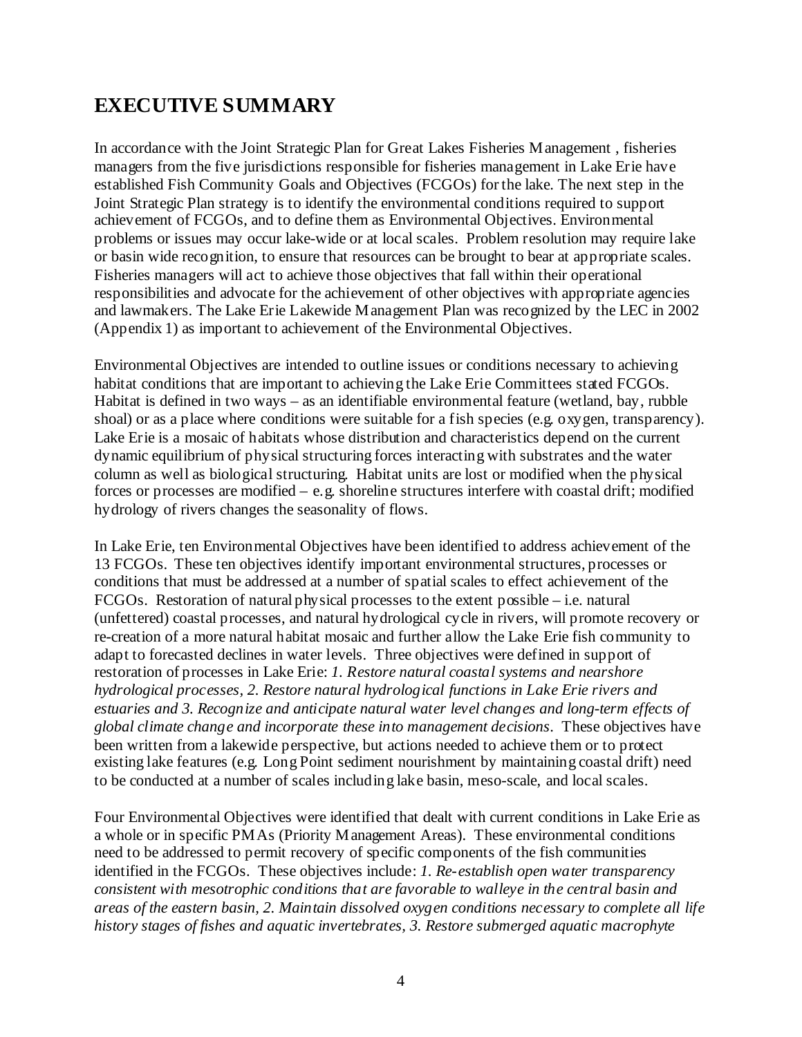# EXECUTIVE SUMMARY

In accordance with the Joint Strategic Plan for Great Lakes Fisheries Management , fisheries managers from the five jurisdictions responsible for fisheries management in Lake Erie have established Fish Community Goals and Objectives (FCGOs) for the lake. The next step in the Joint Strategic Plan strategy is to identify the environmental conditions required to support achievement of FCGOs, and to define them as Environmental Objectives. Environmental problems or issues may occur lake-wide or at local scales. Problem resolution may require lake or basin wide recognition, to ensure that resources can be brought to bear at appropriate scales. Fisheries managers will act to achieve those objectives that fall within their operational responsibilities and advocate for the achievement of other objectives with appropriate agencies and lawmakers. The Lake Erie Lakewide Management Plan was recognized by the LEC in 2002 (Appendix 1) as important to achievement of the Environmental Objectives.

Environmental Objectives are intended to outline issues or conditions necessary to achieving habitat conditions that are important to achieving the Lake Erie Committees stated FCGOs. Habitat is defined in two ways – as an identifiable environmental feature (wetland, bay, rubble shoal) or as a place where conditions were suitable for a fish species (e.g. oxygen, transparency). Lake Erie is a mosaic of habitats whose distribution and characteristics depend on the current dynamic equilibrium of physical structuring forces interacting with substrates and the water column as well as biological structuring. Habitat units are lost or modified when the physical forces or processes are modified – e.g. shoreline structures interfere with coastal drift; modified hydrology of rivers changes the seasonality of flows.

In Lake Erie, ten Environmental Objectives have been identified to address achievement of the 13 FCGOs. These ten objectives identify important environmental structures, processes or conditions that must be addressed at a number of spatial scales to effect achievement of the FCGOs. Restoration of natural physical processes to the extent possible – i.e. natural (unfettered) coastal processes, and natural hydrological cycle in rivers, will promote recovery or re-creation of a more natural habitat mosaic and further allow the Lake Erie fish community to adapt to forecasted declines in water levels. Three objectives were defined in support of restoration of processes in Lake Erie: *1. Restore natural coastal systems and nearshore hydrological processes, 2. Restore natural hydrological functions in Lake Erie rivers and estuaries and 3. Recognize and anticipate natural water level changes and long-term effects of global climate change and incorporate these into management decisions*. These objectives have been written from a lakewide perspective, but actions needed to achieve them or to protect existing lake features (e.g. Long Point sediment nourishment by maintaining coastal drift) need to be conducted at a number of scales including lake basin, meso-scale, and local scales.

Four Environmental Objectives were identified that dealt with current conditions in Lake Erie as a whole or in specific PMAs (Priority Management Areas). These environmental conditions need to be addressed to permit recovery of specific components of the fish communities identified in the FCGOs. These objectives include: *1. Re-establish open water transparency consistent with mesotrophic conditions that are favorable to walleye in the central basin and areas of the eastern basin, 2. Maintain dissolved oxygen conditions necessary to complete all life history stages of fishes and aquatic invertebrates, 3. Restore submerged aquatic macrophyte*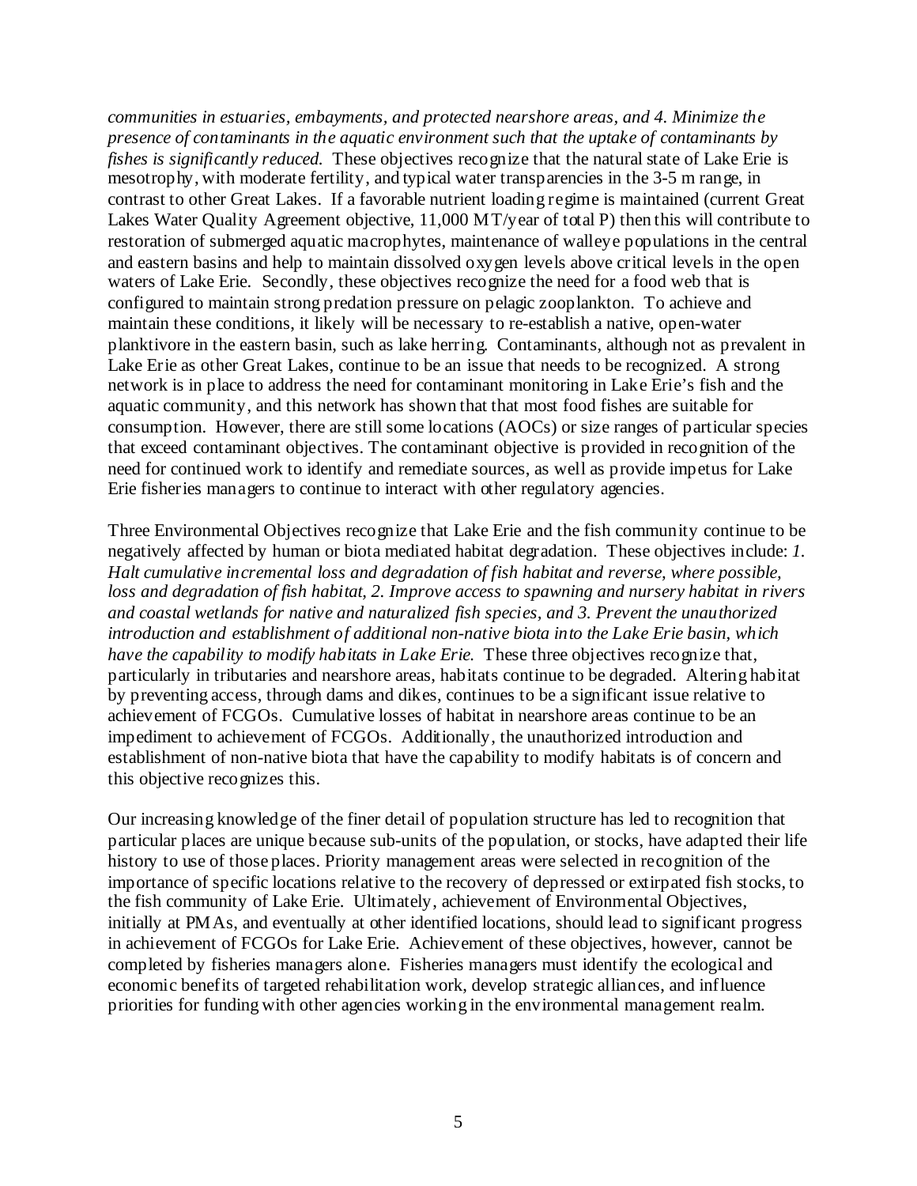*communities in estuaries, embayments, and protected nearshore areas, and 4. Minimize the presence of contaminants in the aquatic environment such that the uptake of contaminants by fishes is significantly reduced.* These objectives recognize that the natural state of Lake Erie is mesotrophy, with moderate fertility, and typical water transparencies in the 3-5 m range, in contrast to other Great Lakes. If a favorable nutrient loading regime is maintained (current Great Lakes Water Quality Agreement objective, 11,000 MT/year of total P) then this will contribute to restoration of submerged aquatic macrophytes, maintenance of walleye populations in the central and eastern basins and help to maintain dissolved oxygen levels above critical levels in the open waters of Lake Erie. Secondly, these objectives recognize the need for a food web that is configured to maintain strong predation pressure on pelagic zooplankton. To achieve and maintain these conditions, it likely will be necessary to re-establish a native, open-water planktivore in the eastern basin, such as lake herring. Contaminants, although not as prevalent in Lake Erie as other Great Lakes, continue to be an issue that needs to be recognized. A strong network is in place to address the need for contaminant monitoring in Lake Erie's fish and the aquatic community, and this network has shown that that most food fishes are suitable for consumption. However, there are still some locations (AOCs) or size ranges of particular species that exceed contaminant objectives. The contaminant objective is provided in recognition of the need for continued work to identify and remediate sources, as well as provide impetus for Lake Erie fisheries managers to continue to interact with other regulatory agencies.

Three Environmental Objectives recognize that Lake Erie and the fish community continue to be negatively affected by human or biota mediated habitat degradation. These objectives include: *1. Halt cumulative incremental loss and degradation of fish habitat and reverse, where possible, loss and degradation of fish habitat, 2. Improve access to spawning and nursery habitat in rivers and coastal wetlands for native and naturalized fish species, and 3. Prevent the unauthorized introduction and establishment of additional non-native biota into the Lake Erie basin, which have the capability to modify habitats in Lake Erie.* These three objectives recognize that, particularly in tributaries and nearshore areas, habitats continue to be degraded. Altering habitat by preventing access, through dams and dikes, continues to be a significant issue relative to achievement of FCGOs. Cumulative losses of habitat in nearshore areas continue to be an impediment to achievement of FCGOs. Additionally, the unauthorized introduction and establishment of non-native biota that have the capability to modify habitats is of concern and this objective recognizes this.

Our increasing knowledge of the finer detail of population structure has led to recognition that particular places are unique because sub-units of the population, or stocks, have adapted their life history to use of those places. Priority management areas were selected in recognition of the importance of specific locations relative to the recovery of depressed or extirpated fish stocks, to the fish community of Lake Erie. Ultimately, achievement of Environmental Objectives, initially at PMAs, and eventually at other identified locations, should lead to significant progress in achievement of FCGOs for Lake Erie. Achievement of these objectives, however, cannot be completed by fisheries managers alone. Fisheries managers must identify the ecological and economic benefits of targeted rehabilitation work, develop strategic alliances, and influence priorities for funding with other agencies working in the environmental management realm.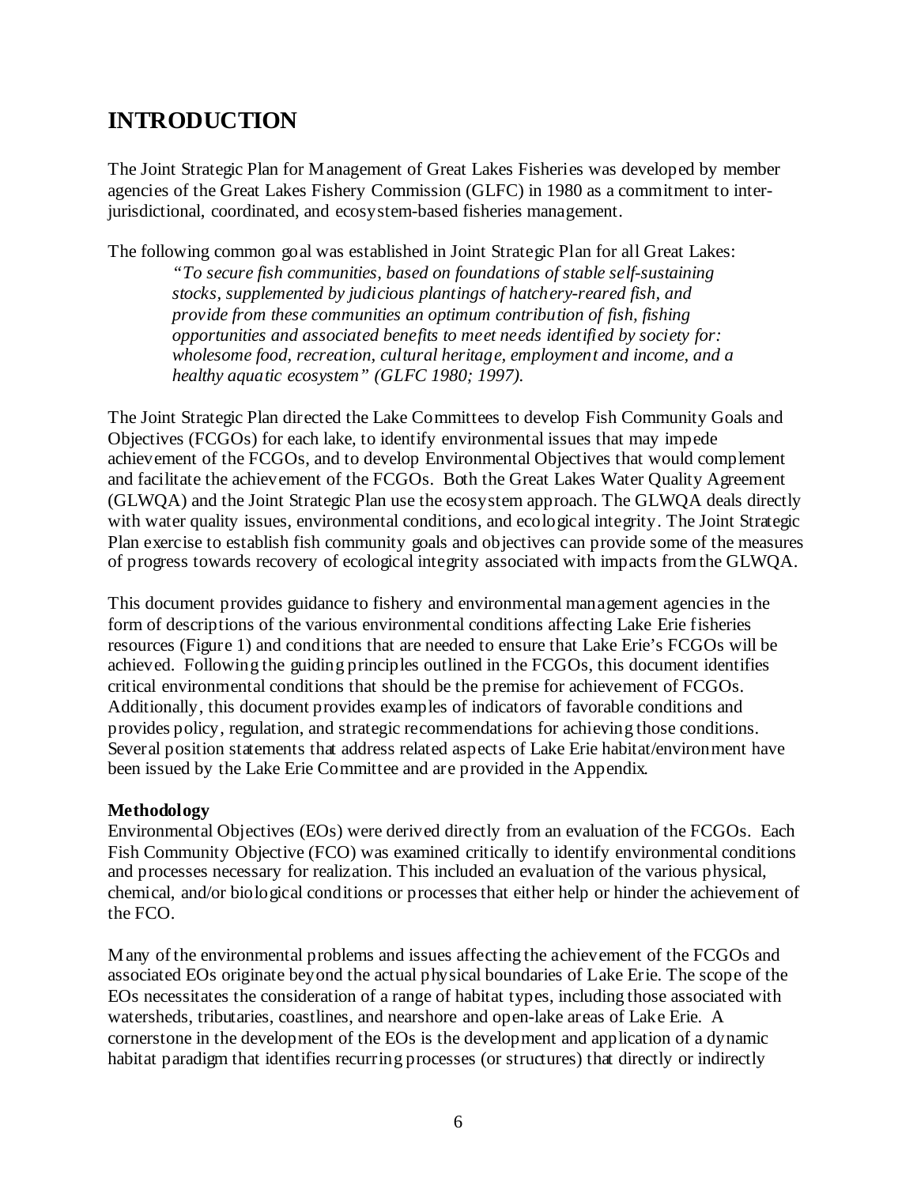# INTRODUCTION

The Joint Strategic Plan for Management of Great Lakes Fisheries was developed by member agencies of the Great Lakes Fishery Commission (GLFC) in 1980 as a commitment to inter-jurisdictional, coordinated, and ecosystem-based fisheries management.

The following common goal was established in Joint Strategic Plan for all Great Lakes:

> *"To secure fish communities, based on foundations of stable self-sustaining stocks, supplemented by judicious plantings of hatchery-reared fish, and provide from these communities an optimum contribution of fish, fishing opportunities and associated benefits to meet needs identified by society for: wholesome food, recreation, cultural heritage, employment and income, and a healthy aquatic ecosystem" (GLFC 1980; 1997).*

The Joint Strategic Plan directed the Lake Committees to develop Fish Community Goals and Objectives (FCGOs) for each lake, to identify environmental issues that may impede achievement of the FCGOs, and to develop Environmental Objectives that would complement and facilitate the achievement of the FCGOs. Both the Great Lakes Water Quality Agreement (GLWQA) and the Joint Strategic Plan use the ecosystem approach. The GLWQA deals directly with water quality issues, environmental conditions, and ecological integrity. The Joint Strategic Plan exercise to establish fish community goals and objectives can provide some of the measures of progress towards recovery of ecological integrity associated with impacts from the GLWQA.

This document provides guidance to fishery and environmental management agencies in the form of descriptions of the various environmental conditions affecting Lake Erie fisheries resources (Figure 1) and conditions that are needed to ensure that Lake Erie's FCGOs will be achieved. Following the guiding principles outlined in the FCGOs, this document identifies critical environmental conditions that should be the premise for achievement of FCGOs. Additionally, this document provides examples of indicators of favorable conditions and provides policy, regulation, and strategic recommendations for achieving those conditions. Several position statements that address related aspects of Lake Erie habitat/environment have been issued by the Lake Erie Committee and are provided in the Appendix.

**Methodology**

Environmental Objectives (EOs) were derived directly from an evaluation of the FCGOs. Each Fish Community Objective (FCO) was examined critically to identify environmental conditions and processes necessary for realization. This included an evaluation of the various physical, chemical, and/or biological conditions or processes that either help or hinder the achievement of the FCO.

Many of the environmental problems and issues affecting the achievement of the FCGOs and associated EOs originate beyond the actual physical boundaries of Lake Erie. The scope of the EOs necessitates the consideration of a range of habitat types, including those associated with watersheds, tributaries, coastlines, and nearshore and open-lake areas of Lake Erie. A cornerstone in the development of the EOs is the development and application of a dynamic habitat paradigm that identifies recurring processes (or structures) that directly or indirectly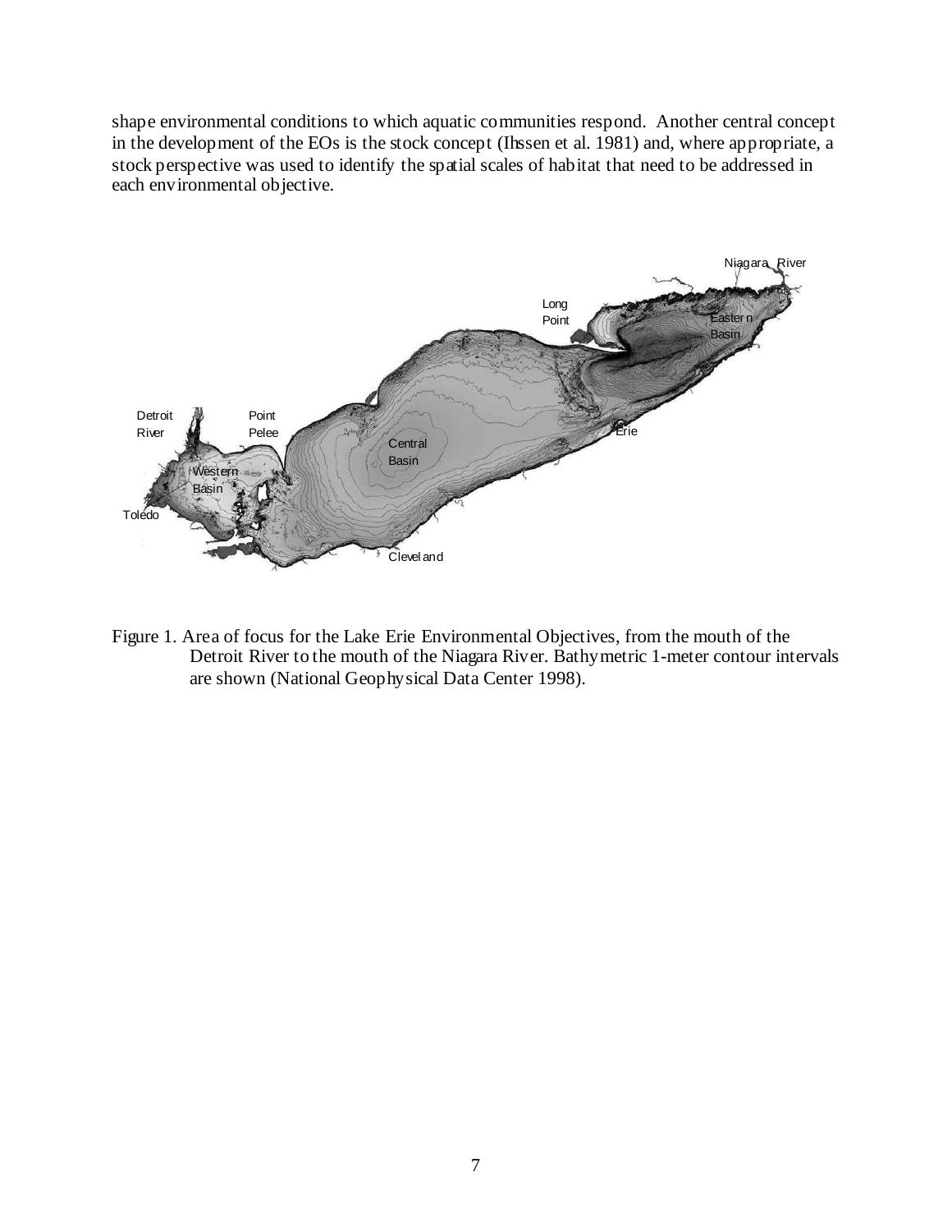shape environmental conditions to which aquatic communities respond. Another central concept in the development of the EOs is the stock concept (Ihssen et al. 1981) and, where appropriate, a stock perspective was used to identify the spatial scales of habitat that need to be addressed in each environmental objective.

Figure 1. Area of focus for the Lake Erie Environmental Objectives, from the mouth of the Detroit River to the mouth of the Niagara River. Bathymetric 1-meter contour intervals are shown (National Geophysical Data Center 1998).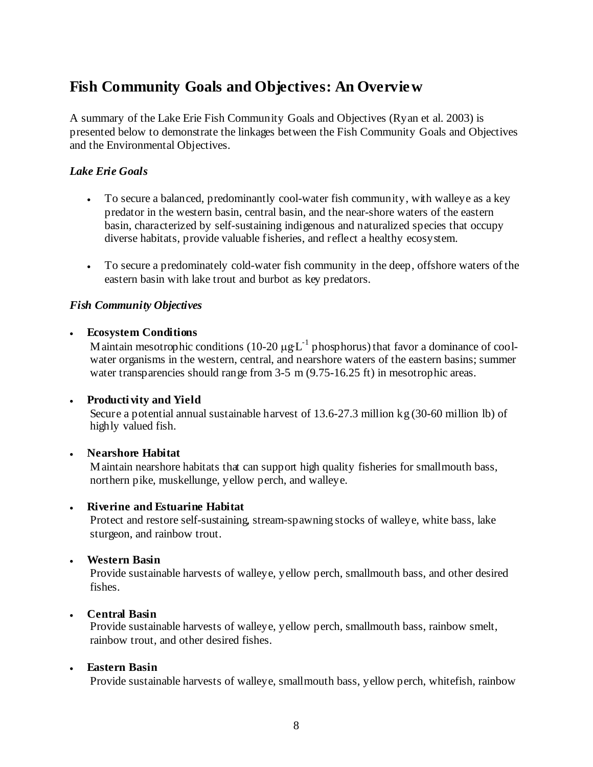## Fish Community Goals and Objectives: An Overview

A summary of the Lake Erie Fish Community Goals and Objectives (Ryan et al. 2003) is presented below to demonstrate the linkages between the Fish Community Goals and Objectives and the Environmental Objectives.

### *Lake Erie Goals*

- To secure a balanced, predominantly cool-water fish community, with walleye as a key predator in the western basin, central basin, and the near-shore waters of the eastern basin, characterized by self-sustaining indigenous and naturalized species that occupy diverse habitats, provide valuable fisheries, and reflect a healthy ecosystem.

- To secure a predominately cold-water fish community in the deep, offshore waters of the eastern basin with lake trout and burbot as key predators.

### *Fish Community Objectives*

- **Ecosystem Conditions**
  Maintain mesotrophic conditions (10-20 $\mu g{\cdot}L^{-1}$ phosphorus) that favor a dominance of cool-water organisms in the western, central, and nearshore waters of the eastern basins; summer water transparencies should range from 3-5 m (9.75-16.25 ft) in mesotrophic areas.

- **Productivity and Yield**
  Secure a potential annual sustainable harvest of 13.6-27.3 million kg (30-60 million lb) of highly valued fish.

- **Nearshore Habitat**
  Maintain nearshore habitats that can support high quality fisheries for smallmouth bass, northern pike, muskellunge, yellow perch, and walleye.

- **Riverine and Estuarine Habitat**
  Protect and restore self-sustaining, stream-spawning stocks of walleye, white bass, lake sturgeon, and rainbow trout.

- **Western Basin**
  Provide sustainable harvests of walleye, yellow perch, smallmouth bass, and other desired fishes.

- **Central Basin**
  Provide sustainable harvests of walleye, yellow perch, smallmouth bass, rainbow smelt, rainbow trout, and other desired fishes.

- **Eastern Basin**
  Provide sustainable harvests of walleye, smallmouth bass, yellow perch, whitefish, rainbow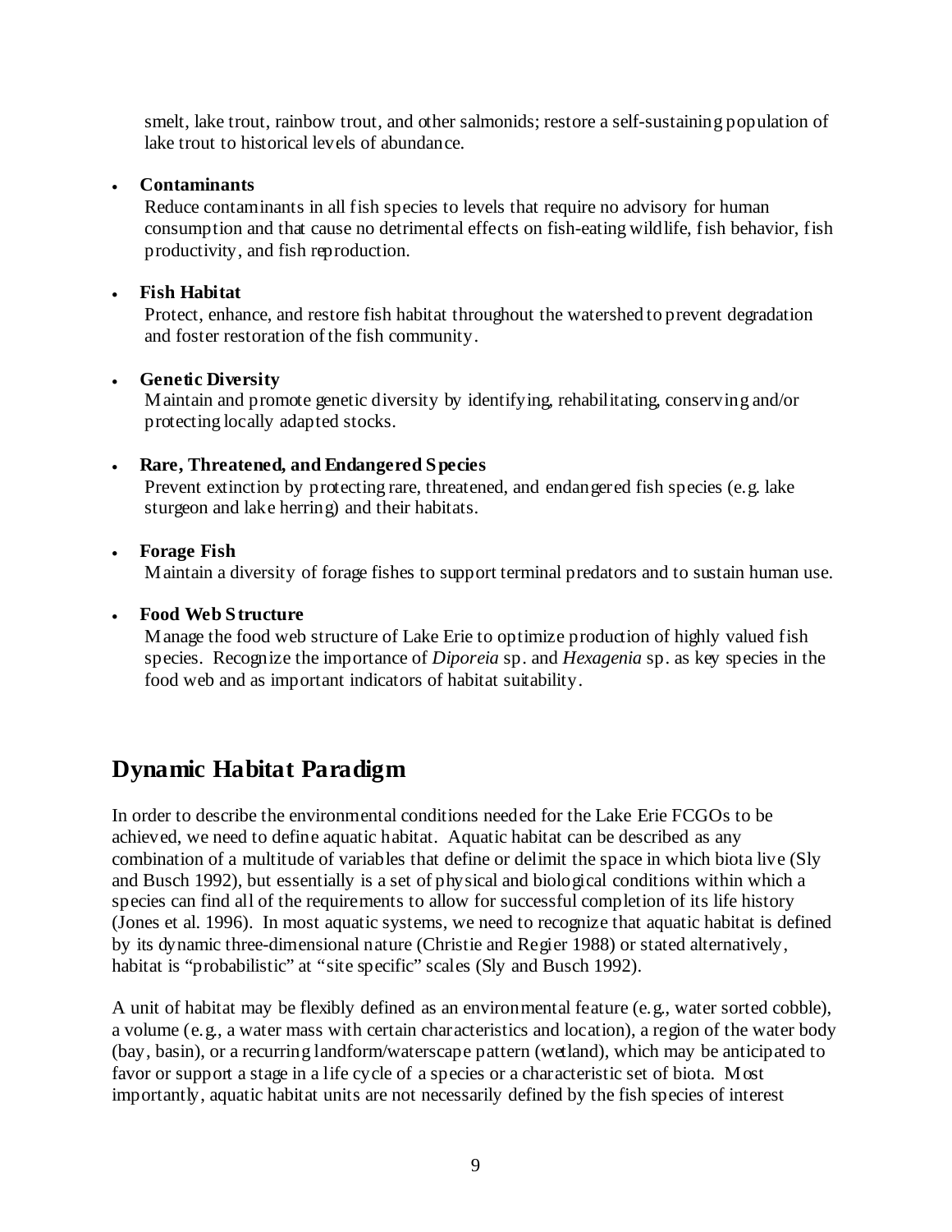smelt, lake trout, rainbow trout, and other salmonids; restore a self-sustaining population of lake trout to historical levels of abundance.

- **Contaminants**
  Reduce contaminants in all fish species to levels that require no advisory for human consumption and that cause no detrimental effects on fish-eating wildlife, fish behavior, fish productivity, and fish reproduction.

- **Fish Habitat**
  Protect, enhance, and restore fish habitat throughout the watershed to prevent degradation and foster restoration of the fish community.

- **Genetic Diversity**
  Maintain and promote genetic diversity by identifying, rehabilitating, conserving and/or protecting locally adapted stocks.

- **Rare, Threatened, and Endangered Species**
  Prevent extinction by protecting rare, threatened, and endangered fish species (e.g. lake sturgeon and lake herring) and their habitats.

- **Forage Fish**
  Maintain a diversity of forage fishes to support terminal predators and to sustain human use.

- **Food Web Structure**
  Manage the food web structure of Lake Erie to optimize production of highly valued fish species. Recognize the importance of *Diporeia* sp. and *Hexagenia* sp. as key species in the food web and as important indicators of habitat suitability.

## Dynamic Habitat Paradigm

In order to describe the environmental conditions needed for the Lake Erie FCGOs to be achieved, we need to define aquatic habitat. Aquatic habitat can be described as any combination of a multitude of variables that define or delimit the space in which biota live (Sly and Busch 1992), but essentially is a set of physical and biological conditions within which a species can find all of the requirements to allow for successful completion of its life history (Jones et al. 1996). In most aquatic systems, we need to recognize that aquatic habitat is defined by its dynamic three-dimensional nature (Christie and Regier 1988) or stated alternatively, habitat is "probabilistic" at "site specific" scales (Sly and Busch 1992).

A unit of habitat may be flexibly defined as an environmental feature (e.g., water sorted cobble), a volume (e.g., a water mass with certain characteristics and location), a region of the water body (bay, basin), or a recurring landform/waterscape pattern (wetland), which may be anticipated to favor or support a stage in a life cycle of a species or a characteristic set of biota. Most importantly, aquatic habitat units are not necessarily defined by the fish species of interest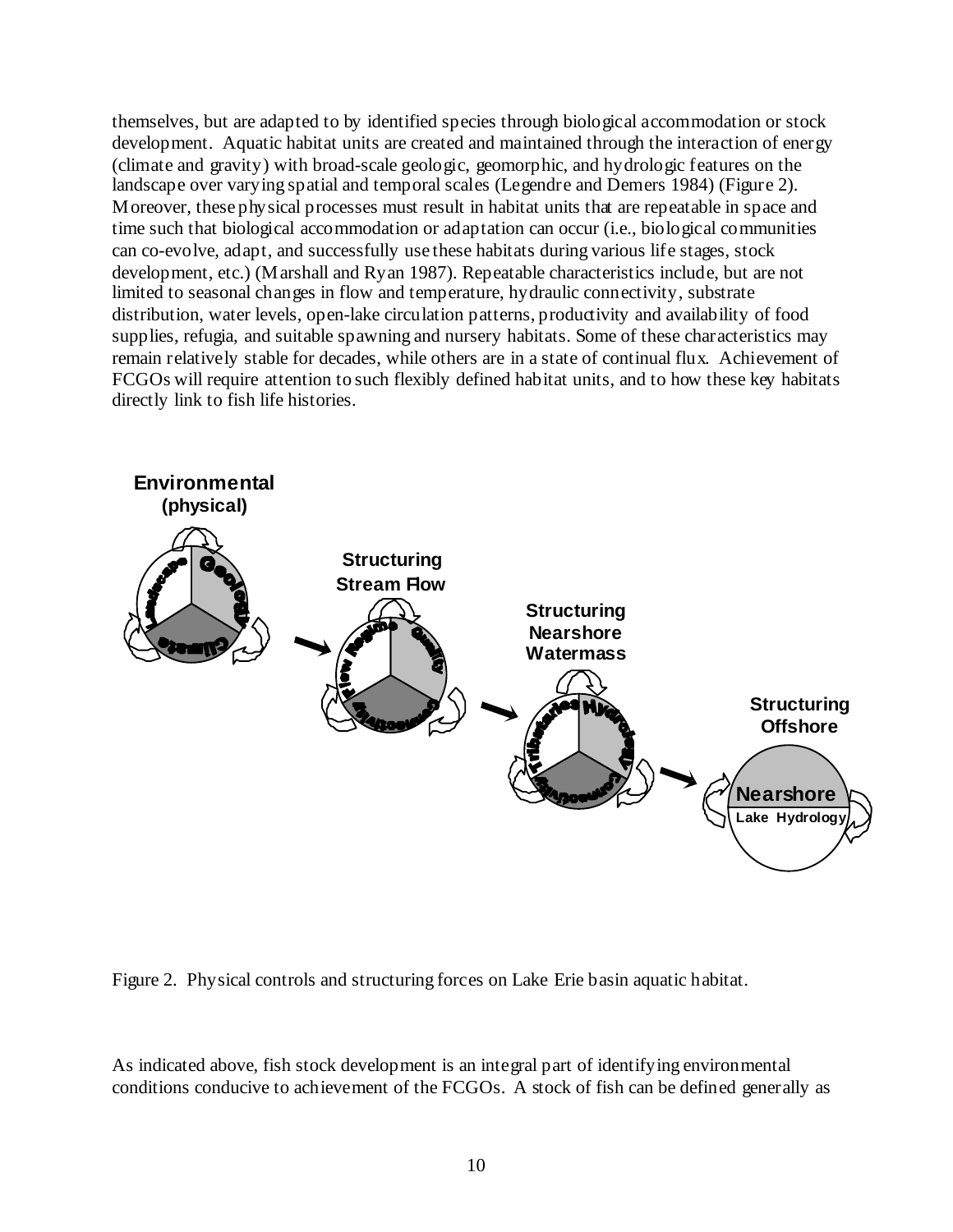themselves, but are adapted to by identified species through biological accommodation or stock development. Aquatic habitat units are created and maintained through the interaction of energy (climate and gravity) with broad-scale geologic, geomorphic, and hydrologic features on the landscape over varying spatial and temporal scales (Legendre and Demers 1984) (Figure 2). Moreover, these physical processes must result in habitat units that are repeatable in space and time such that biological accommodation or adaptation can occur (i.e., biological communities can co-evolve, adapt, and successfully use these habitats during various life stages, stock development, etc.) (Marshall and Ryan 1987). Repeatable characteristics include, but are not limited to seasonal changes in flow and temperature, hydraulic connectivity, substrate distribution, water levels, open-lake circulation patterns, productivity and availability of food supplies, refugia, and suitable spawning and nursery habitats. Some of these characteristics may remain relatively stable for decades, while others are in a state of continual flux. Achievement of FCGOs will require attention to such flexibly defined habitat units, and to how these key habitats directly link to fish life histories.

Figure 2. Physical controls and structuring forces on Lake Erie basin aquatic habitat.

As indicated above, fish stock development is an integral part of identifying environmental conditions conducive to achievement of the FCGOs. A stock of fish can be defined generally as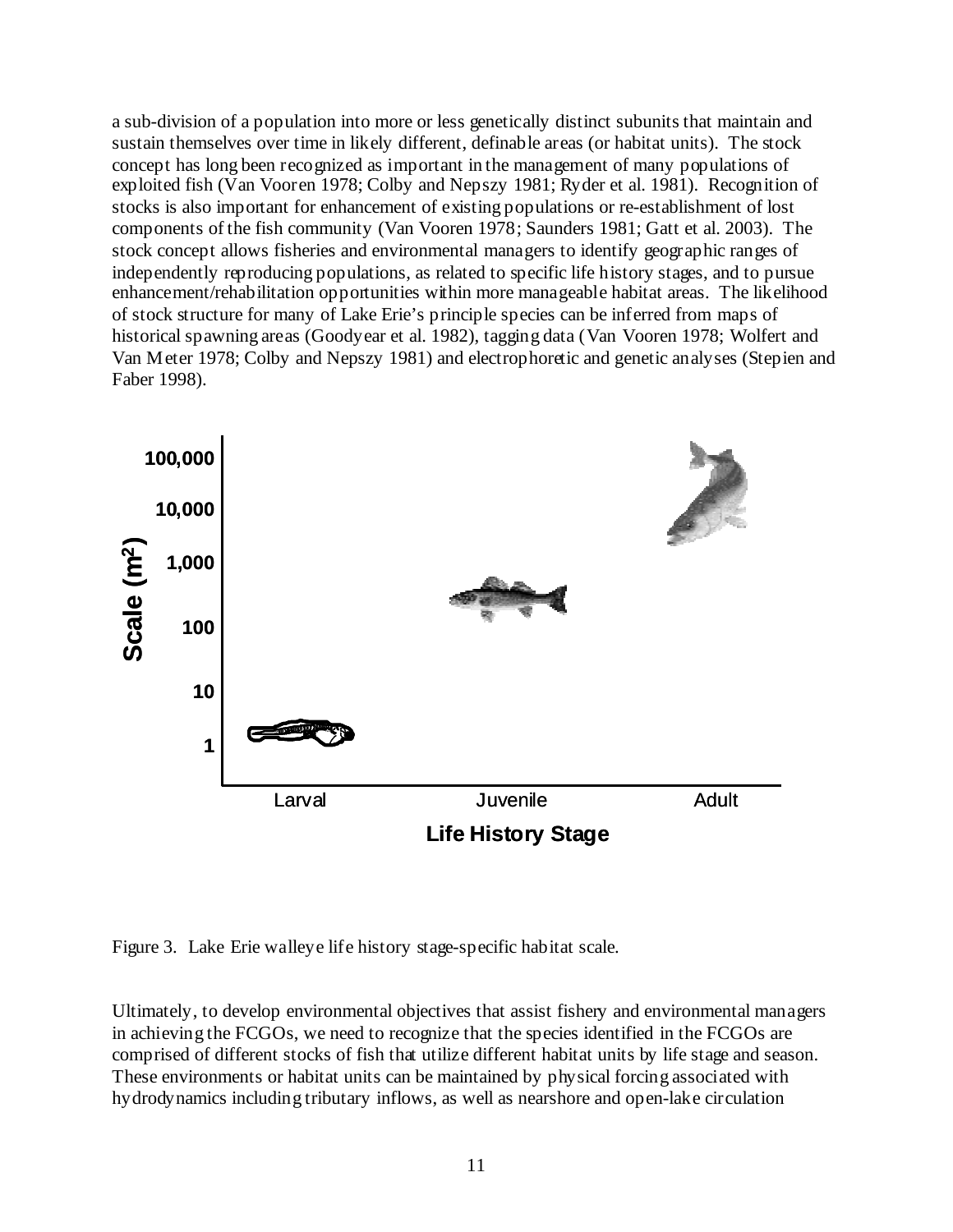a sub-division of a population into more or less genetically distinct subunits that maintain and sustain themselves over time in likely different, definable areas (or habitat units). The stock concept has long been recognized as important in the management of many populations of exploited fish (Van Vooren 1978; Colby and Nepszy 1981; Ryder et al. 1981). Recognition of stocks is also important for enhancement of existing populations or re-establishment of lost components of the fish community (Van Vooren 1978; Saunders 1981; Gatt et al. 2003). The stock concept allows fisheries and environmental managers to identify geographic ranges of independently reproducing populations, as related to specific life history stages, and to pursue enhancement/rehabilitation opportunities within more manageable habitat areas. The likelihood of stock structure for many of Lake Erie's principle species can be inferred from maps of historical spawning areas (Goodyear et al. 1982), tagging data (Van Vooren 1978; Wolfert and Van Meter 1978; Colby and Nepszy 1981) and electrophoretic and genetic analyses (Stepien and Faber 1998).

Figure 3. Lake Erie walleye life history stage-specific habitat scale.

Ultimately, to develop environmental objectives that assist fishery and environmental managers in achieving the FCGOs, we need to recognize that the species identified in the FCGOs are comprised of different stocks of fish that utilize different habitat units by life stage and season. These environments or habitat units can be maintained by physical forcing associated with hydrodynamics including tributary inflows, as well as nearshore and open-lake circulation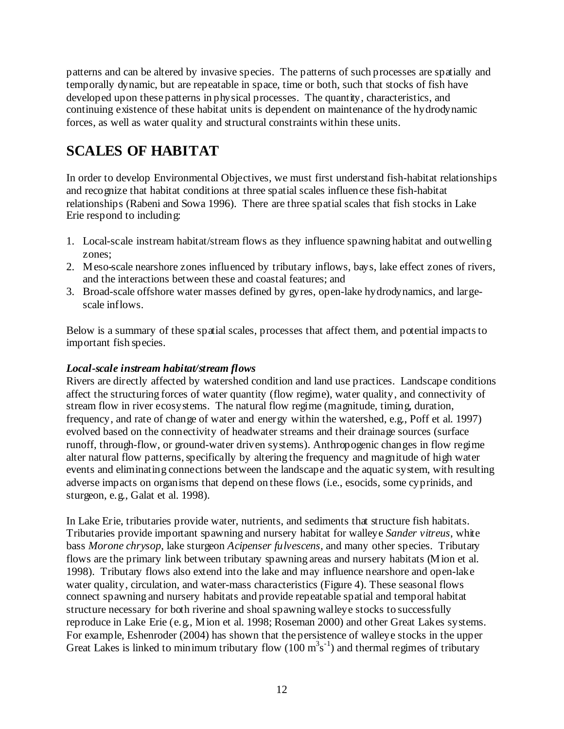patterns and can be altered by invasive species. The patterns of such processes are spatially and temporally dynamic, but are repeatable in space, time or both, such that stocks of fish have developed upon these patterns in physical processes. The quantity, characteristics, and continuing existence of these habitat units is dependent on maintenance of the hydrodynamic forces, as well as water quality and structural constraints within these units.

# SCALES OF HABITAT

In order to develop Environmental Objectives, we must first understand fish-habitat relationships and recognize that habitat conditions at three spatial scales influence these fish-habitat relationships (Rabeni and Sowa 1996). There are three spatial scales that fish stocks in Lake Erie respond to including:

1. Local-scale instream habitat/stream flows as they influence spawning habitat and outwelling zones;
2. Meso-scale nearshore zones influenced by tributary inflows, bays, lake effect zones of rivers, and the interactions between these and coastal features; and
3. Broad-scale offshore water masses defined by gyres, open-lake hydrodynamics, and large-scale inflows.

Below is a summary of these spatial scales, processes that affect them, and potential impacts to important fish species.

***Local-scale instream habitat/stream flows***

Rivers are directly affected by watershed condition and land use practices. Landscape conditions affect the structuring forces of water quantity (flow regime), water quality, and connectivity of stream flow in river ecosystems. The natural flow regime (magnitude, timing, duration, frequency, and rate of change of water and energy within the watershed, e.g., Poff et al. 1997) evolved based on the connectivity of headwater streams and their drainage sources (surface runoff, through-flow, or ground-water driven systems). Anthropogenic changes in flow regime alter natural flow patterns, specifically by altering the frequency and magnitude of high water events and eliminating connections between the landscape and the aquatic system, with resulting adverse impacts on organisms that depend on these flows (i.e., esocids, some cyprinids, and sturgeon, e.g., Galat et al. 1998).

In Lake Erie, tributaries provide water, nutrients, and sediments that structure fish habitats. Tributaries provide important spawning and nursery habitat for walleye *Sander vitreus*, white bass *Morone chrysop*, lake sturgeon *Acipenser fulvescens*, and many other species. Tributary flows are the primary link between tributary spawning areas and nursery habitats (Mion et al. 1998). Tributary flows also extend into the lake and may influence nearshore and open-lake water quality, circulation, and water-mass characteristics (Figure 4). These seasonal flows connect spawning and nursery habitats and provide repeatable spatial and temporal habitat structure necessary for both riverine and shoal spawning walleye stocks to successfully reproduce in Lake Erie (e.g., Mion et al. 1998; Roseman 2000) and other Great Lakes systems. For example, Eshenroder (2004) has shown that the persistence of walleye stocks in the upper Great Lakes is linked to minimum tributary flow (100 $m^3s^{-1}$) and thermal regimes of tributary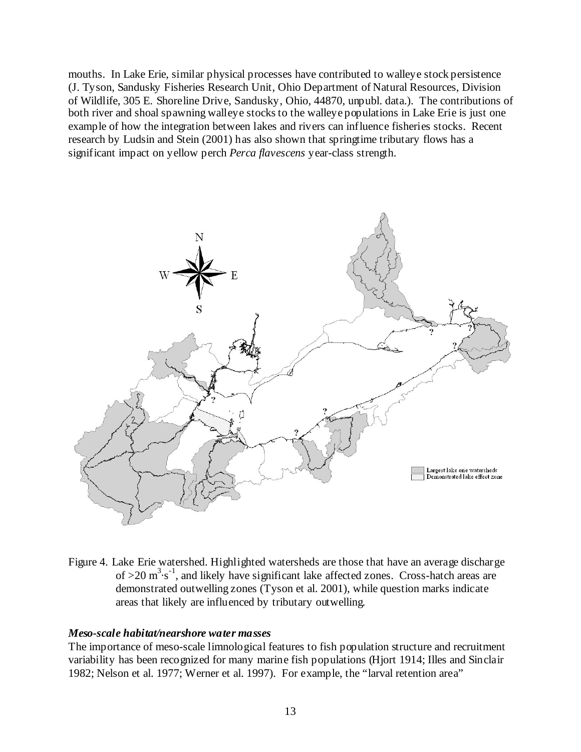mouths. In Lake Erie, similar physical processes have contributed to walleye stock persistence (J. Tyson, Sandusky Fisheries Research Unit, Ohio Department of Natural Resources, Division of Wildlife, 305 E. Shoreline Drive, Sandusky, Ohio, 44870, unpubl. data.). The contributions of both river and shoal spawning walleye stocks to the walleye populations in Lake Erie is just one example of how the integration between lakes and rivers can influence fisheries stocks. Recent research by Ludsin and Stein (2001) has also shown that springtime tributary flows has a significant impact on yellow perch *Perca flavescens* year-class strength.

Figure 4. Lake Erie watershed. Highlighted watersheds are those that have an average discharge of >20 $m^3 \cdot s^{-1}$, and likely have significant lake affected zones. Cross-hatch areas are demonstrated outwelling zones (Tyson et al. 2001), while question marks indicate areas that likely are influenced by tributary outwelling.

### *Meso-scale habitat/nearshore water masses*

The importance of meso-scale limnological features to fish population structure and recruitment variability has been recognized for many marine fish populations (Hjort 1914; Illes and Sinclair 1982; Nelson et al. 1977; Werner et al. 1997). For example, the "larval retention area"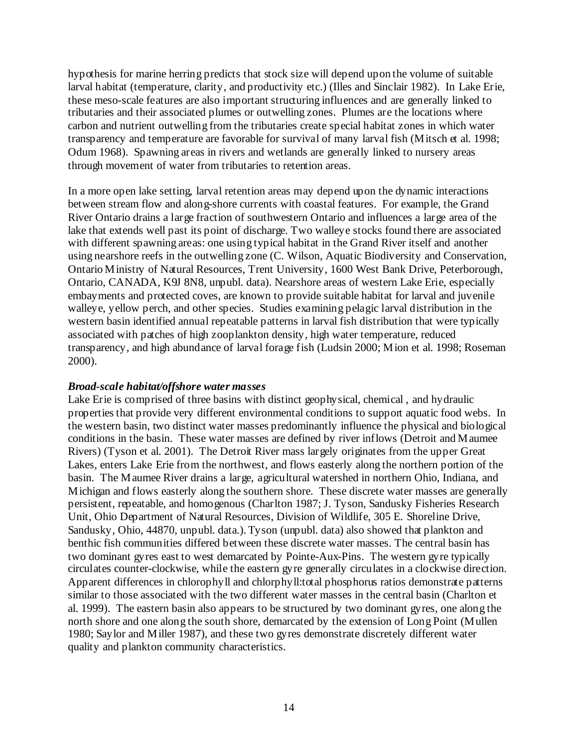hypothesis for marine herring predicts that stock size will depend upon the volume of suitable larval habitat (temperature, clarity, and productivity etc.) (Illes and Sinclair 1982). In Lake Erie, these meso-scale features are also important structuring influences and are generally linked to tributaries and their associated plumes or outwelling zones. Plumes are the locations where carbon and nutrient outwelling from the tributaries create special habitat zones in which water transparency and temperature are favorable for survival of many larval fish (Mitsch et al. 1998; Odum 1968). Spawning areas in rivers and wetlands are generally linked to nursery areas through movement of water from tributaries to retention areas.

In a more open lake setting, larval retention areas may depend upon the dynamic interactions between stream flow and along-shore currents with coastal features. For example, the Grand River Ontario drains a large fraction of southwestern Ontario and influences a large area of the lake that extends well past its point of discharge. Two walleye stocks found there are associated with different spawning areas: one using typical habitat in the Grand River itself and another using nearshore reefs in the outwelling zone (C. Wilson, Aquatic Biodiversity and Conservation, Ontario Ministry of Natural Resources, Trent University, 1600 West Bank Drive, Peterborough, Ontario, CANADA, K9J 8N8, unpubl. data). Nearshore areas of western Lake Erie, especially embayments and protected coves, are known to provide suitable habitat for larval and juvenile walleye, yellow perch, and other species. Studies examining pelagic larval distribution in the western basin identified annual repeatable patterns in larval fish distribution that were typically associated with patches of high zooplankton density, high water temperature, reduced transparency, and high abundance of larval forage fish (Ludsin 2000; Mion et al. 1998; Roseman 2000).

***Broad-scale habitat/offshore water masses***

Lake Erie is comprised of three basins with distinct geophysical, chemical , and hydraulic properties that provide very different environmental conditions to support aquatic food webs. In the western basin, two distinct water masses predominantly influence the physical and biological conditions in the basin. These water masses are defined by river inflows (Detroit and Maumee Rivers) (Tyson et al. 2001). The Detroit River mass largely originates from the upper Great Lakes, enters Lake Erie from the northwest, and flows easterly along the northern portion of the basin. The Maumee River drains a large, agricultural watershed in northern Ohio, Indiana, and Michigan and flows easterly along the southern shore. These discrete water masses are generally persistent, repeatable, and homogenous (Charlton 1987; J. Tyson, Sandusky Fisheries Research Unit, Ohio Department of Natural Resources, Division of Wildlife, 305 E. Shoreline Drive, Sandusky, Ohio, 44870, unpubl. data.). Tyson (unpubl. data) also showed that plankton and benthic fish communities differed between these discrete water masses. The central basin has two dominant gyres east to west demarcated by Pointe-Aux-Pins. The western gyre typically circulates counter-clockwise, while the eastern gyre generally circulates in a clockwise direction. Apparent differences in chlorophyll and chlorphyll:total phosphorus ratios demonstrate patterns similar to those associated with the two different water masses in the central basin (Charlton et al. 1999). The eastern basin also appears to be structured by two dominant gyres, one along the north shore and one along the south shore, demarcated by the extension of Long Point (Mullen 1980; Saylor and Miller 1987), and these two gyres demonstrate discretely different water quality and plankton community characteristics.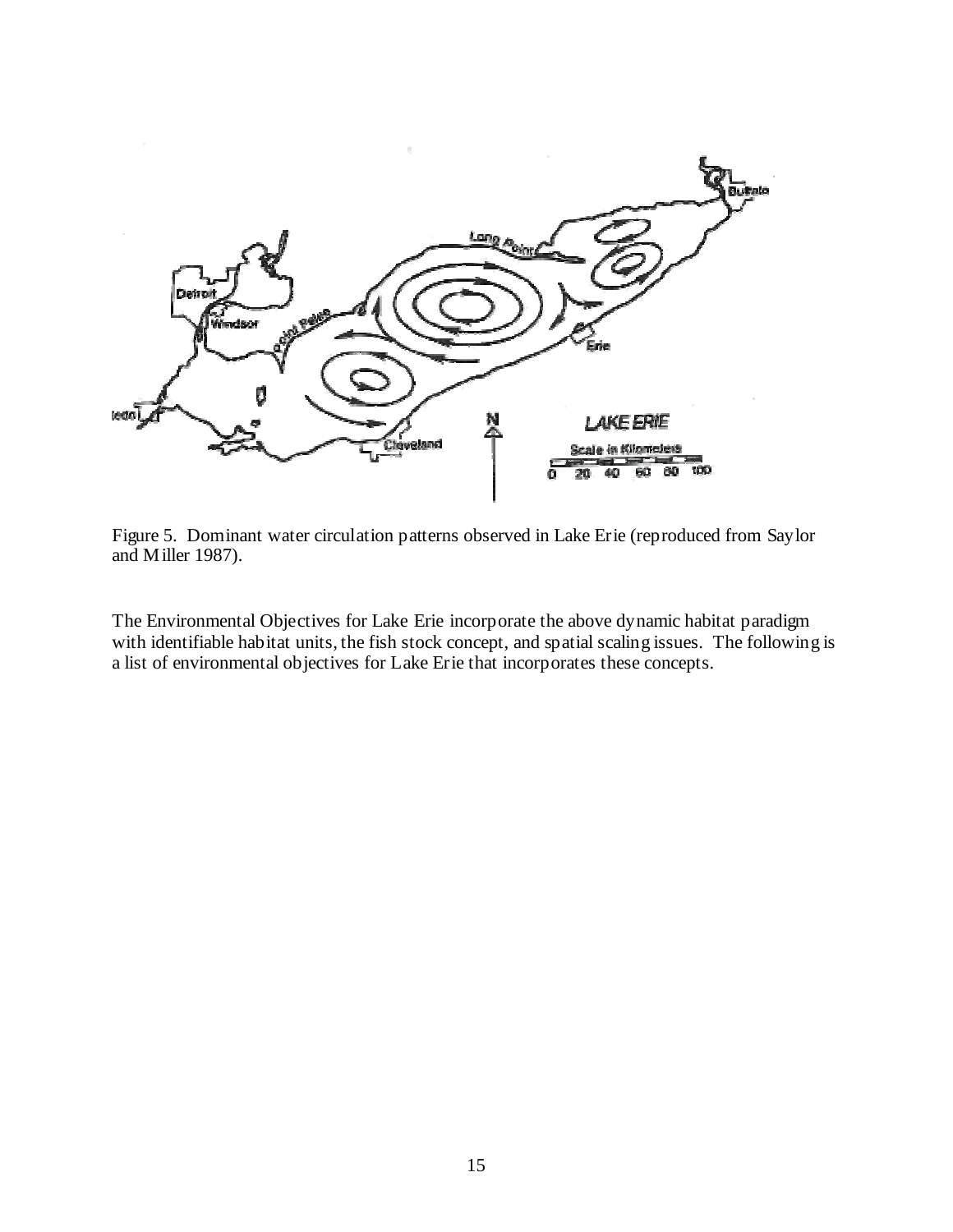Figure 5. Dominant water circulation patterns observed in Lake Erie (reproduced from Saylor and Miller 1987).

The Environmental Objectives for Lake Erie incorporate the above dynamic habitat paradigm with identifiable habitat units, the fish stock concept, and spatial scaling issues. The following is a list of environmental objectives for Lake Erie that incorporates these concepts.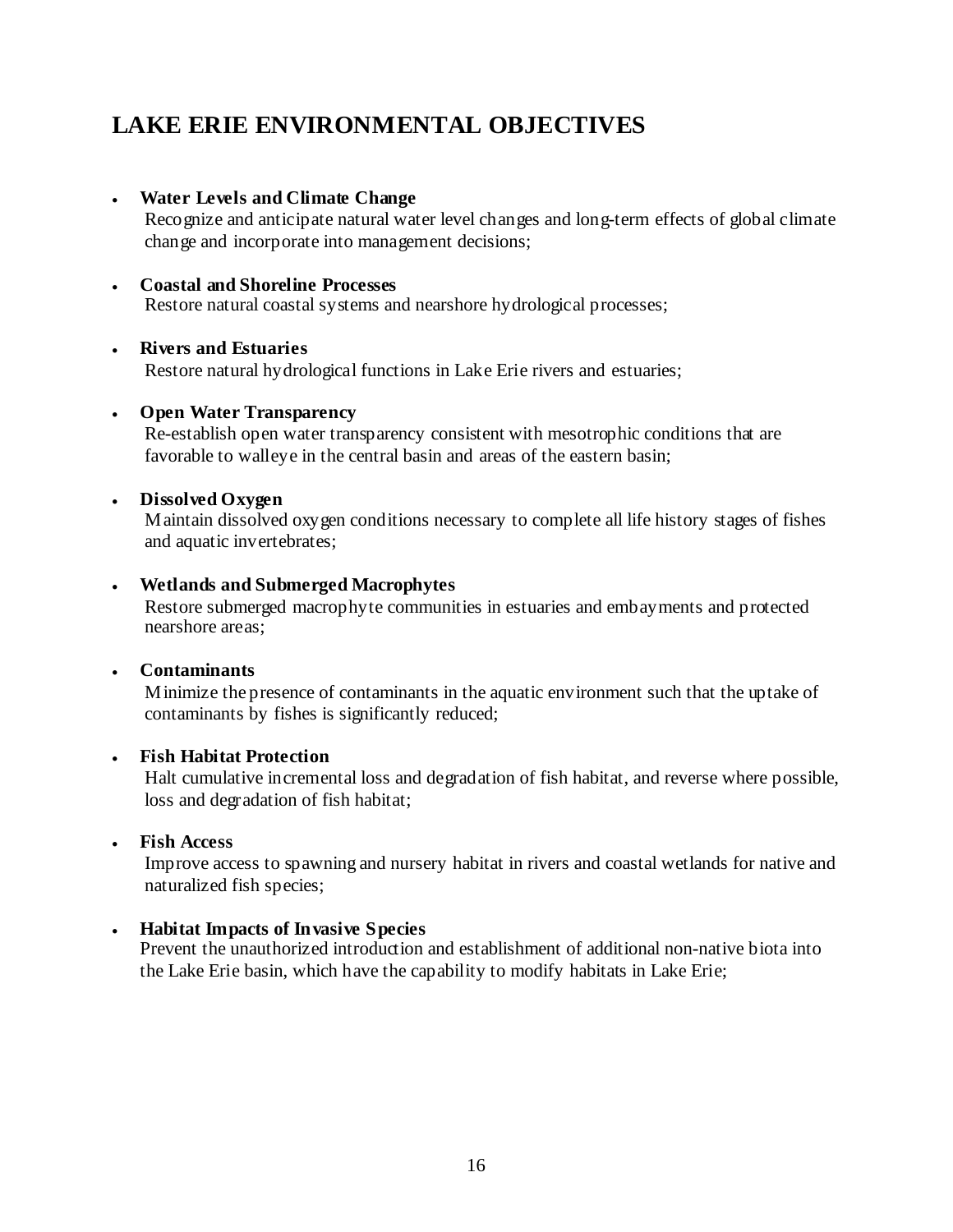# LAKE ERIE ENVIRONMENTAL OBJECTIVES

- **Water Levels and Climate Change**
  Recognize and anticipate natural water level changes and long-term effects of global climate change and incorporate into management decisions;

- **Coastal and Shoreline Processes**
  Restore natural coastal systems and nearshore hydrological processes;

- **Rivers and Estuaries**
  Restore natural hydrological functions in Lake Erie rivers and estuaries;

- **Open Water Transparency**
  Re-establish open water transparency consistent with mesotrophic conditions that are favorable to walleye in the central basin and areas of the eastern basin;

- **Dissolved Oxygen**
  Maintain dissolved oxygen conditions necessary to complete all life history stages of fishes and aquatic invertebrates;

- **Wetlands and Submerged Macrophytes**
  Restore submerged macrophyte communities in estuaries and embayments and protected nearshore areas;

- **Contaminants**
  Minimize the presence of contaminants in the aquatic environment such that the uptake of contaminants by fishes is significantly reduced;

- **Fish Habitat Protection**
  Halt cumulative incremental loss and degradation of fish habitat, and reverse where possible, loss and degradation of fish habitat;

- **Fish Access**
  Improve access to spawning and nursery habitat in rivers and coastal wetlands for native and naturalized fish species;

- **Habitat Impacts of Invasive Species**
  Prevent the unauthorized introduction and establishment of additional non-native biota into the Lake Erie basin, which have the capability to modify habitats in Lake Erie;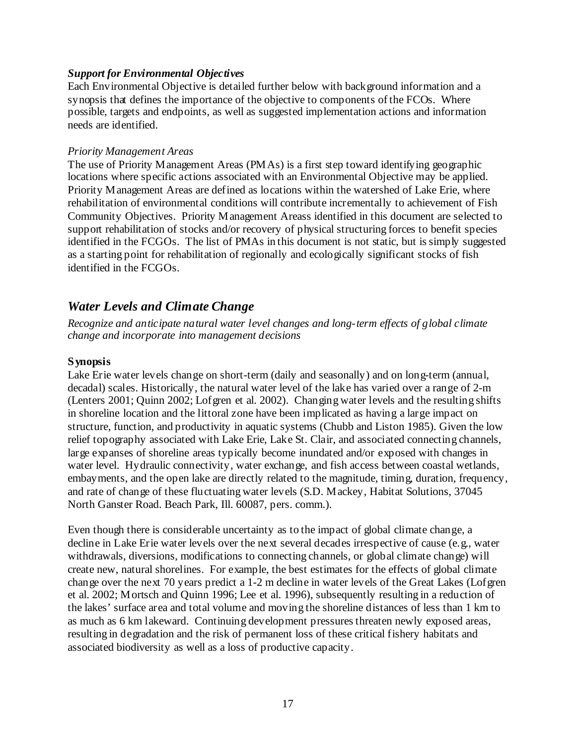***Support for Environmental Objectives***

Each Environmental Objective is detailed further below with background information and a synopsis that defines the importance of the objective to components of the FCOs. Where possible, targets and endpoints, as well as suggested implementation actions and information needs are identified.

*Priority Management Areas*

The use of Priority Management Areas (PMAs) is a first step toward identifying geographic locations where specific actions associated with an Environmental Objective may be applied. Priority Management Areas are defined as locations within the watershed of Lake Erie, where rehabilitation of environmental conditions will contribute incrementally to achievement of Fish Community Objectives. Priority Management Areass identified in this document are selected to support rehabilitation of stocks and/or recovery of physical structuring forces to benefit species identified in the FCGOs. The list of PMAs in this document is not static, but is simply suggested as a starting point for rehabilitation of regionally and ecologically significant stocks of fish identified in the FCGOs.

## *Water Levels and Climate Change*

*Recognize and anticipate natural water level changes and long-term effects of global climate change and incorporate into management decisions*

**Synopsis**

Lake Erie water levels change on short-term (daily and seasonally) and on long-term (annual, decadal) scales. Historically, the natural water level of the lake has varied over a range of 2-m (Lenters 2001; Quinn 2002; Lofgren et al. 2002). Changing water levels and the resulting shifts in shoreline location and the littoral zone have been implicated as having a large impact on structure, function, and productivity in aquatic systems (Chubb and Liston 1985). Given the low relief topography associated with Lake Erie, Lake St. Clair, and associated connecting channels, large expanses of shoreline areas typically become inundated and/or exposed with changes in water level. Hydraulic connectivity, water exchange, and fish access between coastal wetlands, embayments, and the open lake are directly related to the magnitude, timing, duration, frequency, and rate of change of these fluctuating water levels (S.D. Mackey, Habitat Solutions, 37045 North Ganster Road. Beach Park, Ill. 60087, pers. comm.).

Even though there is considerable uncertainty as to the impact of global climate change, a decline in Lake Erie water levels over the next several decades irrespective of cause (e.g., water withdrawals, diversions, modifications to connecting channels, or global climate change) will create new, natural shorelines. For example, the best estimates for the effects of global climate change over the next 70 years predict a 1-2 m decline in water levels of the Great Lakes (Lofgren et al. 2002; Mortsch and Quinn 1996; Lee et al. 1996), subsequently resulting in a reduction of the lakes' surface area and total volume and moving the shoreline distances of less than 1 km to as much as 6 km lakeward. Continuing development pressures threaten newly exposed areas, resulting in degradation and the risk of permanent loss of these critical fishery habitats and associated biodiversity as well as a loss of productive capacity.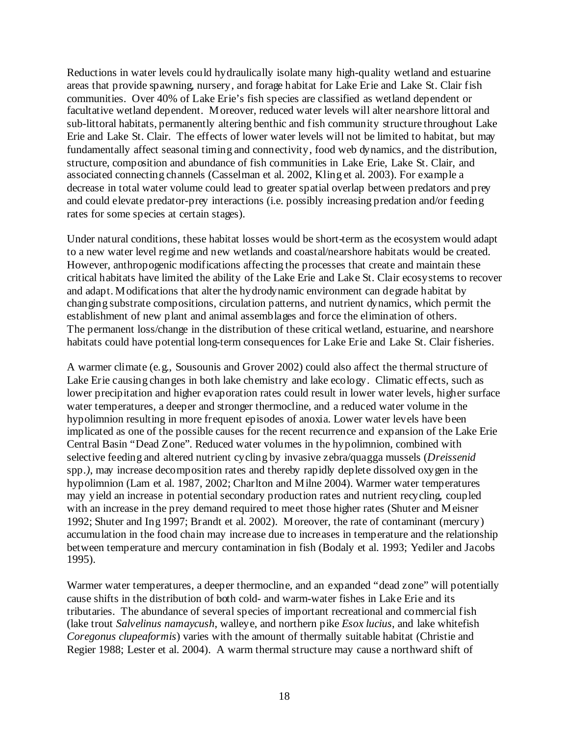Reductions in water levels could hydraulically isolate many high-quality wetland and estuarine areas that provide spawning, nursery, and forage habitat for Lake Erie and Lake St. Clair fish communities. Over 40% of Lake Erie's fish species are classified as wetland dependent or facultative wetland dependent. Moreover, reduced water levels will alter nearshore littoral and sub-littoral habitats, permanently altering benthic and fish community structure throughout Lake Erie and Lake St. Clair. The effects of lower water levels will not be limited to habitat, but may fundamentally affect seasonal timing and connectivity, food web dynamics, and the distribution, structure, composition and abundance of fish communities in Lake Erie, Lake St. Clair, and associated connecting channels (Casselman et al. 2002, Kling et al. 2003). For example a decrease in total water volume could lead to greater spatial overlap between predators and prey and could elevate predator-prey interactions (i.e. possibly increasing predation and/or feeding rates for some species at certain stages).

Under natural conditions, these habitat losses would be short-term as the ecosystem would adapt to a new water level regime and new wetlands and coastal/nearshore habitats would be created. However, anthropogenic modifications affecting the processes that create and maintain these critical habitats have limited the ability of the Lake Erie and Lake St. Clair ecosystems to recover and adapt. Modifications that alter the hydrodynamic environment can degrade habitat by changing substrate compositions, circulation patterns, and nutrient dynamics, which permit the establishment of new plant and animal assemblages and force the elimination of others. The permanent loss/change in the distribution of these critical wetland, estuarine, and nearshore habitats could have potential long-term consequences for Lake Erie and Lake St. Clair fisheries.

A warmer climate (e.g., Sousounis and Grover 2002) could also affect the thermal structure of Lake Erie causing changes in both lake chemistry and lake ecology. Climatic effects, such as lower precipitation and higher evaporation rates could result in lower water levels, higher surface water temperatures, a deeper and stronger thermocline, and a reduced water volume in the hypolimnion resulting in more frequent episodes of anoxia. Lower water levels have been implicated as one of the possible causes for the recent recurrence and expansion of the Lake Erie Central Basin "Dead Zone". Reduced water volumes in the hypolimnion, combined with selective feeding and altered nutrient cycling by invasive zebra/quagga mussels (*Dreissenid* spp.*)*, may increase decomposition rates and thereby rapidly deplete dissolved oxygen in the hypolimnion (Lam et al. 1987, 2002; Charlton and Milne 2004). Warmer water temperatures may yield an increase in potential secondary production rates and nutrient recycling, coupled with an increase in the prey demand required to meet those higher rates (Shuter and Meisner 1992; Shuter and Ing 1997; Brandt et al. 2002). Moreover, the rate of contaminant (mercury) accumulation in the food chain may increase due to increases in temperature and the relationship between temperature and mercury contamination in fish (Bodaly et al. 1993; Yediler and Jacobs 1995).

Warmer water temperatures, a deeper thermocline, and an expanded "dead zone" will potentially cause shifts in the distribution of both cold- and warm-water fishes in Lake Erie and its tributaries. The abundance of several species of important recreational and commercial fish (lake trout *Salvelinus namaycush*, walleye, and northern pike *Esox lucius*, and lake whitefish *Coregonus clupeaformis*) varies with the amount of thermally suitable habitat (Christie and Regier 1988; Lester et al. 2004). A warm thermal structure may cause a northward shift of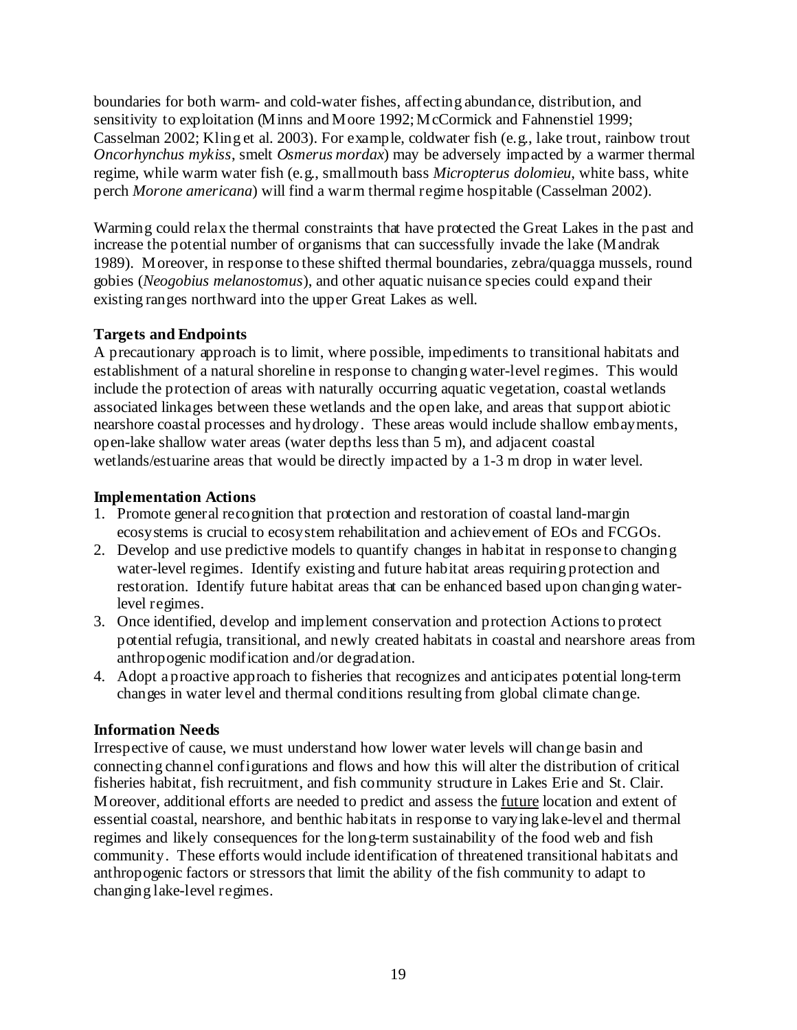boundaries for both warm- and cold-water fishes, affecting abundance, distribution, and sensitivity to exploitation (Minns and Moore 1992; McCormick and Fahnenstiel 1999; Casselman 2002; Kling et al. 2003). For example, coldwater fish (e.g., lake trout, rainbow trout *Oncorhynchus mykiss*, smelt *Osmerus mordax*) may be adversely impacted by a warmer thermal regime, while warm water fish (e.g., smallmouth bass *Micropterus dolomieu*, white bass, white perch *Morone americana*) will find a warm thermal regime hospitable (Casselman 2002).

Warming could relax the thermal constraints that have protected the Great Lakes in the past and increase the potential number of organisms that can successfully invade the lake (Mandrak 1989). Moreover, in response to these shifted thermal boundaries, zebra/quagga mussels, round gobies (*Neogobius melanostomus*), and other aquatic nuisance species could expand their existing ranges northward into the upper Great Lakes as well.

**Targets and Endpoints**

A precautionary approach is to limit, where possible, impediments to transitional habitats and establishment of a natural shoreline in response to changing water-level regimes. This would include the protection of areas with naturally occurring aquatic vegetation, coastal wetlands associated linkages between these wetlands and the open lake, and areas that support abiotic nearshore coastal processes and hydrology. These areas would include shallow embayments, open-lake shallow water areas (water depths less than 5 m), and adjacent coastal wetlands/estuarine areas that would be directly impacted by a 1-3 m drop in water level.

**Implementation Actions**

1. Promote general recognition that protection and restoration of coastal land-margin ecosystems is crucial to ecosystem rehabilitation and achievement of EOs and FCGOs.
2. Develop and use predictive models to quantify changes in habitat in response to changing water-level regimes. Identify existing and future habitat areas requiring protection and restoration. Identify future habitat areas that can be enhanced based upon changing water-level regimes.
3. Once identified, develop and implement conservation and protection Actions to protect potential refugia, transitional, and newly created habitats in coastal and nearshore areas from anthropogenic modification and/or degradation.
4. Adopt a proactive approach to fisheries that recognizes and anticipates potential long-term changes in water level and thermal conditions resulting from global climate change.

**Information Needs**

Irrespective of cause, we must understand how lower water levels will change basin and connecting channel configurations and flows and how this will alter the distribution of critical fisheries habitat, fish recruitment, and fish community structure in Lakes Erie and St. Clair. Moreover, additional efforts are needed to predict and assess the <u>future</u> location and extent of essential coastal, nearshore, and benthic habitats in response to varying lake-level and thermal regimes and likely consequences for the long-term sustainability of the food web and fish community. These efforts would include identification of threatened transitional habitats and anthropogenic factors or stressors that limit the ability of the fish community to adapt to changing lake-level regimes.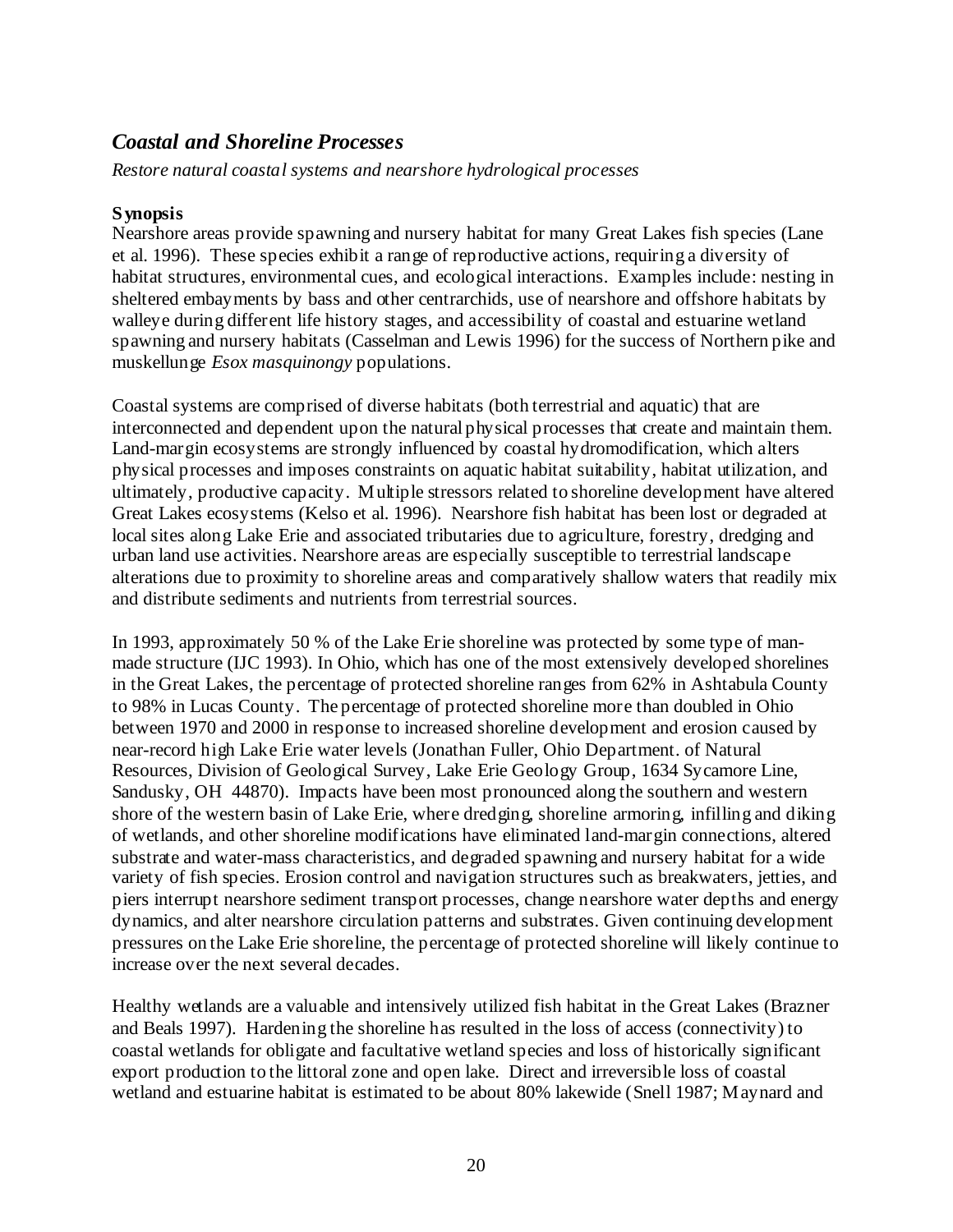## *Coastal and Shoreline Processes*

*Restore natural coastal systems and nearshore hydrological processes*

**Synopsis**

Nearshore areas provide spawning and nursery habitat for many Great Lakes fish species (Lane et al. 1996). These species exhibit a range of reproductive actions, requiring a diversity of habitat structures, environmental cues, and ecological interactions. Examples include: nesting in sheltered embayments by bass and other centrarchids, use of nearshore and offshore habitats by walleye during different life history stages, and accessibility of coastal and estuarine wetland spawning and nursery habitats (Casselman and Lewis 1996) for the success of Northern pike and muskellunge *Esox masquinongy* populations.

Coastal systems are comprised of diverse habitats (both terrestrial and aquatic) that are interconnected and dependent upon the natural physical processes that create and maintain them. Land-margin ecosystems are strongly influenced by coastal hydromodification, which alters physical processes and imposes constraints on aquatic habitat suitability, habitat utilization, and ultimately, productive capacity. Multiple stressors related to shoreline development have altered Great Lakes ecosystems (Kelso et al. 1996). Nearshore fish habitat has been lost or degraded at local sites along Lake Erie and associated tributaries due to agriculture, forestry, dredging and urban land use activities. Nearshore areas are especially susceptible to terrestrial landscape alterations due to proximity to shoreline areas and comparatively shallow waters that readily mix and distribute sediments and nutrients from terrestrial sources.

In 1993, approximately 50 % of the Lake Erie shoreline was protected by some type of man-made structure (IJC 1993). In Ohio, which has one of the most extensively developed shorelines in the Great Lakes, the percentage of protected shoreline ranges from 62% in Ashtabula County to 98% in Lucas County. The percentage of protected shoreline more than doubled in Ohio between 1970 and 2000 in response to increased shoreline development and erosion caused by near-record high Lake Erie water levels (Jonathan Fuller, Ohio Department. of Natural Resources, Division of Geological Survey, Lake Erie Geology Group, 1634 Sycamore Line, Sandusky, OH 44870). Impacts have been most pronounced along the southern and western shore of the western basin of Lake Erie, where dredging, shoreline armoring, infilling and diking of wetlands, and other shoreline modifications have eliminated land-margin connections, altered substrate and water-mass characteristics, and degraded spawning and nursery habitat for a wide variety of fish species. Erosion control and navigation structures such as breakwaters, jetties, and piers interrupt nearshore sediment transport processes, change nearshore water depths and energy dynamics, and alter nearshore circulation patterns and substrates. Given continuing development pressures on the Lake Erie shoreline, the percentage of protected shoreline will likely continue to increase over the next several decades.

Healthy wetlands are a valuable and intensively utilized fish habitat in the Great Lakes (Brazner and Beals 1997). Hardening the shoreline has resulted in the loss of access (connectivity) to coastal wetlands for obligate and facultative wetland species and loss of historically significant export production to the littoral zone and open lake. Direct and irreversible loss of coastal wetland and estuarine habitat is estimated to be about 80% lakewide (Snell 1987; Maynard and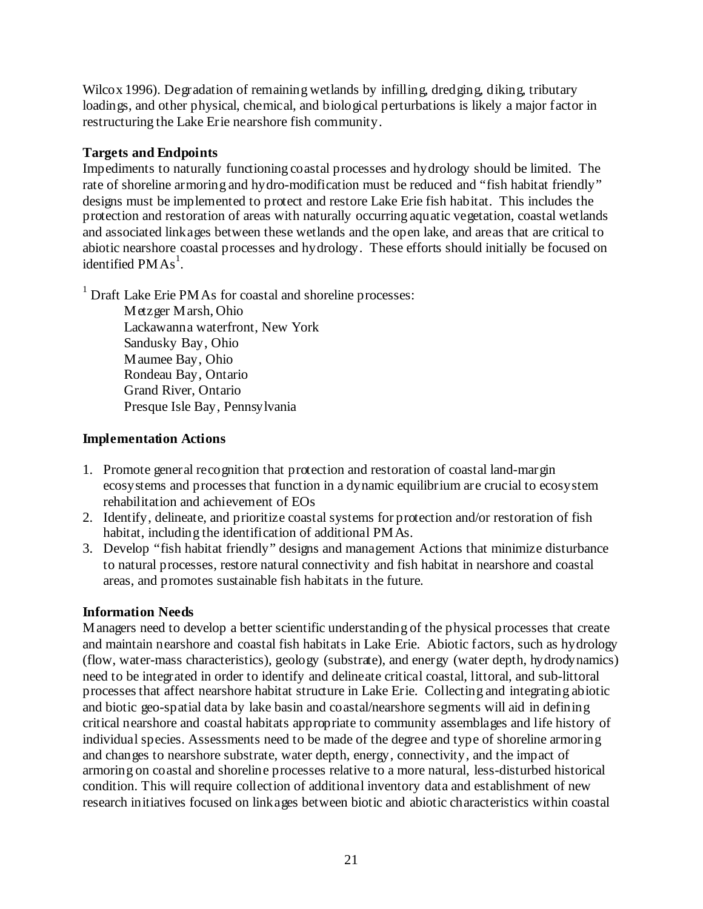Wilcox 1996). Degradation of remaining wetlands by infilling, dredging, diking, tributary loadings, and other physical, chemical, and biological perturbations is likely a major factor in restructuring the Lake Erie nearshore fish community.

**Targets and Endpoints**

Impediments to naturally functioning coastal processes and hydrology should be limited. The rate of shoreline armoring and hydro-modification must be reduced and "fish habitat friendly" designs must be implemented to protect and restore Lake Erie fish habitat. This includes the protection and restoration of areas with naturally occurring aquatic vegetation, coastal wetlands and associated linkages between these wetlands and the open lake, and areas that are critical to abiotic nearshore coastal processes and hydrology. These efforts should initially be focused on identified PMAs[1].

[1] Draft Lake Erie PMAs for coastal and shoreline processes:

- Metzger Marsh, Ohio
- Lackawanna waterfront, New York
- Sandusky Bay, Ohio
- Maumee Bay, Ohio
- Rondeau Bay, Ontario
- Grand River, Ontario
- Presque Isle Bay, Pennsylvania

**Implementation Actions**

1. Promote general recognition that protection and restoration of coastal land-margin ecosystems and processes that function in a dynamic equilibrium are crucial to ecosystem rehabilitation and achievement of EOs
2. Identify, delineate, and prioritize coastal systems for protection and/or restoration of fish habitat, including the identification of additional PMAs.
3. Develop "fish habitat friendly" designs and management Actions that minimize disturbance to natural processes, restore natural connectivity and fish habitat in nearshore and coastal areas, and promotes sustainable fish habitats in the future.

**Information Needs**

Managers need to develop a better scientific understanding of the physical processes that create and maintain nearshore and coastal fish habitats in Lake Erie. Abiotic factors, such as hydrology (flow, water-mass characteristics), geology (substrate), and energy (water depth, hydrodynamics) need to be integrated in order to identify and delineate critical coastal, littoral, and sub-littoral processes that affect nearshore habitat structure in Lake Erie. Collecting and integrating abiotic and biotic geo-spatial data by lake basin and coastal/nearshore segments will aid in defining critical nearshore and coastal habitats appropriate to community assemblages and life history of individual species. Assessments need to be made of the degree and type of shoreline armoring and changes to nearshore substrate, water depth, energy, connectivity, and the impact of armoring on coastal and shoreline processes relative to a more natural, less-disturbed historical condition. This will require collection of additional inventory data and establishment of new research initiatives focused on linkages between biotic and abiotic characteristics within coastal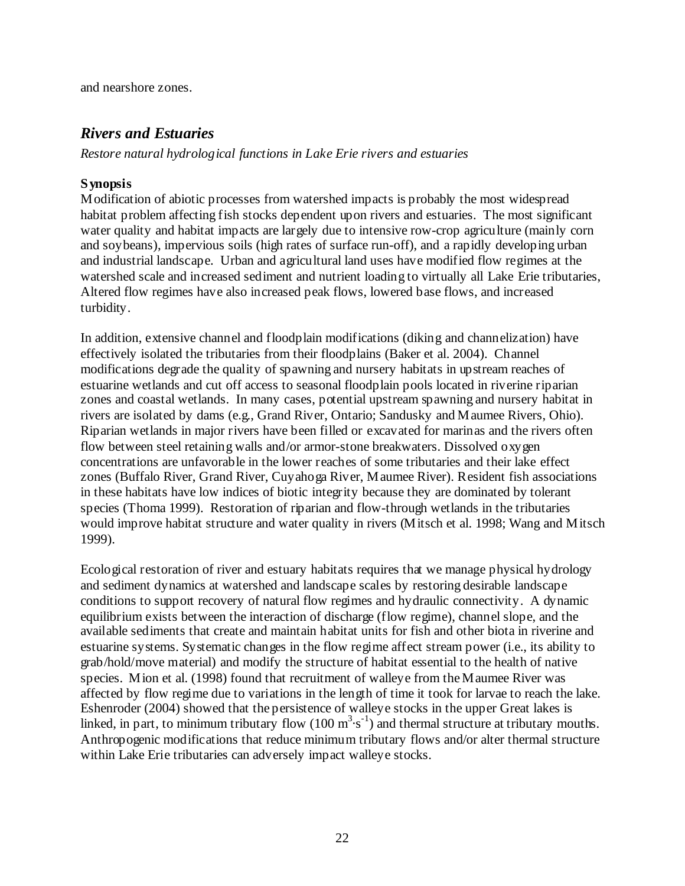and nearshore zones.

## *Rivers and Estuaries*

*Restore natural hydrological functions in Lake Erie rivers and estuaries*

**Synopsis**

Modification of abiotic processes from watershed impacts is probably the most widespread habitat problem affecting fish stocks dependent upon rivers and estuaries. The most significant water quality and habitat impacts are largely due to intensive row-crop agriculture (mainly corn and soybeans), impervious soils (high rates of surface run-off), and a rapidly developing urban and industrial landscape. Urban and agricultural land uses have modified flow regimes at the watershed scale and increased sediment and nutrient loading to virtually all Lake Erie tributaries, Altered flow regimes have also increased peak flows, lowered base flows, and increased turbidity.

In addition, extensive channel and floodplain modifications (diking and channelization) have effectively isolated the tributaries from their floodplains (Baker et al. 2004). Channel modifications degrade the quality of spawning and nursery habitats in upstream reaches of estuarine wetlands and cut off access to seasonal floodplain pools located in riverine riparian zones and coastal wetlands. In many cases, potential upstream spawning and nursery habitat in rivers are isolated by dams (e.g., Grand River, Ontario; Sandusky and Maumee Rivers, Ohio). Riparian wetlands in major rivers have been filled or excavated for marinas and the rivers often flow between steel retaining walls and/or armor-stone breakwaters. Dissolved oxygen concentrations are unfavorable in the lower reaches of some tributaries and their lake effect zones (Buffalo River, Grand River, Cuyahoga River, Maumee River). Resident fish associations in these habitats have low indices of biotic integrity because they are dominated by tolerant species (Thoma 1999). Restoration of riparian and flow-through wetlands in the tributaries would improve habitat structure and water quality in rivers (Mitsch et al. 1998; Wang and Mitsch 1999).

Ecological restoration of river and estuary habitats requires that we manage physical hydrology and sediment dynamics at watershed and landscape scales by restoring desirable landscape conditions to support recovery of natural flow regimes and hydraulic connectivity. A dynamic equilibrium exists between the interaction of discharge (flow regime), channel slope, and the available sediments that create and maintain habitat units for fish and other biota in riverine and estuarine systems. Systematic changes in the flow regime affect stream power (i.e., its ability to grab/hold/move material) and modify the structure of habitat essential to the health of native species. Mion et al. (1998) found that recruitment of walleye from the Maumee River was affected by flow regime due to variations in the length of time it took for larvae to reach the lake. Eshenroder (2004) showed that the persistence of walleye stocks in the upper Great lakes is linked, in part, to minimum tributary flow ($100\ m^3 \cdot s^{-1}$) and thermal structure at tributary mouths. Anthropogenic modifications that reduce minimum tributary flows and/or alter thermal structure within Lake Erie tributaries can adversely impact walleye stocks.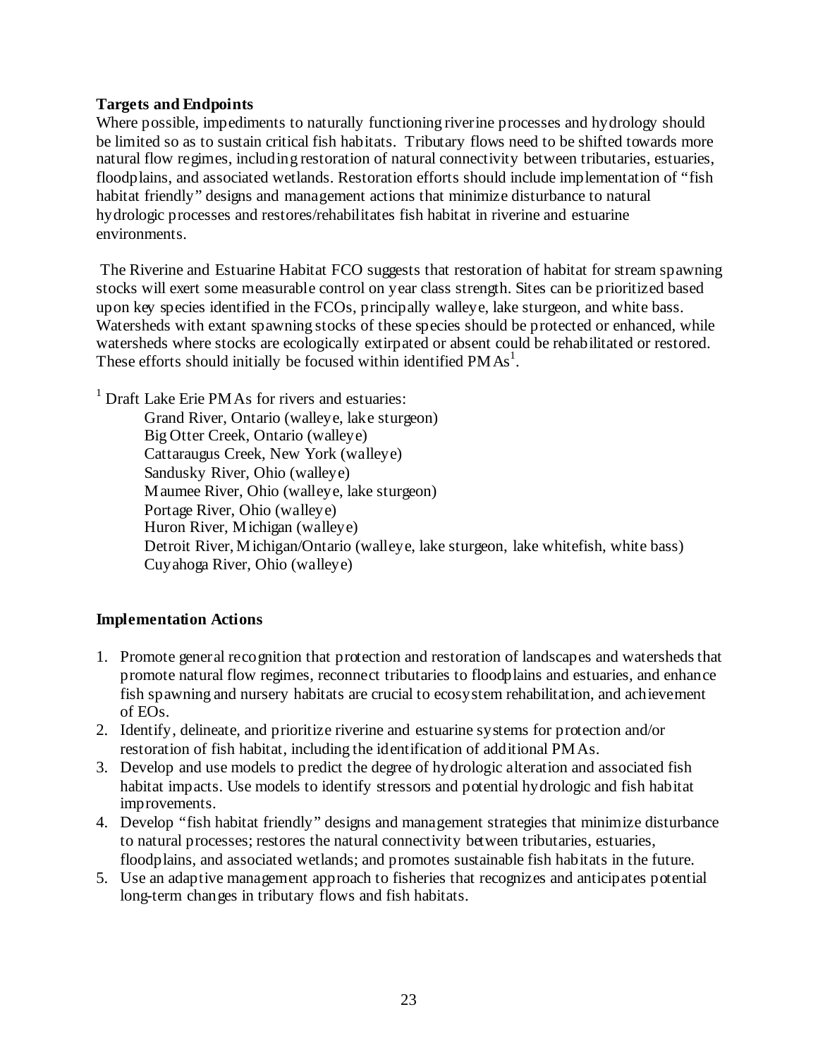**Targets and Endpoints**

Where possible, impediments to naturally functioning riverine processes and hydrology should be limited so as to sustain critical fish habitats. Tributary flows need to be shifted towards more natural flow regimes, including restoration of natural connectivity between tributaries, estuaries, floodplains, and associated wetlands. Restoration efforts should include implementation of "fish habitat friendly" designs and management actions that minimize disturbance to natural hydrologic processes and restores/rehabilitates fish habitat in riverine and estuarine environments.

The Riverine and Estuarine Habitat FCO suggests that restoration of habitat for stream spawning stocks will exert some measurable control on year class strength. Sites can be prioritized based upon key species identified in the FCOs, principally walleye, lake sturgeon, and white bass. Watersheds with extant spawning stocks of these species should be protected or enhanced, while watersheds where stocks are ecologically extirpated or absent could be rehabilitated or restored. These efforts should initially be focused within identified PMAs[1].

[1] Draft Lake Erie PMAs for rivers and estuaries:

- Grand River, Ontario (walleye, lake sturgeon)
- Big Otter Creek, Ontario (walleye)
- Cattaraugus Creek, New York (walleye)
- Sandusky River, Ohio (walleye)
- Maumee River, Ohio (walleye, lake sturgeon)
- Portage River, Ohio (walleye)
- Huron River, Michigan (walleye)
- Detroit River, Michigan/Ontario (walleye, lake sturgeon, lake whitefish, white bass)
- Cuyahoga River, Ohio (walleye)

**Implementation Actions**

1. Promote general recognition that protection and restoration of landscapes and watersheds that promote natural flow regimes, reconnect tributaries to floodplains and estuaries, and enhance fish spawning and nursery habitats are crucial to ecosystem rehabilitation, and achievement of EOs.
2. Identify, delineate, and prioritize riverine and estuarine systems for protection and/or restoration of fish habitat, including the identification of additional PMAs.
3. Develop and use models to predict the degree of hydrologic alteration and associated fish habitat impacts. Use models to identify stressors and potential hydrologic and fish habitat improvements.
4. Develop "fish habitat friendly" designs and management strategies that minimize disturbance to natural processes; restores the natural connectivity between tributaries, estuaries, floodplains, and associated wetlands; and promotes sustainable fish habitats in the future.
5. Use an adaptive management approach to fisheries that recognizes and anticipates potential long-term changes in tributary flows and fish habitats.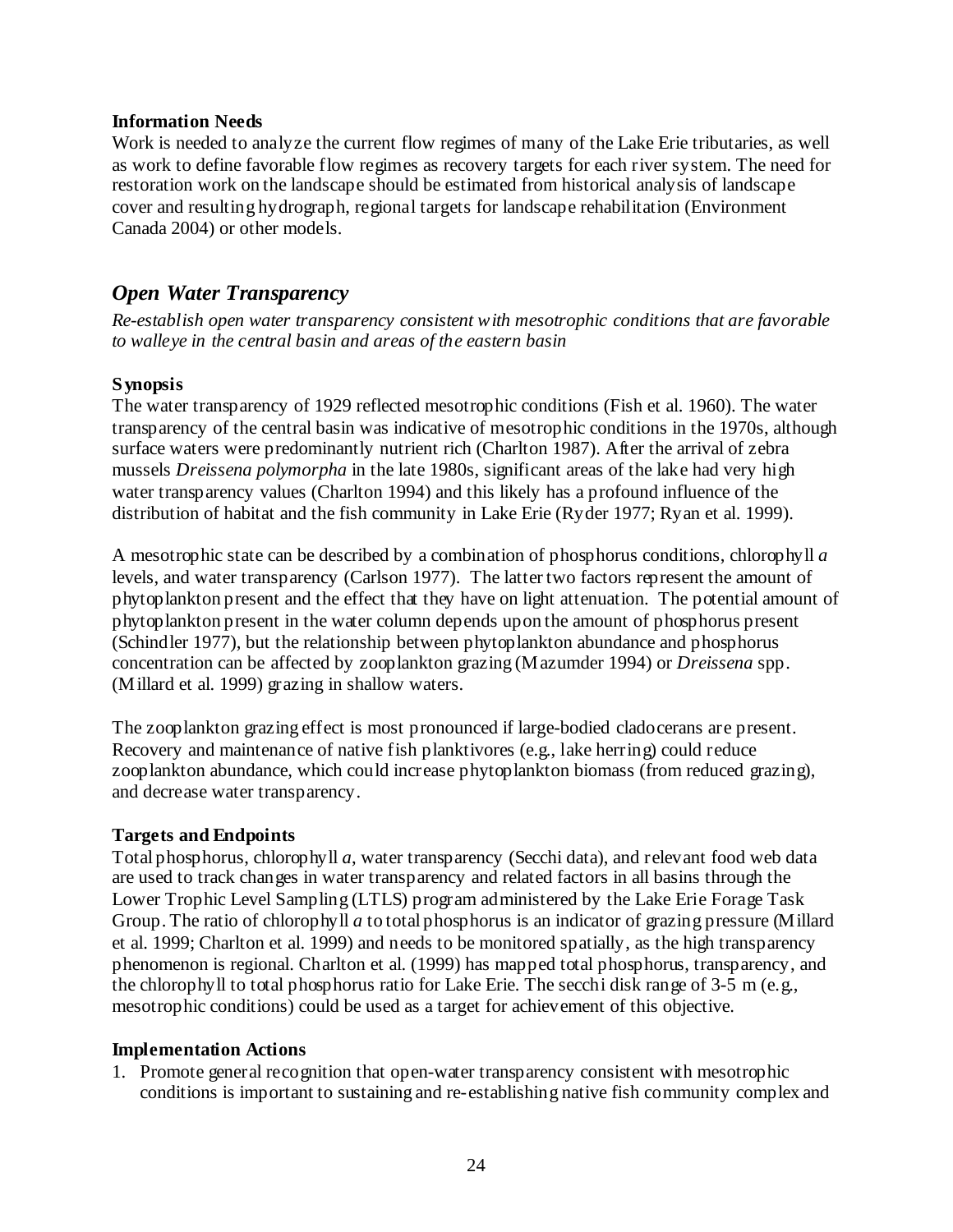**Information Needs**

Work is needed to analyze the current flow regimes of many of the Lake Erie tributaries, as well as work to define favorable flow regimes as recovery targets for each river system. The need for restoration work on the landscape should be estimated from historical analysis of landscape cover and resulting hydrograph, regional targets for landscape rehabilitation (Environment Canada 2004) or other models.

## *Open Water Transparency*

*Re-establish open water transparency consistent with mesotrophic conditions that are favorable to walleye in the central basin and areas of the eastern basin*

**Synopsis**

The water transparency of 1929 reflected mesotrophic conditions (Fish et al. 1960). The water transparency of the central basin was indicative of mesotrophic conditions in the 1970s, although surface waters were predominantly nutrient rich (Charlton 1987). After the arrival of zebra mussels *Dreissena polymorpha* in the late 1980s, significant areas of the lake had very high water transparency values (Charlton 1994) and this likely has a profound influence of the distribution of habitat and the fish community in Lake Erie (Ryder 1977; Ryan et al. 1999).

A mesotrophic state can be described by a combination of phosphorus conditions, chlorophyll *a* levels, and water transparency (Carlson 1977). The latter two factors represent the amount of phytoplankton present and the effect that they have on light attenuation. The potential amount of phytoplankton present in the water column depends upon the amount of phosphorus present (Schindler 1977), but the relationship between phytoplankton abundance and phosphorus concentration can be affected by zooplankton grazing (Mazumder 1994) or *Dreissena* spp. (Millard et al. 1999) grazing in shallow waters.

The zooplankton grazing effect is most pronounced if large-bodied cladocerans are present. Recovery and maintenance of native fish planktivores (e.g., lake herring) could reduce zooplankton abundance, which could increase phytoplankton biomass (from reduced grazing), and decrease water transparency.

**Targets and Endpoints**

Total phosphorus, chlorophyll *a*, water transparency (Secchi data), and relevant food web data are used to track changes in water transparency and related factors in all basins through the Lower Trophic Level Sampling (LTLS) program administered by the Lake Erie Forage Task Group. The ratio of chlorophyll *a* to total phosphorus is an indicator of grazing pressure (Millard et al. 1999; Charlton et al. 1999) and needs to be monitored spatially, as the high transparency phenomenon is regional. Charlton et al. (1999) has mapped total phosphorus, transparency, and the chlorophyll to total phosphorus ratio for Lake Erie. The secchi disk range of 3-5 m (e.g., mesotrophic conditions) could be used as a target for achievement of this objective.

**Implementation Actions**

1. Promote general recognition that open-water transparency consistent with mesotrophic conditions is important to sustaining and re-establishing native fish community complex and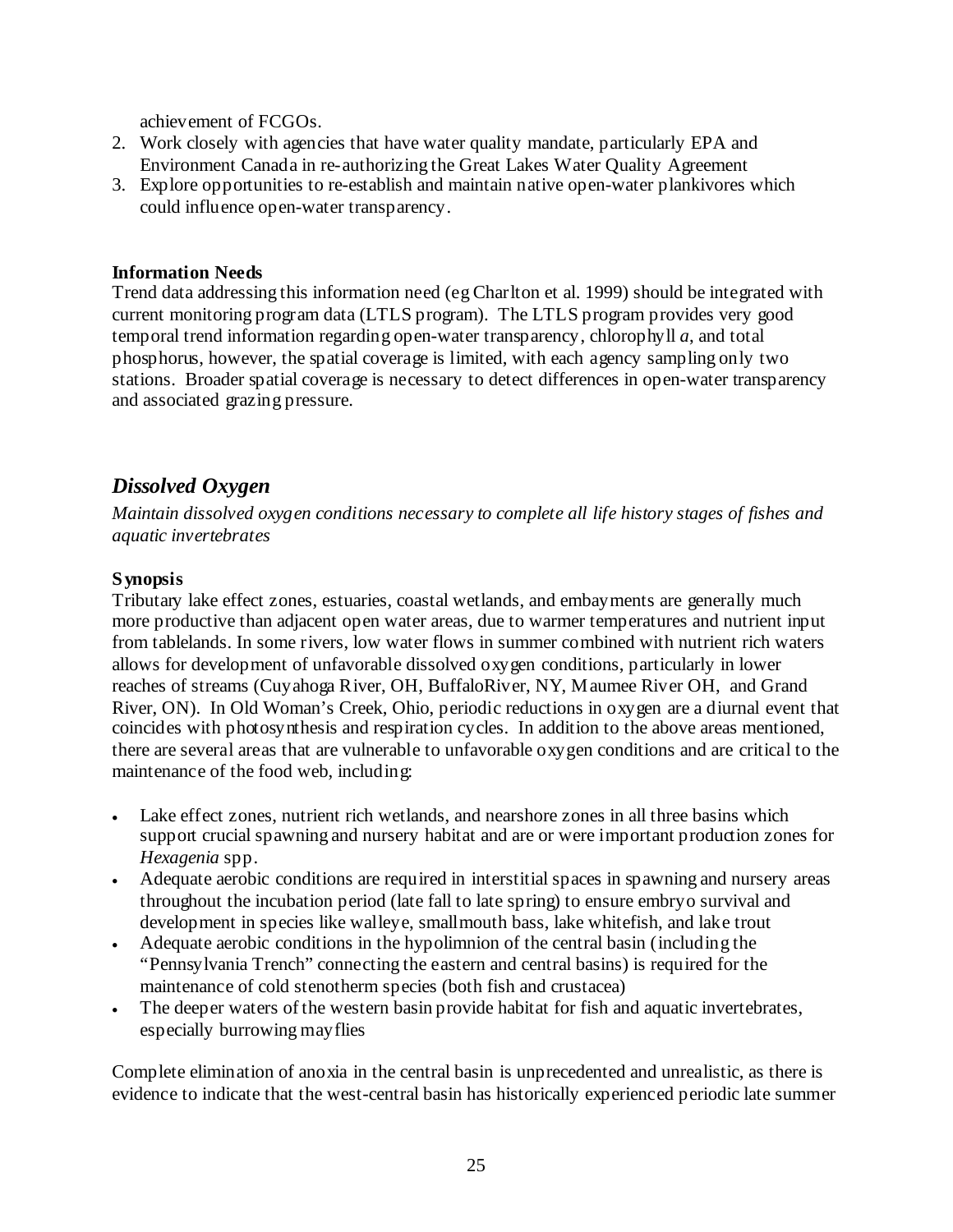achievement of FCGOs.

2. Work closely with agencies that have water quality mandate, particularly EPA and Environment Canada in re-authorizing the Great Lakes Water Quality Agreement
3. Explore opportunities to re-establish and maintain native open-water plankivores which could influence open-water transparency.

**Information Needs**

Trend data addressing this information need (eg Charlton et al. 1999) should be integrated with current monitoring program data (LTLS program). The LTLS program provides very good temporal trend information regarding open-water transparency, chlorophyll *a*, and total phosphorus, however, the spatial coverage is limited, with each agency sampling only two stations. Broader spatial coverage is necessary to detect differences in open-water transparency and associated grazing pressure.

## *Dissolved Oxygen*

*Maintain dissolved oxygen conditions necessary to complete all life history stages of fishes and aquatic invertebrates*

**Synopsis**

Tributary lake effect zones, estuaries, coastal wetlands, and embayments are generally much more productive than adjacent open water areas, due to warmer temperatures and nutrient input from tablelands. In some rivers, low water flows in summer combined with nutrient rich waters allows for development of unfavorable dissolved oxygen conditions, particularly in lower reaches of streams (Cuyahoga River, OH, BuffaloRiver, NY, Maumee River OH, and Grand River, ON). In Old Woman's Creek, Ohio, periodic reductions in oxygen are a diurnal event that coincides with photosynthesis and respiration cycles. In addition to the above areas mentioned, there are several areas that are vulnerable to unfavorable oxygen conditions and are critical to the maintenance of the food web, including:

- Lake effect zones, nutrient rich wetlands, and nearshore zones in all three basins which support crucial spawning and nursery habitat and are or were important production zones for *Hexagenia* spp.
- Adequate aerobic conditions are required in interstitial spaces in spawning and nursery areas throughout the incubation period (late fall to late spring) to ensure embryo survival and development in species like walleye, smallmouth bass, lake whitefish, and lake trout
- Adequate aerobic conditions in the hypolimnion of the central basin (including the "Pennsylvania Trench" connecting the eastern and central basins) is required for the maintenance of cold stenotherm species (both fish and crustacea)
- The deeper waters of the western basin provide habitat for fish and aquatic invertebrates, especially burrowing mayflies

Complete elimination of anoxia in the central basin is unprecedented and unrealistic, as there is evidence to indicate that the west-central basin has historically experienced periodic late summer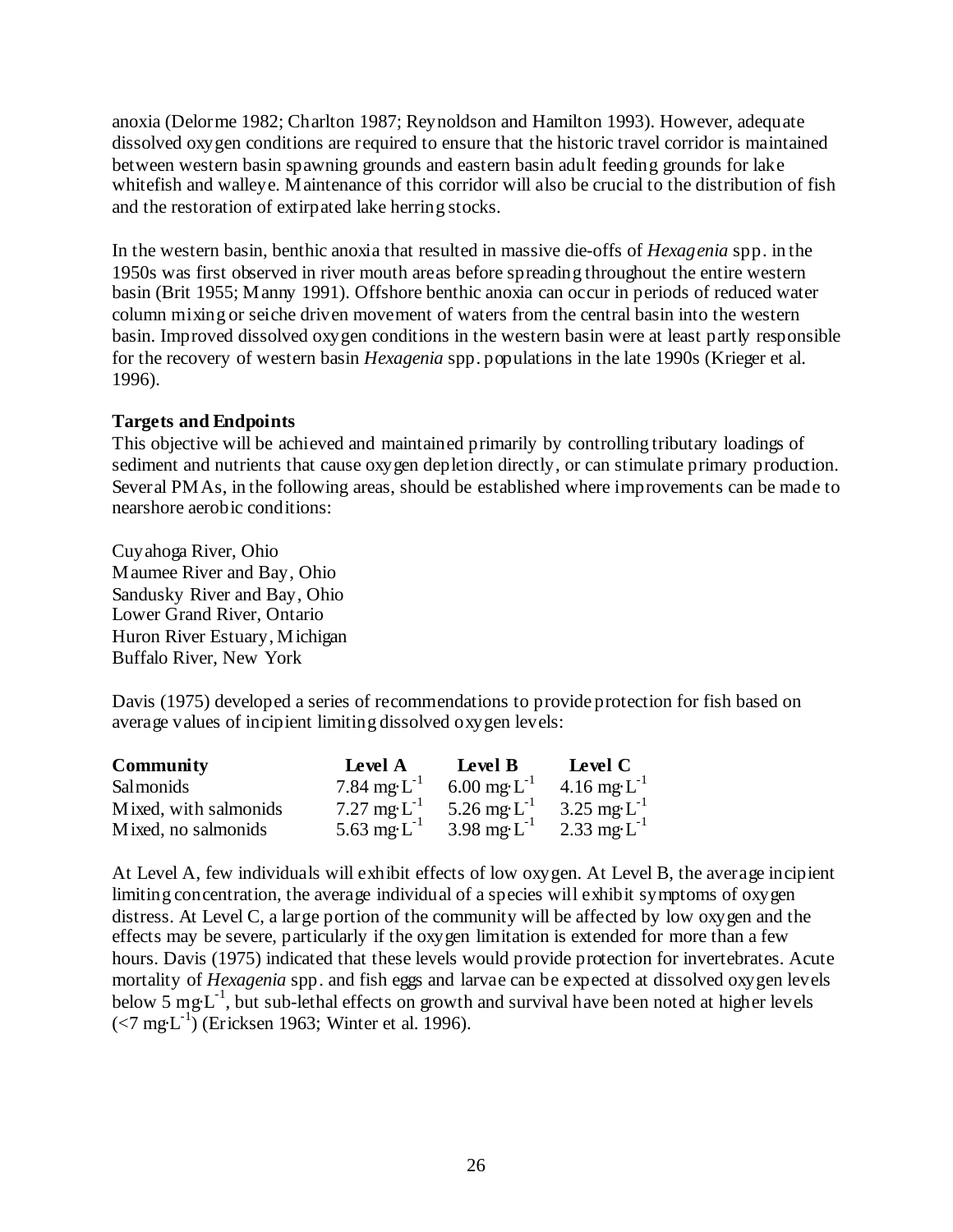anoxia (Delorme 1982; Charlton 1987; Reynoldson and Hamilton 1993). However, adequate dissolved oxygen conditions are required to ensure that the historic travel corridor is maintained between western basin spawning grounds and eastern basin adult feeding grounds for lake whitefish and walleye. Maintenance of this corridor will also be crucial to the distribution of fish and the restoration of extirpated lake herring stocks.

In the western basin, benthic anoxia that resulted in massive die-offs of *Hexagenia* spp. in the 1950s was first observed in river mouth areas before spreading throughout the entire western basin (Brit 1955; Manny 1991). Offshore benthic anoxia can occur in periods of reduced water column mixing or seiche driven movement of waters from the central basin into the western basin. Improved dissolved oxygen conditions in the western basin were at least partly responsible for the recovery of western basin *Hexagenia* spp. populations in the late 1990s (Krieger et al. 1996).

**Targets and Endpoints**

This objective will be achieved and maintained primarily by controlling tributary loadings of sediment and nutrients that cause oxygen depletion directly, or can stimulate primary production. Several PMAs, in the following areas, should be established where improvements can be made to nearshore aerobic conditions:

Cuyahoga River, Ohio
Maumee River and Bay, Ohio
Sandusky River and Bay, Ohio
Lower Grand River, Ontario
Huron River Estuary, Michigan
Buffalo River, New York

Davis (1975) developed a series of recommendations to provide protection for fish based on average values of incipient limiting dissolved oxygen levels:

| **Community** | **Level A** | **Level B** | **Level C** |
|---|---|---|---|
| Salmonids | 7.84 $mg{\cdot}L^{-1}$ | 6.00 $mg{\cdot}L^{-1}$ | 4.16 $mg{\cdot}L^{-1}$ |
| Mixed, with salmonids | 7.27 $mg{\cdot}L^{-1}$ | 5.26 $mg{\cdot}L^{-1}$ | 3.25 $mg{\cdot}L^{-1}$ |
| Mixed, no salmonids | 5.63 $mg{\cdot}L^{-1}$ | 3.98 $mg{\cdot}L^{-1}$ | 2.33 $mg{\cdot}L^{-1}$ |

At Level A, few individuals will exhibit effects of low oxygen. At Level B, the average incipient limiting concentration, the average individual of a species will exhibit symptoms of oxygen distress. At Level C, a large portion of the community will be affected by low oxygen and the effects may be severe, particularly if the oxygen limitation is extended for more than a few hours. Davis (1975) indicated that these levels would provide protection for invertebrates. Acute mortality of *Hexagenia* spp. and fish eggs and larvae can be expected at dissolved oxygen levels below 5 $mg{\cdot}L^{-1}$, but sub-lethal effects on growth and survival have been noted at higher levels (<7 $mg{\cdot}L^{-1}$) (Ericksen 1963; Winter et al. 1996).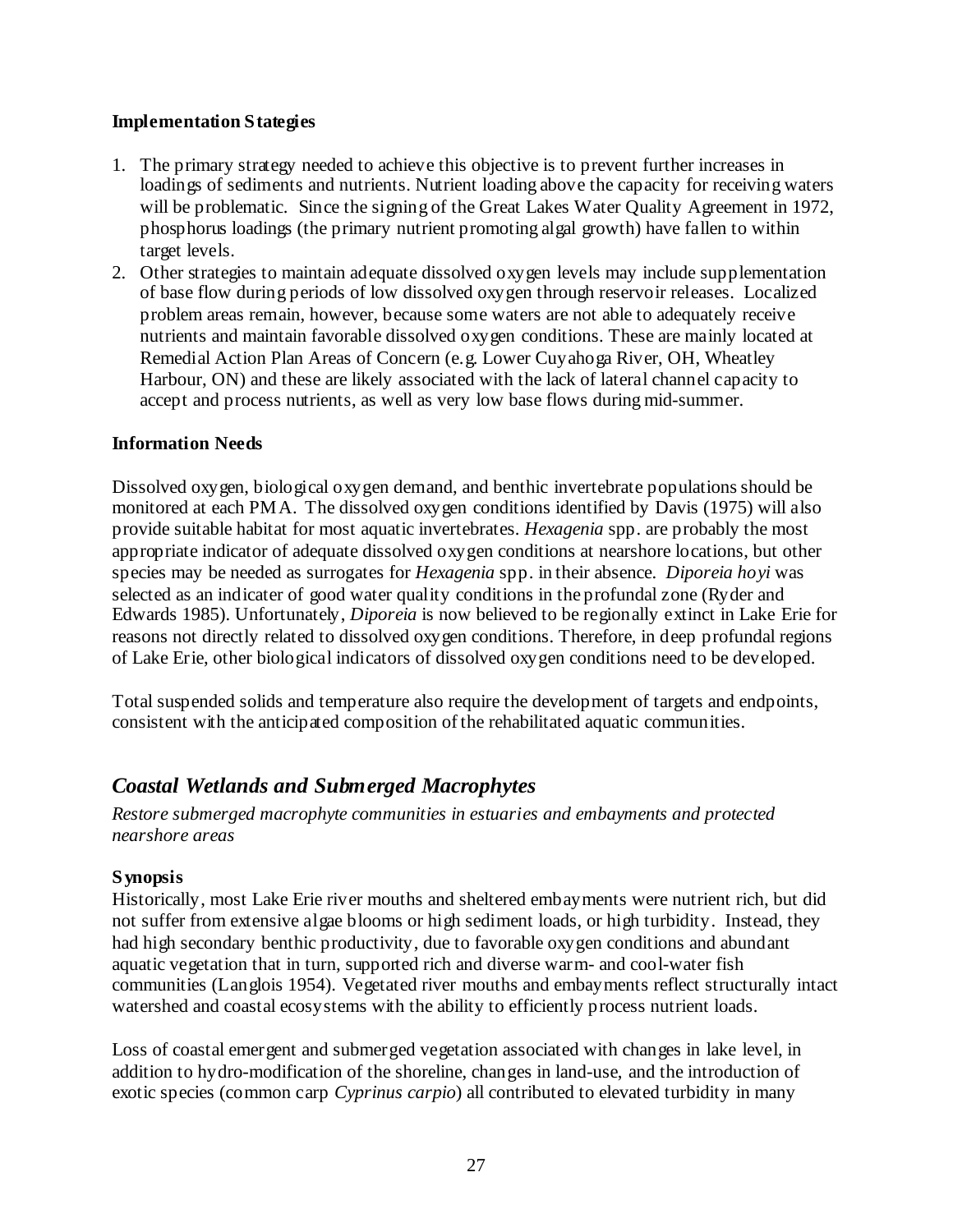### Implementation Stategies

1. The primary strategy needed to achieve this objective is to prevent further increases in loadings of sediments and nutrients. Nutrient loading above the capacity for receiving waters will be problematic. Since the signing of the Great Lakes Water Quality Agreement in 1972, phosphorus loadings (the primary nutrient promoting algal growth) have fallen to within target levels.
2. Other strategies to maintain adequate dissolved oxygen levels may include supplementation of base flow during periods of low dissolved oxygen through reservoir releases. Localized problem areas remain, however, because some waters are not able to adequately receive nutrients and maintain favorable dissolved oxygen conditions. These are mainly located at Remedial Action Plan Areas of Concern (e.g. Lower Cuyahoga River, OH, Wheatley Harbour, ON) and these are likely associated with the lack of lateral channel capacity to accept and process nutrients, as well as very low base flows during mid-summer.

### Information Needs

Dissolved oxygen, biological oxygen demand, and benthic invertebrate populations should be monitored at each PMA. The dissolved oxygen conditions identified by Davis (1975) will also provide suitable habitat for most aquatic invertebrates. *Hexagenia* spp. are probably the most appropriate indicator of adequate dissolved oxygen conditions at nearshore locations, but other species may be needed as surrogates for *Hexagenia* spp. in their absence. *Diporeia hoyi* was selected as an indicater of good water quality conditions in the profundal zone (Ryder and Edwards 1985). Unfortunately, *Diporeia* is now believed to be regionally extinct in Lake Erie for reasons not directly related to dissolved oxygen conditions. Therefore, in deep profundal regions of Lake Erie, other biological indicators of dissolved oxygen conditions need to be developed.

Total suspended solids and temperature also require the development of targets and endpoints, consistent with the anticipated composition of the rehabilitated aquatic communities.

## *Coastal Wetlands and Submerged Macrophytes*

*Restore submerged macrophyte communities in estuaries and embayments and protected nearshore areas*

### Synopsis

Historically, most Lake Erie river mouths and sheltered embayments were nutrient rich, but did not suffer from extensive algae blooms or high sediment loads, or high turbidity. Instead, they had high secondary benthic productivity, due to favorable oxygen conditions and abundant aquatic vegetation that in turn, supported rich and diverse warm- and cool-water fish communities (Langlois 1954). Vegetated river mouths and embayments reflect structurally intact watershed and coastal ecosystems with the ability to efficiently process nutrient loads.

Loss of coastal emergent and submerged vegetation associated with changes in lake level, in addition to hydro-modification of the shoreline, changes in land-use, and the introduction of exotic species (common carp *Cyprinus carpio*) all contributed to elevated turbidity in many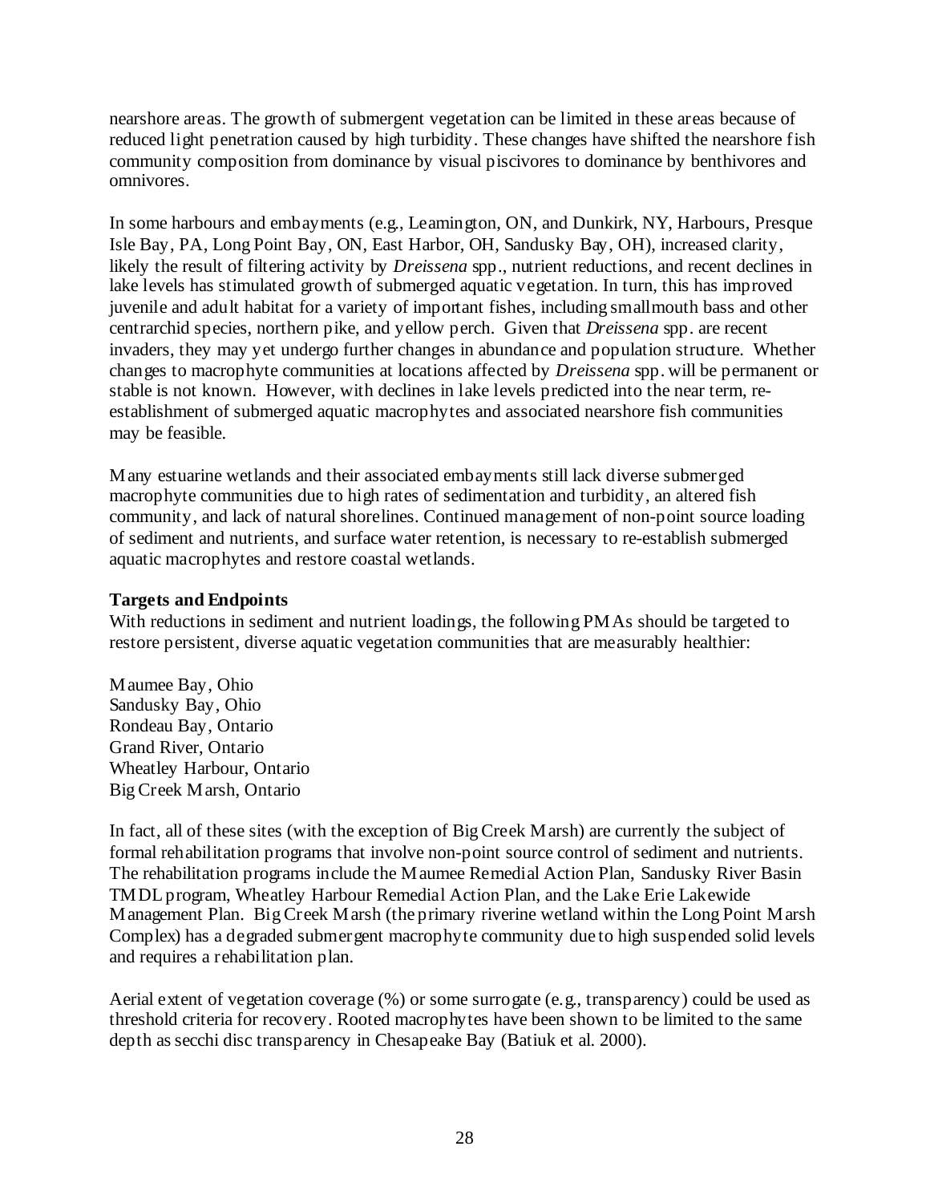nearshore areas. The growth of submergent vegetation can be limited in these areas because of reduced light penetration caused by high turbidity. These changes have shifted the nearshore fish community composition from dominance by visual piscivores to dominance by benthivores and omnivores.

In some harbours and embayments (e.g., Leamington, ON, and Dunkirk, NY, Harbours, Presque Isle Bay, PA, Long Point Bay, ON, East Harbor, OH, Sandusky Bay, OH), increased clarity, likely the result of filtering activity by *Dreissena* spp., nutrient reductions, and recent declines in lake levels has stimulated growth of submerged aquatic vegetation. In turn, this has improved juvenile and adult habitat for a variety of important fishes, including smallmouth bass and other centrarchid species, northern pike, and yellow perch. Given that *Dreissena* spp. are recent invaders, they may yet undergo further changes in abundance and population structure. Whether changes to macrophyte communities at locations affected by *Dreissena* spp. will be permanent or stable is not known. However, with declines in lake levels predicted into the near term, re-establishment of submerged aquatic macrophytes and associated nearshore fish communities may be feasible.

Many estuarine wetlands and their associated embayments still lack diverse submerged macrophyte communities due to high rates of sedimentation and turbidity, an altered fish community, and lack of natural shorelines. Continued management of non-point source loading of sediment and nutrients, and surface water retention, is necessary to re-establish submerged aquatic macrophytes and restore coastal wetlands.

**Targets and Endpoints**

With reductions in sediment and nutrient loadings, the following PMAs should be targeted to restore persistent, diverse aquatic vegetation communities that are measurably healthier:

Maumee Bay, Ohio
Sandusky Bay, Ohio
Rondeau Bay, Ontario
Grand River, Ontario
Wheatley Harbour, Ontario
Big Creek Marsh, Ontario

In fact, all of these sites (with the exception of Big Creek Marsh) are currently the subject of formal rehabilitation programs that involve non-point source control of sediment and nutrients. The rehabilitation programs include the Maumee Remedial Action Plan, Sandusky River Basin TMDL program, Wheatley Harbour Remedial Action Plan, and the Lake Erie Lakewide Management Plan. Big Creek Marsh (the primary riverine wetland within the Long Point Marsh Complex) has a degraded submergent macrophyte community due to high suspended solid levels and requires a rehabilitation plan.

Aerial extent of vegetation coverage (%) or some surrogate (e.g., transparency) could be used as threshold criteria for recovery. Rooted macrophytes have been shown to be limited to the same depth as secchi disc transparency in Chesapeake Bay (Batiuk et al. 2000).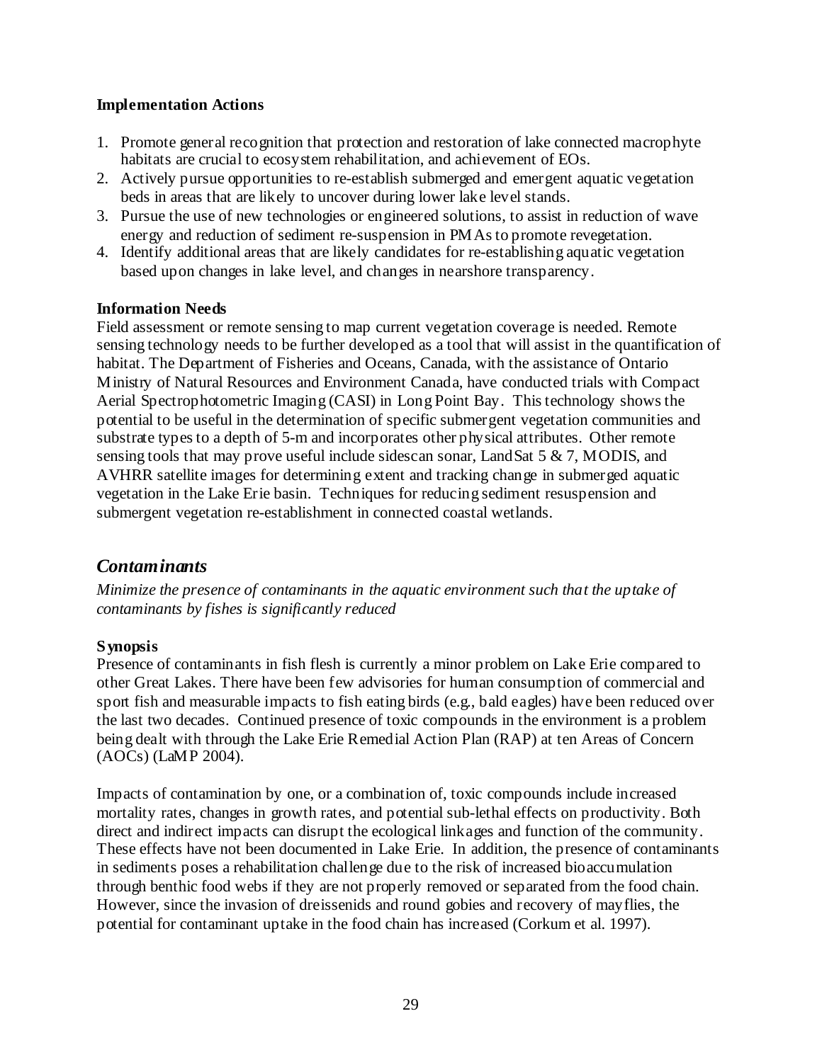**Implementation Actions**

1. Promote general recognition that protection and restoration of lake connected macrophyte habitats are crucial to ecosystem rehabilitation, and achievement of EOs.
2. Actively pursue opportunities to re-establish submerged and emergent aquatic vegetation beds in areas that are likely to uncover during lower lake level stands.
3. Pursue the use of new technologies or engineered solutions, to assist in reduction of wave energy and reduction of sediment re-suspension in PMAs to promote revegetation.
4. Identify additional areas that are likely candidates for re-establishing aquatic vegetation based upon changes in lake level, and changes in nearshore transparency.

**Information Needs**

Field assessment or remote sensing to map current vegetation coverage is needed. Remote sensing technology needs to be further developed as a tool that will assist in the quantification of habitat. The Department of Fisheries and Oceans, Canada, with the assistance of Ontario Ministry of Natural Resources and Environment Canada, have conducted trials with Compact Aerial Spectrophotometric Imaging (CASI) in Long Point Bay. This technology shows the potential to be useful in the determination of specific submergent vegetation communities and substrate types to a depth of 5-m and incorporates other physical attributes. Other remote sensing tools that may prove useful include sidescan sonar, LandSat 5 & 7, MODIS, and AVHRR satellite images for determining extent and tracking change in submerged aquatic vegetation in the Lake Erie basin. Techniques for reducing sediment resuspension and submergent vegetation re-establishment in connected coastal wetlands.

## *Contaminants*

*Minimize the presence of contaminants in the aquatic environment such that the uptake of contaminants by fishes is significantly reduced*

**Synopsis**

Presence of contaminants in fish flesh is currently a minor problem on Lake Erie compared to other Great Lakes. There have been few advisories for human consumption of commercial and sport fish and measurable impacts to fish eating birds (e.g., bald eagles) have been reduced over the last two decades. Continued presence of toxic compounds in the environment is a problem being dealt with through the Lake Erie Remedial Action Plan (RAP) at ten Areas of Concern (AOCs) (LaMP 2004).

Impacts of contamination by one, or a combination of, toxic compounds include increased mortality rates, changes in growth rates, and potential sub-lethal effects on productivity. Both direct and indirect impacts can disrupt the ecological linkages and function of the community. These effects have not been documented in Lake Erie. In addition, the presence of contaminants in sediments poses a rehabilitation challenge due to the risk of increased bioaccumulation through benthic food webs if they are not properly removed or separated from the food chain. However, since the invasion of dreissenids and round gobies and recovery of mayflies, the potential for contaminant uptake in the food chain has increased (Corkum et al. 1997).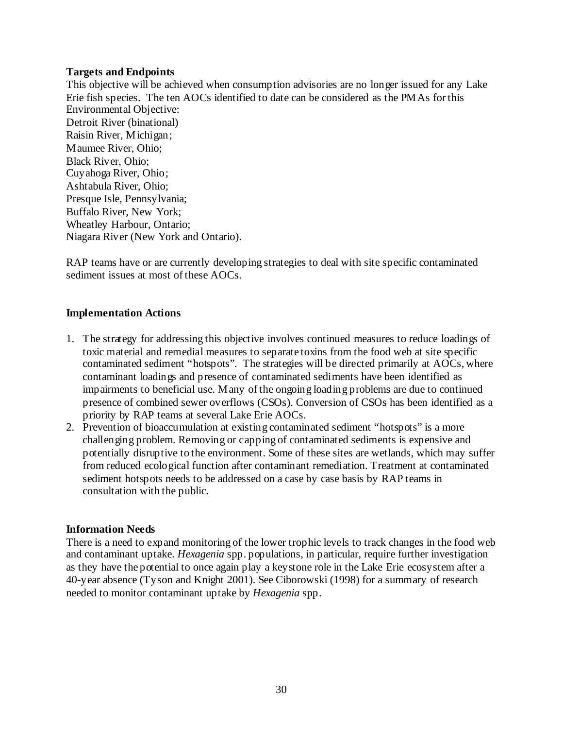**Targets and Endpoints**

This objective will be achieved when consumption advisories are no longer issued for any Lake Erie fish species. The ten AOCs identified to date can be considered as the PMAs for this Environmental Objective:

Detroit River (binational)
Raisin River, Michigan;
Maumee River, Ohio;
Black River, Ohio;
Cuyahoga River, Ohio;
Ashtabula River, Ohio;
Presque Isle, Pennsylvania;
Buffalo River, New York;
Wheatley Harbour, Ontario;
Niagara River (New York and Ontario).

RAP teams have or are currently developing strategies to deal with site specific contaminated sediment issues at most of these AOCs.

**Implementation Actions**

1. The strategy for addressing this objective involves continued measures to reduce loadings of toxic material and remedial measures to separate toxins from the food web at site specific contaminated sediment "hotspots". The strategies will be directed primarily at AOCs, where contaminant loadings and presence of contaminated sediments have been identified as impairments to beneficial use. Many of the ongoing loading problems are due to continued presence of combined sewer overflows (CSOs). Conversion of CSOs has been identified as a priority by RAP teams at several Lake Erie AOCs.
2. Prevention of bioaccumulation at existing contaminated sediment "hotspots" is a more challenging problem. Removing or capping of contaminated sediments is expensive and potentially disruptive to the environment. Some of these sites are wetlands, which may suffer from reduced ecological function after contaminant remediation. Treatment at contaminated sediment hotspots needs to be addressed on a case by case basis by RAP teams in consultation with the public.

**Information Needs**

There is a need to expand monitoring of the lower trophic levels to track changes in the food web and contaminant uptake. *Hexagenia* spp. populations, in particular, require further investigation as they have the potential to once again play a keystone role in the Lake Erie ecosystem after a 40-year absence (Tyson and Knight 2001). See Ciborowski (1998) for a summary of research needed to monitor contaminant uptake by *Hexagenia* spp.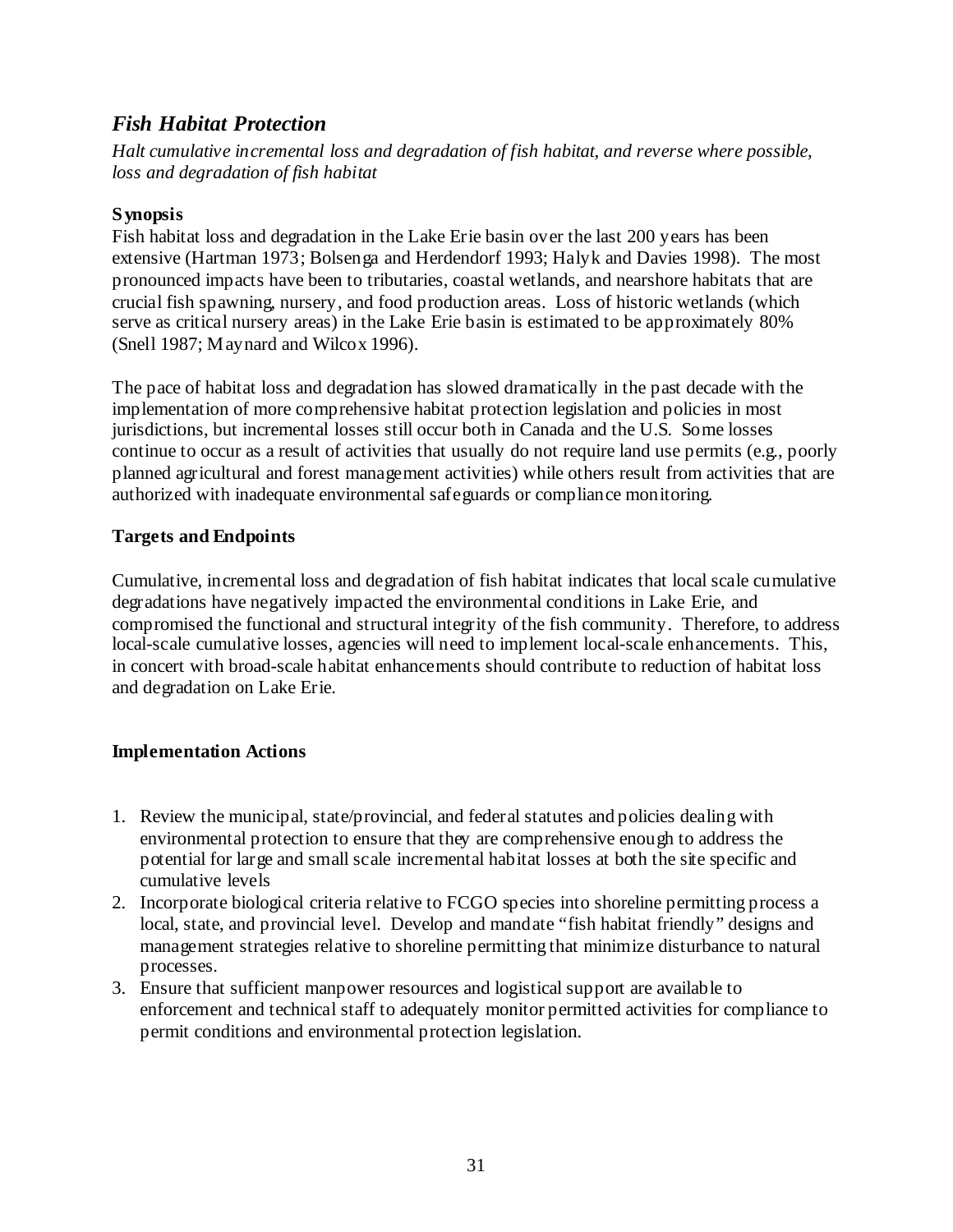## *Fish Habitat Protection*

*Halt cumulative incremental loss and degradation of fish habitat, and reverse where possible, loss and degradation of fish habitat*

### Synopsis

Fish habitat loss and degradation in the Lake Erie basin over the last 200 years has been extensive (Hartman 1973; Bolsenga and Herdendorf 1993; Halyk and Davies 1998). The most pronounced impacts have been to tributaries, coastal wetlands, and nearshore habitats that are crucial fish spawning, nursery, and food production areas. Loss of historic wetlands (which serve as critical nursery areas) in the Lake Erie basin is estimated to be approximately 80% (Snell 1987; Maynard and Wilcox 1996).

The pace of habitat loss and degradation has slowed dramatically in the past decade with the implementation of more comprehensive habitat protection legislation and policies in most jurisdictions, but incremental losses still occur both in Canada and the U.S. Some losses continue to occur as a result of activities that usually do not require land use permits (e.g., poorly planned agricultural and forest management activities) while others result from activities that are authorized with inadequate environmental safeguards or compliance monitoring.

### Targets and Endpoints

Cumulative, incremental loss and degradation of fish habitat indicates that local scale cumulative degradations have negatively impacted the environmental conditions in Lake Erie, and compromised the functional and structural integrity of the fish community. Therefore, to address local-scale cumulative losses, agencies will need to implement local-scale enhancements. This, in concert with broad-scale habitat enhancements should contribute to reduction of habitat loss and degradation on Lake Erie.

### Implementation Actions

1. Review the municipal, state/provincial, and federal statutes and policies dealing with environmental protection to ensure that they are comprehensive enough to address the potential for large and small scale incremental habitat losses at both the site specific and cumulative levels
2. Incorporate biological criteria relative to FCGO species into shoreline permitting process a local, state, and provincial level. Develop and mandate "fish habitat friendly" designs and management strategies relative to shoreline permitting that minimize disturbance to natural processes.
3. Ensure that sufficient manpower resources and logistical support are available to enforcement and technical staff to adequately monitor permitted activities for compliance to permit conditions and environmental protection legislation.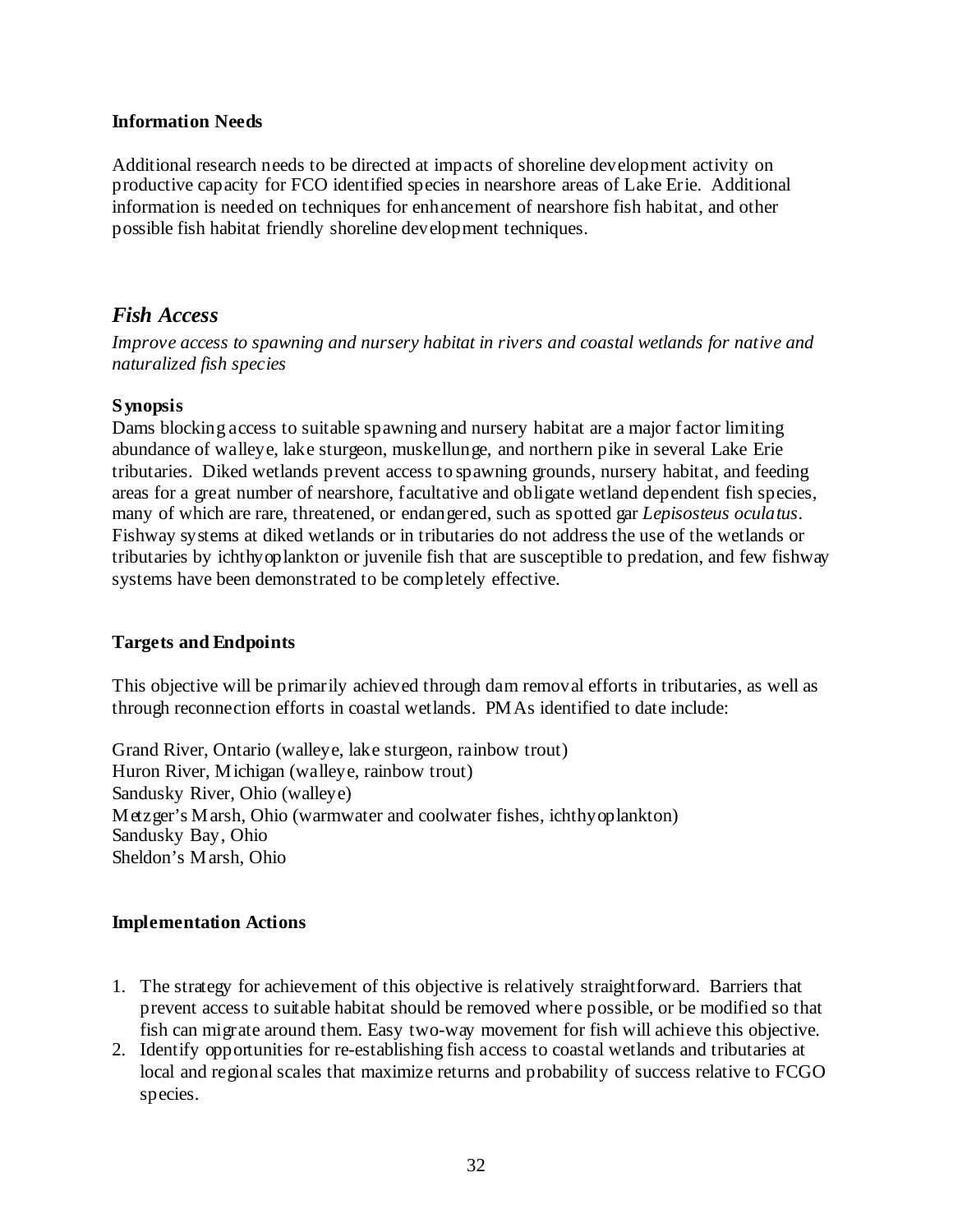### Information Needs

Additional research needs to be directed at impacts of shoreline development activity on productive capacity for FCO identified species in nearshore areas of Lake Erie. Additional information is needed on techniques for enhancement of nearshore fish habitat, and other possible fish habitat friendly shoreline development techniques.

## *Fish Access*

*Improve access to spawning and nursery habitat in rivers and coastal wetlands for native and naturalized fish species*

### Synopsis

Dams blocking access to suitable spawning and nursery habitat are a major factor limiting abundance of walleye, lake sturgeon, muskellunge, and northern pike in several Lake Erie tributaries. Diked wetlands prevent access to spawning grounds, nursery habitat, and feeding areas for a great number of nearshore, facultative and obligate wetland dependent fish species, many of which are rare, threatened, or endangered, such as spotted gar *Lepisosteus oculatus*. Fishway systems at diked wetlands or in tributaries do not address the use of the wetlands or tributaries by ichthyoplankton or juvenile fish that are susceptible to predation, and few fishway systems have been demonstrated to be completely effective.

### Targets and Endpoints

This objective will be primarily achieved through dam removal efforts in tributaries, as well as through reconnection efforts in coastal wetlands. PMAs identified to date include:

Grand River, Ontario (walleye, lake sturgeon, rainbow trout)
Huron River, Michigan (walleye, rainbow trout)
Sandusky River, Ohio (walleye)
Metzger's Marsh, Ohio (warmwater and coolwater fishes, ichthyoplankton)
Sandusky Bay, Ohio
Sheldon's Marsh, Ohio

### Implementation Actions

1. The strategy for achievement of this objective is relatively straightforward. Barriers that prevent access to suitable habitat should be removed where possible, or be modified so that fish can migrate around them. Easy two-way movement for fish will achieve this objective.
2. Identify opportunities for re-establishing fish access to coastal wetlands and tributaries at local and regional scales that maximize returns and probability of success relative to FCGO species.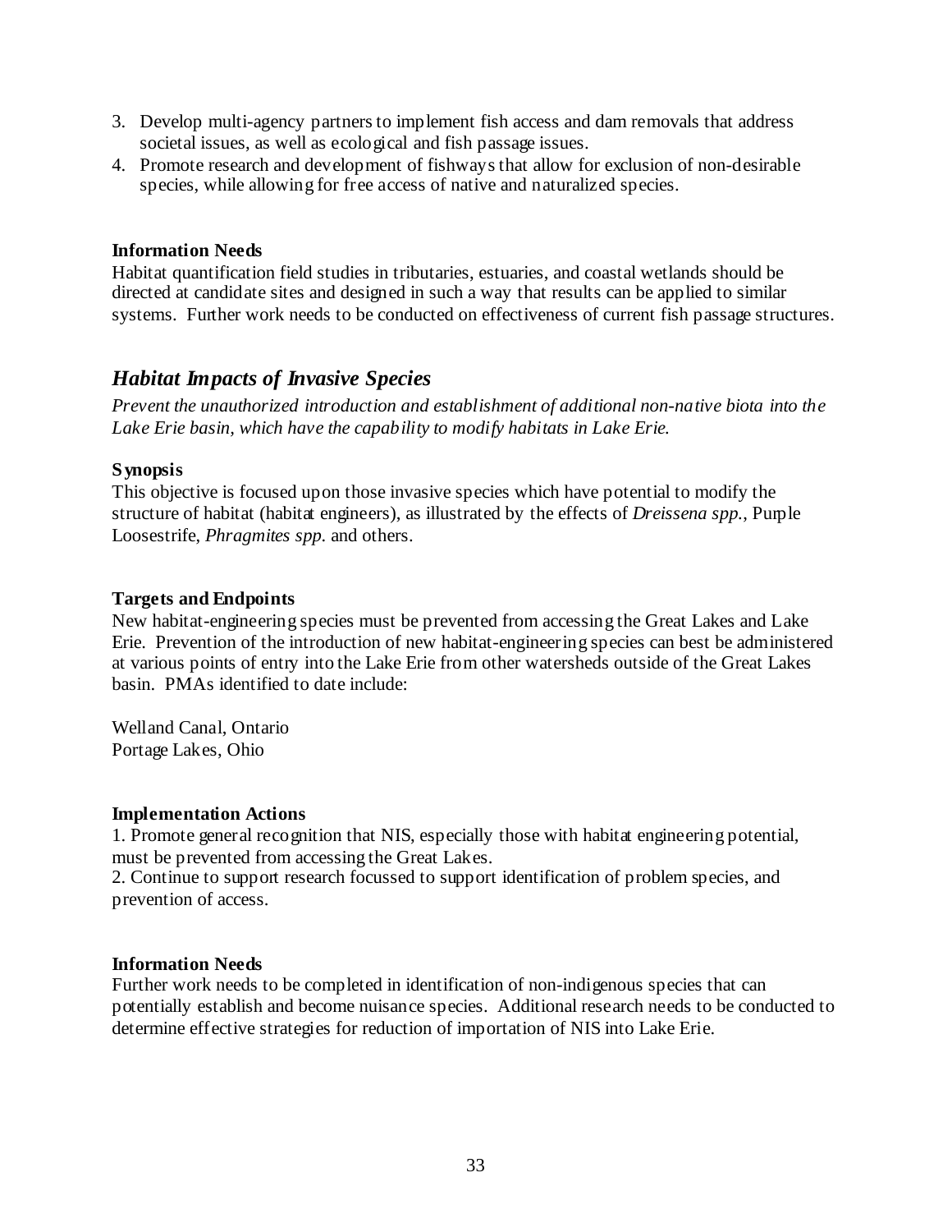3. Develop multi-agency partners to implement fish access and dam removals that address societal issues, as well as ecological and fish passage issues.
4. Promote research and development of fishways that allow for exclusion of non-desirable species, while allowing for free access of native and naturalized species.

**Information Needs**

Habitat quantification field studies in tributaries, estuaries, and coastal wetlands should be directed at candidate sites and designed in such a way that results can be applied to similar systems. Further work needs to be conducted on effectiveness of current fish passage structures.

## *Habitat Impacts of Invasive Species*

*Prevent the unauthorized introduction and establishment of additional non-native biota into the Lake Erie basin, which have the capability to modify habitats in Lake Erie.*

**Synopsis**

This objective is focused upon those invasive species which have potential to modify the structure of habitat (habitat engineers), as illustrated by the effects of *Dreissena spp.*, Purple Loosestrife, *Phragmites spp.* and others.

**Targets and Endpoints**

New habitat-engineering species must be prevented from accessing the Great Lakes and Lake Erie. Prevention of the introduction of new habitat-engineering species can best be administered at various points of entry into the Lake Erie from other watersheds outside of the Great Lakes basin. PMAs identified to date include:

Welland Canal, Ontario
Portage Lakes, Ohio

**Implementation Actions**

1. Promote general recognition that NIS, especially those with habitat engineering potential, must be prevented from accessing the Great Lakes.
2. Continue to support research focussed to support identification of problem species, and prevention of access.

**Information Needs**

Further work needs to be completed in identification of non-indigenous species that can potentially establish and become nuisance species. Additional research needs to be conducted to determine effective strategies for reduction of importation of NIS into Lake Erie.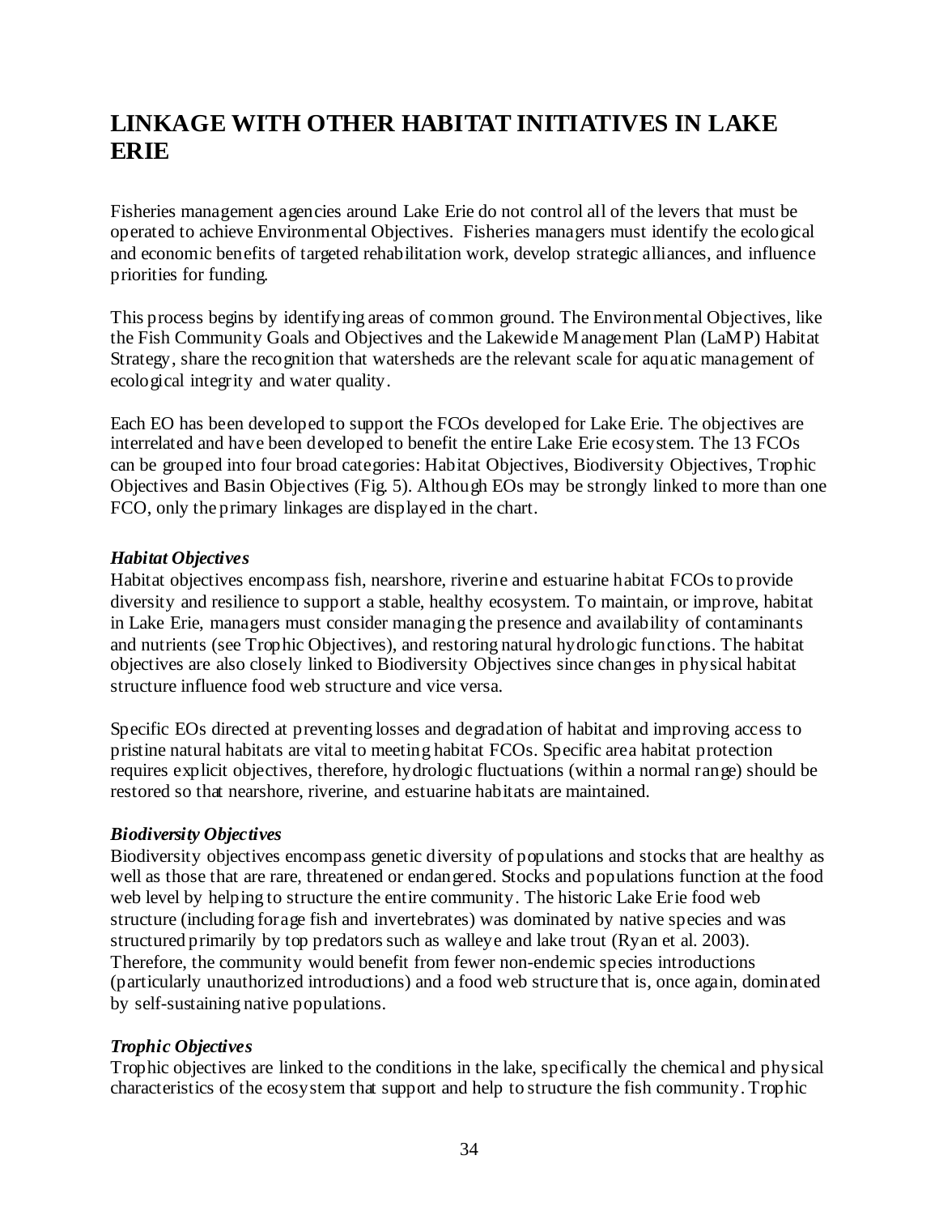# LINKAGE WITH OTHER HABITAT INITIATIVES IN LAKE ERIE

Fisheries management agencies around Lake Erie do not control all of the levers that must be operated to achieve Environmental Objectives. Fisheries managers must identify the ecological and economic benefits of targeted rehabilitation work, develop strategic alliances, and influence priorities for funding.

This process begins by identifying areas of common ground. The Environmental Objectives, like the Fish Community Goals and Objectives and the Lakewide Management Plan (LaMP) Habitat Strategy, share the recognition that watersheds are the relevant scale for aquatic management of ecological integrity and water quality.

Each EO has been developed to support the FCOs developed for Lake Erie. The objectives are interrelated and have been developed to benefit the entire Lake Erie ecosystem. The 13 FCOs can be grouped into four broad categories: Habitat Objectives, Biodiversity Objectives, Trophic Objectives and Basin Objectives (Fig. 5). Although EOs may be strongly linked to more than one FCO, only the primary linkages are displayed in the chart.

### *Habitat Objectives*

Habitat objectives encompass fish, nearshore, riverine and estuarine habitat FCOs to provide diversity and resilience to support a stable, healthy ecosystem. To maintain, or improve, habitat in Lake Erie, managers must consider managing the presence and availability of contaminants and nutrients (see Trophic Objectives), and restoring natural hydrologic functions. The habitat objectives are also closely linked to Biodiversity Objectives since changes in physical habitat structure influence food web structure and vice versa.

Specific EOs directed at preventing losses and degradation of habitat and improving access to pristine natural habitats are vital to meeting habitat FCOs. Specific area habitat protection requires explicit objectives, therefore, hydrologic fluctuations (within a normal range) should be restored so that nearshore, riverine, and estuarine habitats are maintained.

### *Biodiversity Objectives*

Biodiversity objectives encompass genetic diversity of populations and stocks that are healthy as well as those that are rare, threatened or endangered. Stocks and populations function at the food web level by helping to structure the entire community. The historic Lake Erie food web structure (including forage fish and invertebrates) was dominated by native species and was structured primarily by top predators such as walleye and lake trout (Ryan et al. 2003). Therefore, the community would benefit from fewer non-endemic species introductions (particularly unauthorized introductions) and a food web structure that is, once again, dominated by self-sustaining native populations.

### *Trophic Objectives*

Trophic objectives are linked to the conditions in the lake, specifically the chemical and physical characteristics of the ecosystem that support and help to structure the fish community. Trophic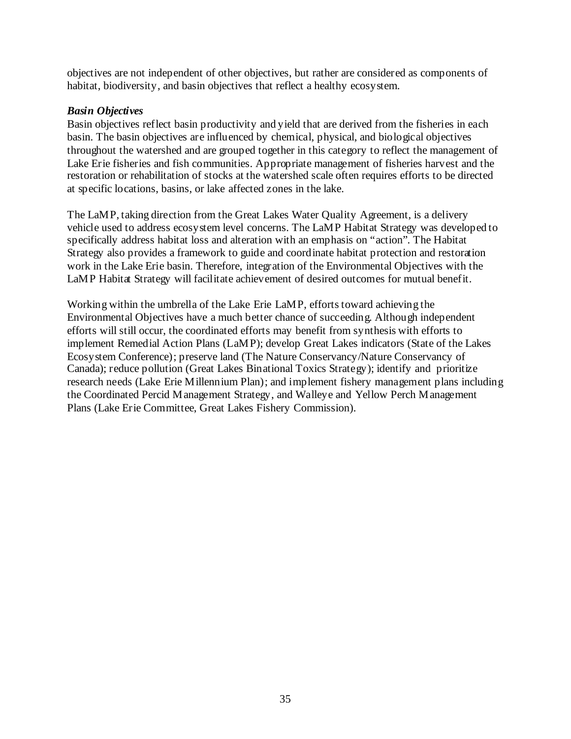objectives are not independent of other objectives, but rather are considered as components of habitat, biodiversity, and basin objectives that reflect a healthy ecosystem.

***Basin Objectives***

Basin objectives reflect basin productivity and yield that are derived from the fisheries in each basin. The basin objectives are influenced by chemical, physical, and biological objectives throughout the watershed and are grouped together in this category to reflect the management of Lake Erie fisheries and fish communities. Appropriate management of fisheries harvest and the restoration or rehabilitation of stocks at the watershed scale often requires efforts to be directed at specific locations, basins, or lake affected zones in the lake.

The LaMP, taking direction from the Great Lakes Water Quality Agreement, is a delivery vehicle used to address ecosystem level concerns. The LaMP Habitat Strategy was developed to specifically address habitat loss and alteration with an emphasis on "action". The Habitat Strategy also provides a framework to guide and coordinate habitat protection and restoration work in the Lake Erie basin. Therefore, integration of the Environmental Objectives with the LaMP Habitat Strategy will facilitate achievement of desired outcomes for mutual benefit.

Working within the umbrella of the Lake Erie LaMP, efforts toward achieving the Environmental Objectives have a much better chance of succeeding. Although independent efforts will still occur, the coordinated efforts may benefit from synthesis with efforts to implement Remedial Action Plans (LaMP); develop Great Lakes indicators (State of the Lakes Ecosystem Conference); preserve land (The Nature Conservancy/Nature Conservancy of Canada); reduce pollution (Great Lakes Binational Toxics Strategy); identify and prioritize research needs (Lake Erie Millennium Plan); and implement fishery management plans including the Coordinated Percid Management Strategy, and Walleye and Yellow Perch Management Plans (Lake Erie Committee, Great Lakes Fishery Commission).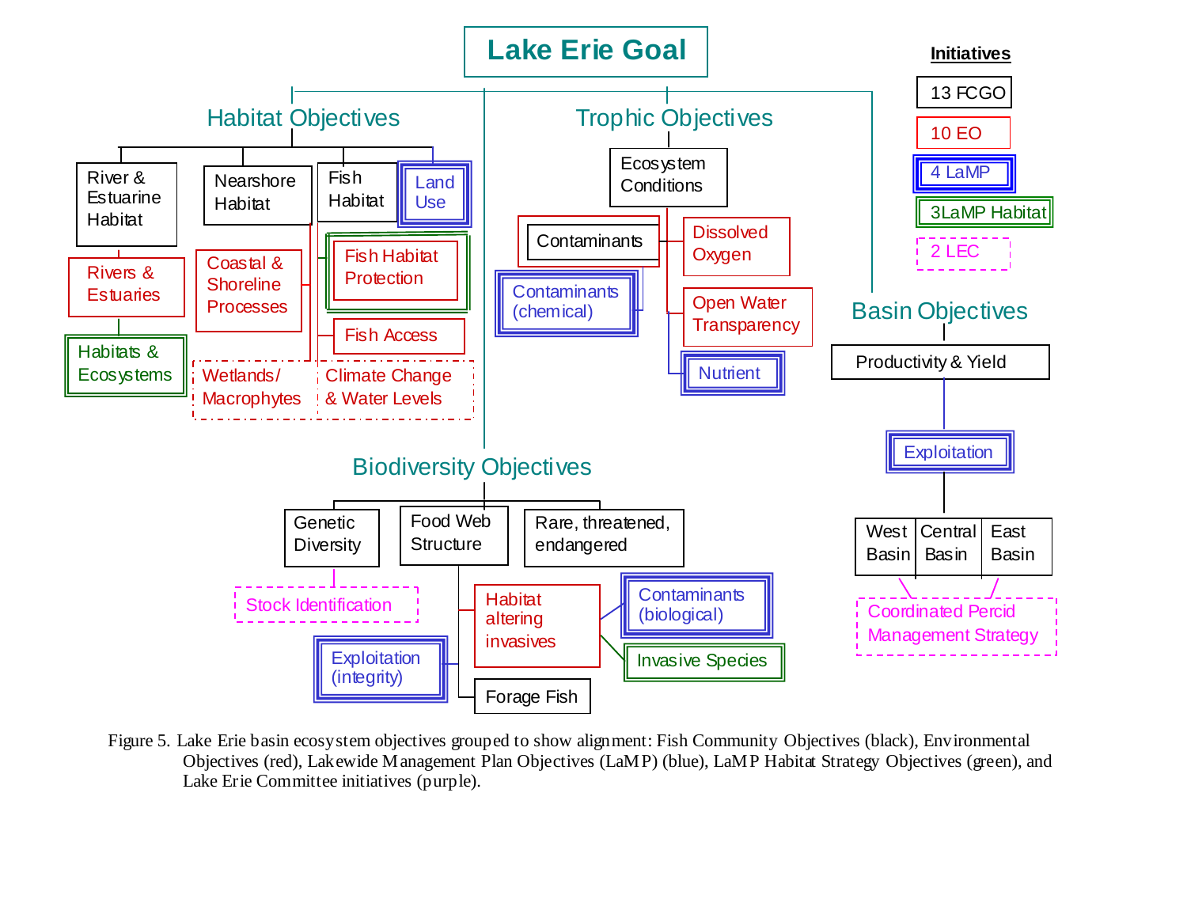# Lake Erie Goal

**Initiatives**

- 13 FCGO
- 10 EO
- 4 LaMP
- 3LaMP Habitat
- 2 LEC

## Habitat Objectives

- River & Estuarine Habitat
  - Rivers & Estuaries
  - Habitats & Ecosystems
- Nearshore Habitat
  - Coastal & Shoreline Processes
  - Wetlands/ Macrophytes
- Fish Habitat
  - Fish Habitat Protection
  - Fish Access
  - Climate Change & Water Levels
- Land Use

## Trophic Objectives

- Ecosystem Conditions
  - Contaminants
  - Contaminants (chemical)
  - Dissolved Oxygen
  - Open Water Transparency
  - Nutrient

## Basin Objectives

- Productivity & Yield
  - Exploitation
  - West Basin | Central Basin | East Basin
  - Coordinated Percid Management Strategy

## Biodiversity Objectives

- Genetic Diversity
  - Stock Identification
- Food Web Structure
  - Habitat altering invasives
    - Contaminants (biological)
    - Invasive Species
  - Exploitation (integrity)
  - Forage Fish
- Rare, threatened, endangered

Figure 5. Lake Erie basin ecosystem objectives grouped to show alignment: Fish Community Objectives (black), Environmental Objectives (red), Lakewide Management Plan Objectives (LaMP) (blue), LaMP Habitat Strategy Objectives (green), and Lake Erie Committee initiatives (purple).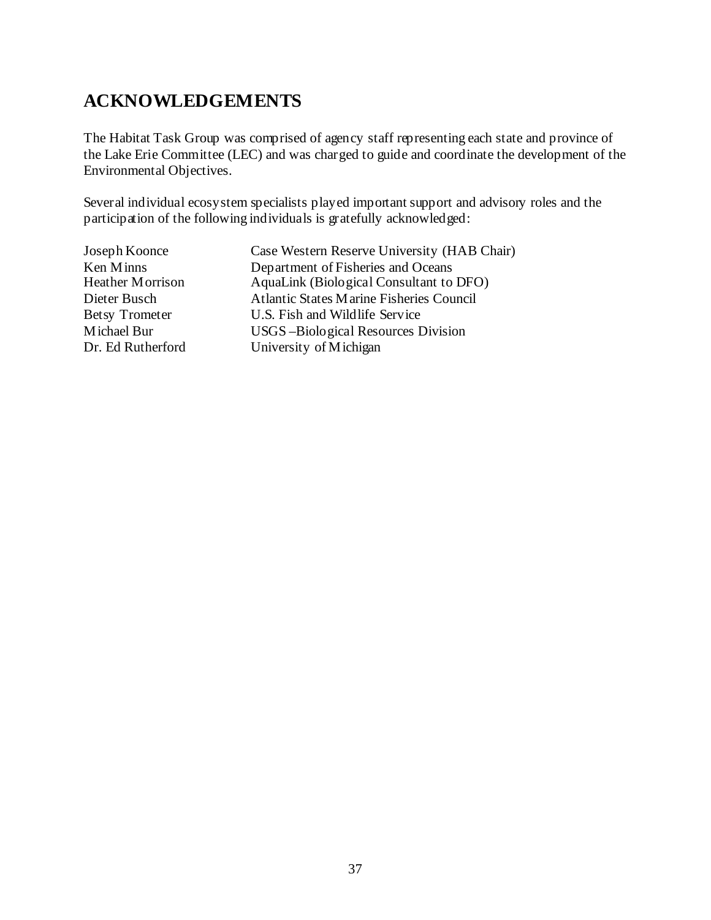## ACKNOWLEDGEMENTS

The Habitat Task Group was comprised of agency staff representing each state and province of the Lake Erie Committee (LEC) and was charged to guide and coordinate the development of the Environmental Objectives.

Several individual ecosystem specialists played important support and advisory roles and the participation of the following individuals is gratefully acknowledged:

| | |
|---|---|
| Joseph Koonce | Case Western Reserve University (HAB Chair) |
| Ken Minns | Department of Fisheries and Oceans |
| Heather Morrison | AquaLink (Biological Consultant to DFO) |
| Dieter Busch | Atlantic States Marine Fisheries Council |
| Betsy Trometer | U.S. Fish and Wildlife Service |
| Michael Bur | USGS –Biological Resources Division |
| Dr. Ed Rutherford | University of Michigan |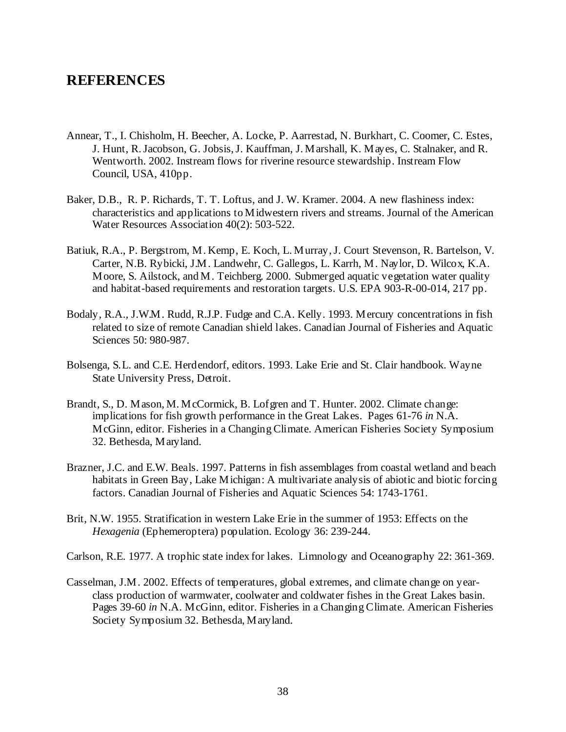## REFERENCES

Annear, T., I. Chisholm, H. Beecher, A. Locke, P. Aarrestad, N. Burkhart, C. Coomer, C. Estes, J. Hunt, R. Jacobson, G. Jobsis, J. Kauffman, J. Marshall, K. Mayes, C. Stalnaker, and R. Wentworth. 2002. Instream flows for riverine resource stewardship. Instream Flow Council, USA, 410pp.

Baker, D.B., R. P. Richards, T. T. Loftus, and J. W. Kramer. 2004. A new flashiness index: characteristics and applications to Midwestern rivers and streams. Journal of the American Water Resources Association 40(2): 503-522.

Batiuk, R.A., P. Bergstrom, M. Kemp, E. Koch, L. Murray, J. Court Stevenson, R. Bartelson, V. Carter, N.B. Rybicki, J.M. Landwehr, C. Gallegos, L. Karrh, M. Naylor, D. Wilcox, K.A. Moore, S. Ailstock, and M. Teichberg. 2000. Submerged aquatic vegetation water quality and habitat-based requirements and restoration targets. U.S. EPA 903-R-00-014, 217 pp.

Bodaly, R.A., J.W.M. Rudd, R.J.P. Fudge and C.A. Kelly. 1993. Mercury concentrations in fish related to size of remote Canadian shield lakes. Canadian Journal of Fisheries and Aquatic Sciences 50: 980-987.

Bolsenga, S.L. and C.E. Herdendorf, editors. 1993. Lake Erie and St. Clair handbook. Wayne State University Press, Detroit.

Brandt, S., D. Mason, M. McCormick, B. Lofgren and T. Hunter. 2002. Climate change: implications for fish growth performance in the Great Lakes. Pages 61-76 *in* N.A. McGinn, editor. Fisheries in a Changing Climate. American Fisheries Society Symposium 32. Bethesda, Maryland.

Brazner, J.C. and E.W. Beals. 1997. Patterns in fish assemblages from coastal wetland and beach habitats in Green Bay, Lake Michigan: A multivariate analysis of abiotic and biotic forcing factors. Canadian Journal of Fisheries and Aquatic Sciences 54: 1743-1761.

Brit, N.W. 1955. Stratification in western Lake Erie in the summer of 1953: Effects on the *Hexagenia* (Ephemeroptera) population. Ecology 36: 239-244.

Carlson, R.E. 1977. A trophic state index for lakes. Limnology and Oceanography 22: 361-369.

Casselman, J.M. 2002. Effects of temperatures, global extremes, and climate change on year-class production of warmwater, coolwater and coldwater fishes in the Great Lakes basin. Pages 39-60 *in* N.A. McGinn, editor. Fisheries in a Changing Climate. American Fisheries Society Symposium 32. Bethesda, Maryland.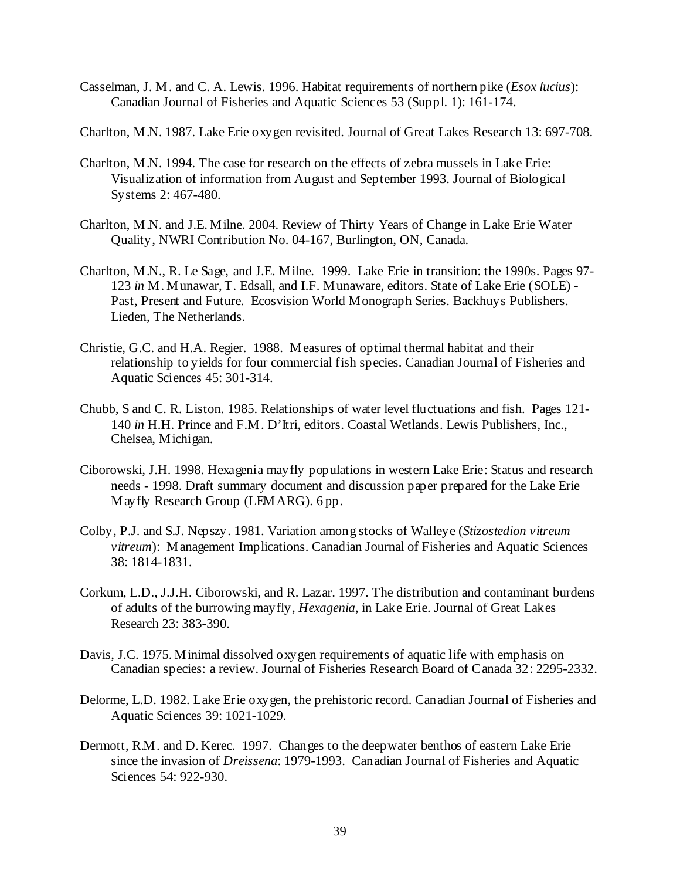Casselman, J. M. and C. A. Lewis. 1996. Habitat requirements of northern pike (*Esox lucius*): Canadian Journal of Fisheries and Aquatic Sciences 53 (Suppl. 1): 161-174.

Charlton, M.N. 1987. Lake Erie oxygen revisited. Journal of Great Lakes Research 13: 697-708.

Charlton, M.N. 1994. The case for research on the effects of zebra mussels in Lake Erie: Visualization of information from August and September 1993. Journal of Biological Systems 2: 467-480.

Charlton, M.N. and J.E. Milne. 2004. Review of Thirty Years of Change in Lake Erie Water Quality, NWRI Contribution No. 04-167, Burlington, ON, Canada.

Charlton, M.N., R. Le Sage, and J.E. Milne. 1999. Lake Erie in transition: the 1990s. Pages 97-123 *in* M. Munawar, T. Edsall, and I.F. Munaware, editors. State of Lake Erie (SOLE) - Past, Present and Future. Ecosvision World Monograph Series. Backhuys Publishers. Lieden, The Netherlands.

Christie, G.C. and H.A. Regier. 1988. Measures of optimal thermal habitat and their relationship to yields for four commercial fish species. Canadian Journal of Fisheries and Aquatic Sciences 45: 301-314.

Chubb, S and C. R. Liston. 1985. Relationships of water level fluctuations and fish. Pages 121-140 *in* H.H. Prince and F.M. D'Itri, editors. Coastal Wetlands. Lewis Publishers, Inc., Chelsea, Michigan.

Ciborowski, J.H. 1998. Hexagenia mayfly populations in western Lake Erie: Status and research needs - 1998. Draft summary document and discussion paper prepared for the Lake Erie Mayfly Research Group (LEMARG). 6 pp.

Colby, P.J. and S.J. Nepszy. 1981. Variation among stocks of Walleye (*Stizostedion vitreum vitreum*): Management Implications. Canadian Journal of Fisheries and Aquatic Sciences 38: 1814-1831.

Corkum, L.D., J.J.H. Ciborowski, and R. Lazar. 1997. The distribution and contaminant burdens of adults of the burrowing mayfly, *Hexagenia*, in Lake Erie. Journal of Great Lakes Research 23: 383-390.

Davis, J.C. 1975. Minimal dissolved oxygen requirements of aquatic life with emphasis on Canadian species: a review. Journal of Fisheries Research Board of Canada 32: 2295-2332.

Delorme, L.D. 1982. Lake Erie oxygen, the prehistoric record. Canadian Journal of Fisheries and Aquatic Sciences 39: 1021-1029.

Dermott, R.M. and D. Kerec. 1997. Changes to the deepwater benthos of eastern Lake Erie since the invasion of *Dreissena*: 1979-1993. Canadian Journal of Fisheries and Aquatic Sciences 54: 922-930.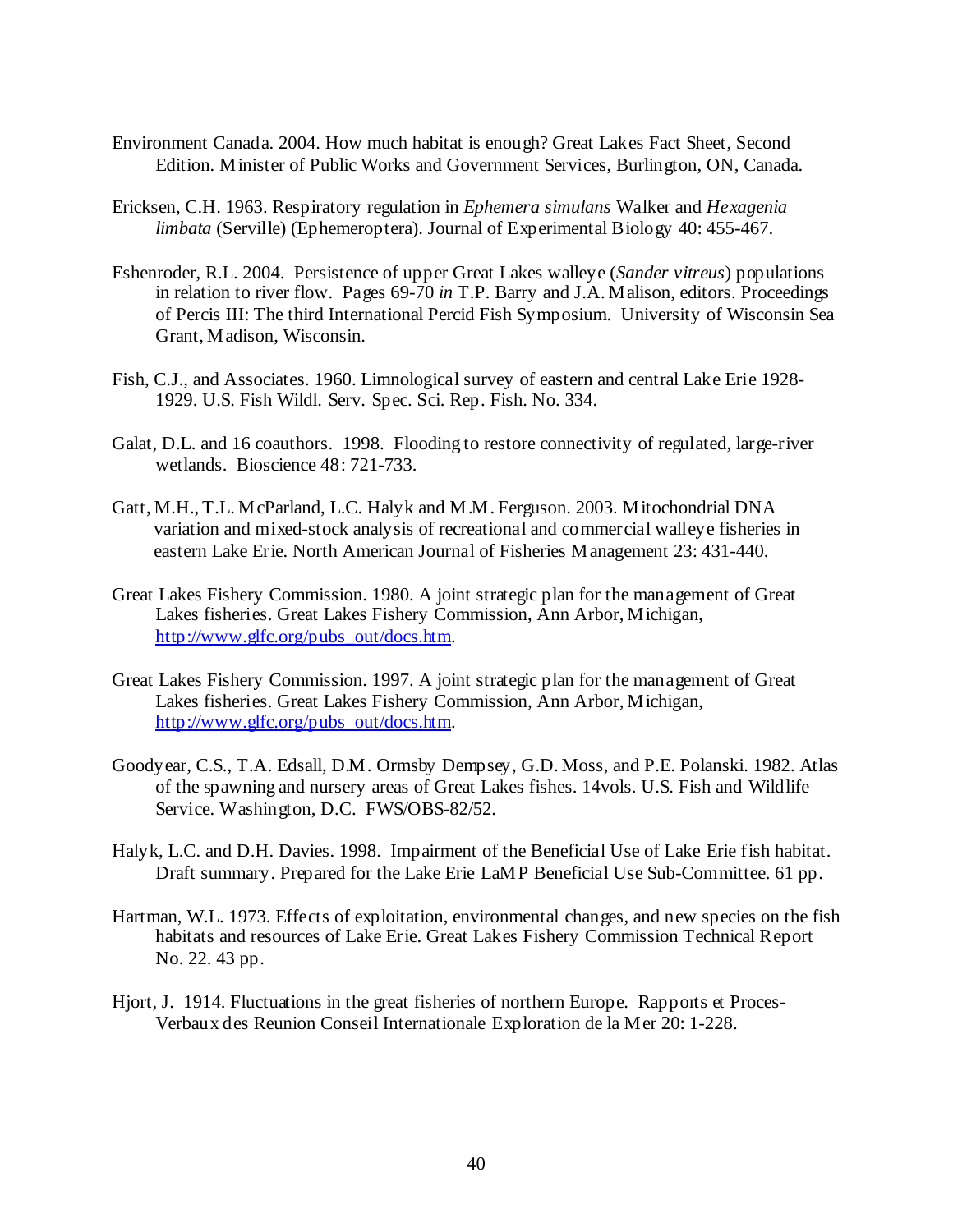Environment Canada. 2004. How much habitat is enough? Great Lakes Fact Sheet, Second Edition. Minister of Public Works and Government Services, Burlington, ON, Canada.

Ericksen, C.H. 1963. Respiratory regulation in *Ephemera simulans* Walker and *Hexagenia limbata* (Serville) (Ephemeroptera). Journal of Experimental Biology 40: 455-467.

Eshenroder, R.L. 2004. Persistence of upper Great Lakes walleye (*Sander vitreus*) populations in relation to river flow. Pages 69-70 *in* T.P. Barry and J.A. Malison, editors. Proceedings of Percis III: The third International Percid Fish Symposium. University of Wisconsin Sea Grant, Madison, Wisconsin.

Fish, C.J., and Associates. 1960. Limnological survey of eastern and central Lake Erie 1928-1929. U.S. Fish Wildl. Serv. Spec. Sci. Rep. Fish. No. 334.

Galat, D.L. and 16 coauthors. 1998. Flooding to restore connectivity of regulated, large-river wetlands. Bioscience 48: 721-733.

Gatt, M.H., T.L. McParland, L.C. Halyk and M.M. Ferguson. 2003. Mitochondrial DNA variation and mixed-stock analysis of recreational and commercial walleye fisheries in eastern Lake Erie. North American Journal of Fisheries Management 23: 431-440.

Great Lakes Fishery Commission. 1980. A joint strategic plan for the management of Great Lakes fisheries. Great Lakes Fishery Commission, Ann Arbor, Michigan, http://www.glfc.org/pubs_out/docs.htm.

Great Lakes Fishery Commission. 1997. A joint strategic plan for the management of Great Lakes fisheries. Great Lakes Fishery Commission, Ann Arbor, Michigan, http://www.glfc.org/pubs_out/docs.htm.

Goodyear, C.S., T.A. Edsall, D.M. Ormsby Dempsey, G.D. Moss, and P.E. Polanski. 1982. Atlas of the spawning and nursery areas of Great Lakes fishes. 14vols. U.S. Fish and Wildlife Service. Washington, D.C. FWS/OBS-82/52.

Halyk, L.C. and D.H. Davies. 1998. Impairment of the Beneficial Use of Lake Erie fish habitat. Draft summary. Prepared for the Lake Erie LaMP Beneficial Use Sub-Committee. 61 pp.

Hartman, W.L. 1973. Effects of exploitation, environmental changes, and new species on the fish habitats and resources of Lake Erie. Great Lakes Fishery Commission Technical Report No. 22. 43 pp.

Hjort, J. 1914. Fluctuations in the great fisheries of northern Europe. Rapports et Proces-Verbaux des Reunion Conseil Internationale Exploration de la Mer 20: 1-228.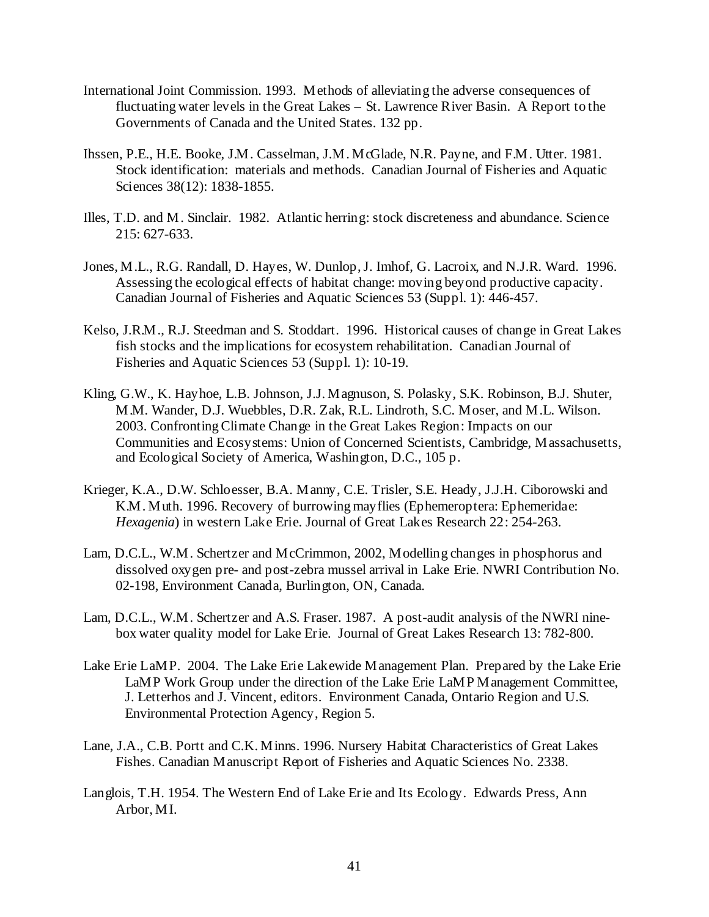International Joint Commission. 1993. Methods of alleviating the adverse consequences of fluctuating water levels in the Great Lakes – St. Lawrence River Basin. A Report to the Governments of Canada and the United States. 132 pp.

Ihssen, P.E., H.E. Booke, J.M. Casselman, J.M. McGlade, N.R. Payne, and F.M. Utter. 1981. Stock identification: materials and methods. Canadian Journal of Fisheries and Aquatic Sciences 38(12): 1838-1855.

Illes, T.D. and M. Sinclair. 1982. Atlantic herring: stock discreteness and abundance. Science 215: 627-633.

Jones, M.L., R.G. Randall, D. Hayes, W. Dunlop, J. Imhof, G. Lacroix, and N.J.R. Ward. 1996. Assessing the ecological effects of habitat change: moving beyond productive capacity. Canadian Journal of Fisheries and Aquatic Sciences 53 (Suppl. 1): 446-457.

Kelso, J.R.M., R.J. Steedman and S. Stoddart. 1996. Historical causes of change in Great Lakes fish stocks and the implications for ecosystem rehabilitation. Canadian Journal of Fisheries and Aquatic Sciences 53 (Suppl. 1): 10-19.

Kling, G.W., K. Hayhoe, L.B. Johnson, J.J. Magnuson, S. Polasky, S.K. Robinson, B.J. Shuter, M.M. Wander, D.J. Wuebbles, D.R. Zak, R.L. Lindroth, S.C. Moser, and M.L. Wilson. 2003. Confronting Climate Change in the Great Lakes Region: Impacts on our Communities and Ecosystems: Union of Concerned Scientists, Cambridge, Massachusetts, and Ecological Society of America, Washington, D.C., 105 p.

Krieger, K.A., D.W. Schloesser, B.A. Manny, C.E. Trisler, S.E. Heady, J.J.H. Ciborowski and K.M. Muth. 1996. Recovery of burrowing mayflies (Ephemeroptera: Ephemeridae: *Hexagenia*) in western Lake Erie. Journal of Great Lakes Research 22: 254-263.

Lam, D.C.L., W.M. Schertzer and McCrimmon, 2002, Modelling changes in phosphorus and dissolved oxygen pre- and post-zebra mussel arrival in Lake Erie. NWRI Contribution No. 02-198, Environment Canada, Burlington, ON, Canada.

Lam, D.C.L., W.M. Schertzer and A.S. Fraser. 1987. A post-audit analysis of the NWRI nine-box water quality model for Lake Erie. Journal of Great Lakes Research 13: 782-800.

Lake Erie LaMP. 2004. The Lake Erie Lakewide Management Plan. Prepared by the Lake Erie LaMP Work Group under the direction of the Lake Erie LaMP Management Committee, J. Letterhos and J. Vincent, editors. Environment Canada, Ontario Region and U.S. Environmental Protection Agency, Region 5.

Lane, J.A., C.B. Portt and C.K. Minns. 1996. Nursery Habitat Characteristics of Great Lakes Fishes. Canadian Manuscript Report of Fisheries and Aquatic Sciences No. 2338.

Langlois, T.H. 1954. The Western End of Lake Erie and Its Ecology. Edwards Press, Ann Arbor, MI.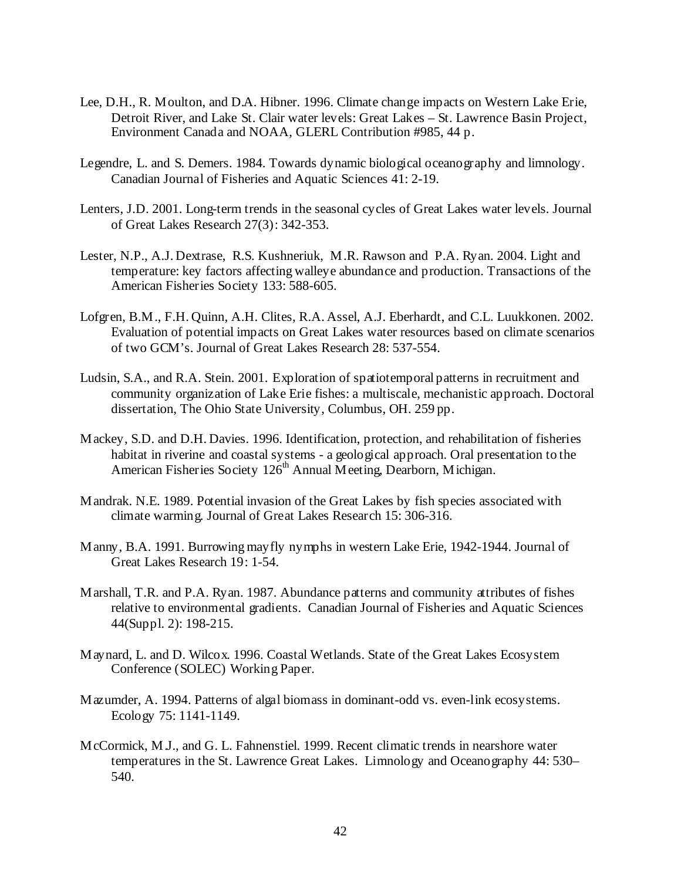Lee, D.H., R. Moulton, and D.A. Hibner. 1996. Climate change impacts on Western Lake Erie, Detroit River, and Lake St. Clair water levels: Great Lakes – St. Lawrence Basin Project, Environment Canada and NOAA, GLERL Contribution #985, 44 p.

Legendre, L. and S. Demers. 1984. Towards dynamic biological oceanography and limnology. Canadian Journal of Fisheries and Aquatic Sciences 41: 2-19.

Lenters, J.D. 2001. Long-term trends in the seasonal cycles of Great Lakes water levels. Journal of Great Lakes Research 27(3): 342-353.

Lester, N.P., A.J. Dextrase, R.S. Kushneriuk, M.R. Rawson and P.A. Ryan. 2004. Light and temperature: key factors affecting walleye abundance and production. Transactions of the American Fisheries Society 133: 588-605.

Lofgren, B.M., F.H. Quinn, A.H. Clites, R.A. Assel, A.J. Eberhardt, and C.L. Luukkonen. 2002. Evaluation of potential impacts on Great Lakes water resources based on climate scenarios of two GCM's. Journal of Great Lakes Research 28: 537-554.

Ludsin, S.A., and R.A. Stein. 2001. Exploration of spatiotemporal patterns in recruitment and community organization of Lake Erie fishes: a multiscale, mechanistic approach. Doctoral dissertation, The Ohio State University, Columbus, OH. 259 pp.

Mackey, S.D. and D.H. Davies. 1996. Identification, protection, and rehabilitation of fisheries habitat in riverine and coastal systems - a geological approach. Oral presentation to the American Fisheries Society 126th Annual Meeting, Dearborn, Michigan.

Mandrak. N.E. 1989. Potential invasion of the Great Lakes by fish species associated with climate warming. Journal of Great Lakes Research 15: 306-316.

Manny, B.A. 1991. Burrowing mayfly nymphs in western Lake Erie, 1942-1944. Journal of Great Lakes Research 19: 1-54.

Marshall, T.R. and P.A. Ryan. 1987. Abundance patterns and community attributes of fishes relative to environmental gradients. Canadian Journal of Fisheries and Aquatic Sciences 44(Suppl. 2): 198-215.

Maynard, L. and D. Wilcox. 1996. Coastal Wetlands. State of the Great Lakes Ecosystem Conference (SOLEC) Working Paper.

Mazumder, A. 1994. Patterns of algal biomass in dominant-odd vs. even-link ecosystems. Ecology 75: 1141-1149.

McCormick, M.J., and G. L. Fahnenstiel. 1999. Recent climatic trends in nearshore water temperatures in the St. Lawrence Great Lakes. Limnology and Oceanography 44: 530–540.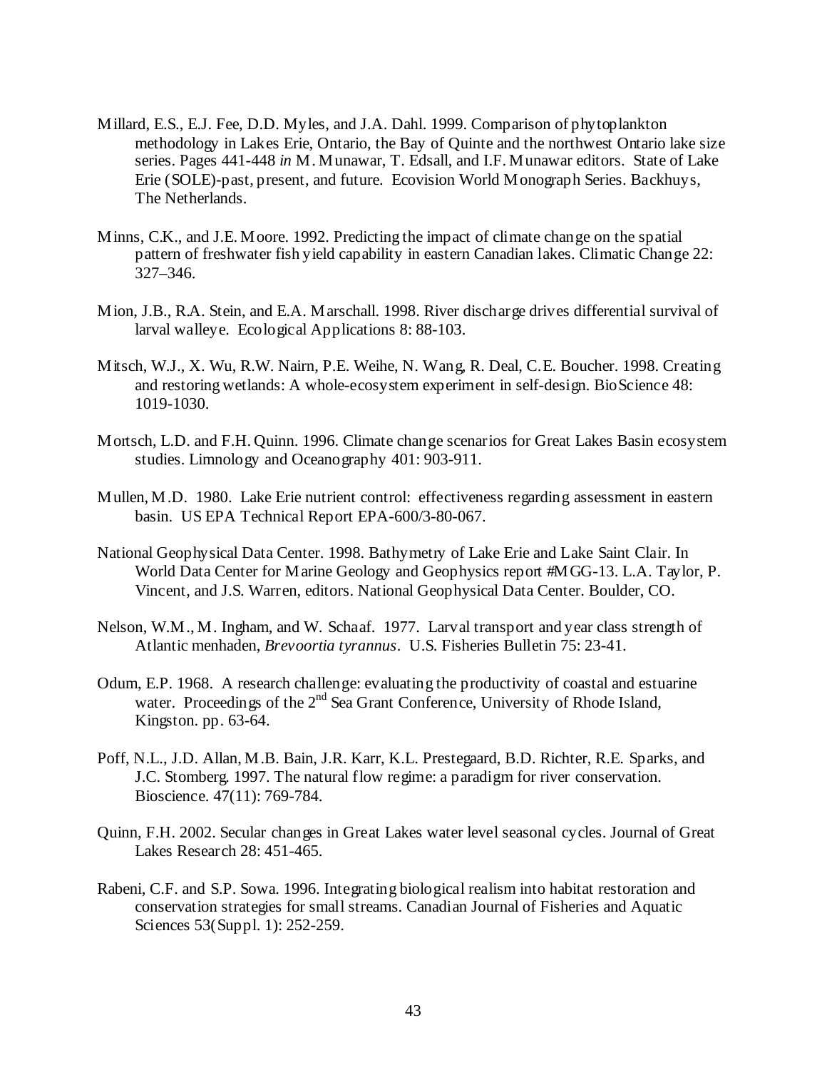Millard, E.S., E.J. Fee, D.D. Myles, and J.A. Dahl. 1999. Comparison of phytoplankton methodology in Lakes Erie, Ontario, the Bay of Quinte and the northwest Ontario lake size series. Pages 441-448 *in* M. Munawar, T. Edsall, and I.F. Munawar editors. State of Lake Erie (SOLE)-past, present, and future. Ecovision World Monograph Series. Backhuys, The Netherlands.

Minns, C.K., and J.E. Moore. 1992. Predicting the impact of climate change on the spatial pattern of freshwater fish yield capability in eastern Canadian lakes. Climatic Change 22: 327–346.

Mion, J.B., R.A. Stein, and E.A. Marschall. 1998. River discharge drives differential survival of larval walleye. Ecological Applications 8: 88-103.

Mitsch, W.J., X. Wu, R.W. Nairn, P.E. Weihe, N. Wang, R. Deal, C.E. Boucher. 1998. Creating and restoring wetlands: A whole-ecosystem experiment in self-design. BioScience 48: 1019-1030.

Mortsch, L.D. and F.H. Quinn. 1996. Climate change scenarios for Great Lakes Basin ecosystem studies. Limnology and Oceanography 401: 903-911.

Mullen, M.D. 1980. Lake Erie nutrient control: effectiveness regarding assessment in eastern basin. US EPA Technical Report EPA-600/3-80-067.

National Geophysical Data Center. 1998. Bathymetry of Lake Erie and Lake Saint Clair. In World Data Center for Marine Geology and Geophysics report #MGG-13. L.A. Taylor, P. Vincent, and J.S. Warren, editors. National Geophysical Data Center. Boulder, CO.

Nelson, W.M., M. Ingham, and W. Schaaf. 1977. Larval transport and year class strength of Atlantic menhaden, *Brevoortia tyrannus*. U.S. Fisheries Bulletin 75: 23-41.

Odum, E.P. 1968. A research challenge: evaluating the productivity of coastal and estuarine water. Proceedings of the 2nd Sea Grant Conference, University of Rhode Island, Kingston. pp. 63-64.

Poff, N.L., J.D. Allan, M.B. Bain, J.R. Karr, K.L. Prestegaard, B.D. Richter, R.E. Sparks, and J.C. Stomberg. 1997. The natural flow regime: a paradigm for river conservation. Bioscience. 47(11): 769-784.

Quinn, F.H. 2002. Secular changes in Great Lakes water level seasonal cycles. Journal of Great Lakes Research 28: 451-465.

Rabeni, C.F. and S.P. Sowa. 1996. Integrating biological realism into habitat restoration and conservation strategies for small streams. Canadian Journal of Fisheries and Aquatic Sciences 53(Suppl. 1): 252-259.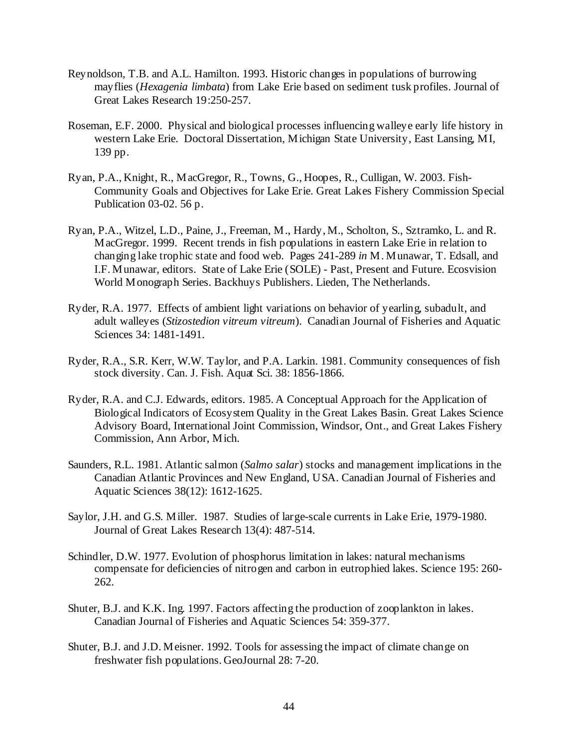Reynoldson, T.B. and A.L. Hamilton. 1993. Historic changes in populations of burrowing mayflies (*Hexagenia limbata*) from Lake Erie based on sediment tusk profiles. Journal of Great Lakes Research 19:250-257.

Roseman, E.F. 2000. Physical and biological processes influencing walleye early life history in western Lake Erie. Doctoral Dissertation, Michigan State University, East Lansing, MI, 139 pp.

Ryan, P.A., Knight, R., MacGregor, R., Towns, G., Hoopes, R., Culligan, W. 2003. Fish-Community Goals and Objectives for Lake Erie. Great Lakes Fishery Commission Special Publication 03-02. 56 p.

Ryan, P.A., Witzel, L.D., Paine, J., Freeman, M., Hardy, M., Scholton, S., Sztramko, L. and R. MacGregor. 1999. Recent trends in fish populations in eastern Lake Erie in relation to changing lake trophic state and food web. Pages 241-289 *in* M. Munawar, T. Edsall, and I.F. Munawar, editors. State of Lake Erie (SOLE) - Past, Present and Future. Ecosvision World Monograph Series. Backhuys Publishers. Lieden, The Netherlands.

Ryder, R.A. 1977. Effects of ambient light variations on behavior of yearling, subadult, and adult walleyes (*Stizostedion vitreum vitreum*). Canadian Journal of Fisheries and Aquatic Sciences 34: 1481-1491.

Ryder, R.A., S.R. Kerr, W.W. Taylor, and P.A. Larkin. 1981. Community consequences of fish stock diversity. Can. J. Fish. Aquat Sci. 38: 1856-1866.

Ryder, R.A. and C.J. Edwards, editors. 1985. A Conceptual Approach for the Application of Biological Indicators of Ecosystem Quality in the Great Lakes Basin. Great Lakes Science Advisory Board, International Joint Commission, Windsor, Ont., and Great Lakes Fishery Commission, Ann Arbor, Mich.

Saunders, R.L. 1981. Atlantic salmon (*Salmo salar*) stocks and management implications in the Canadian Atlantic Provinces and New England, USA. Canadian Journal of Fisheries and Aquatic Sciences 38(12): 1612-1625.

Saylor, J.H. and G.S. Miller. 1987. Studies of large-scale currents in Lake Erie, 1979-1980. Journal of Great Lakes Research 13(4): 487-514.

Schindler, D.W. 1977. Evolution of phosphorus limitation in lakes: natural mechanisms compensate for deficiencies of nitrogen and carbon in eutrophied lakes. Science 195: 260-262.

Shuter, B.J. and K.K. Ing. 1997. Factors affecting the production of zooplankton in lakes. Canadian Journal of Fisheries and Aquatic Sciences 54: 359-377.

Shuter, B.J. and J.D. Meisner. 1992. Tools for assessing the impact of climate change on freshwater fish populations. GeoJournal 28: 7-20.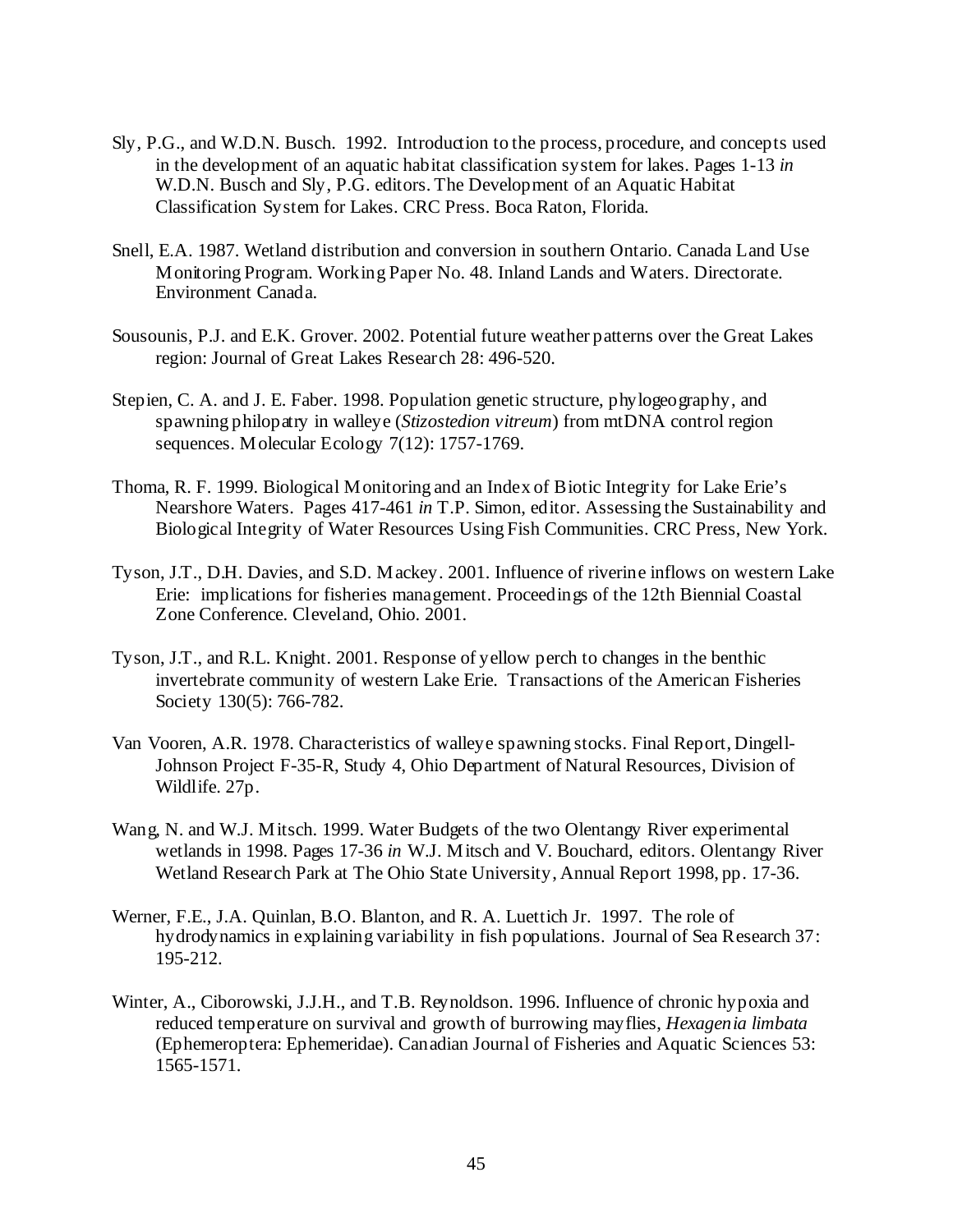Sly, P.G., and W.D.N. Busch. 1992. Introduction to the process, procedure, and concepts used in the development of an aquatic habitat classification system for lakes. Pages 1-13 *in* W.D.N. Busch and Sly, P.G. editors. The Development of an Aquatic Habitat Classification System for Lakes. CRC Press. Boca Raton, Florida.

Snell, E.A. 1987. Wetland distribution and conversion in southern Ontario. Canada Land Use Monitoring Program. Working Paper No. 48. Inland Lands and Waters. Directorate. Environment Canada.

Sousounis, P.J. and E.K. Grover. 2002. Potential future weather patterns over the Great Lakes region: Journal of Great Lakes Research 28: 496-520.

Stepien, C. A. and J. E. Faber. 1998. Population genetic structure, phylogeography, and spawning philopatry in walleye (*Stizostedion vitreum*) from mtDNA control region sequences. Molecular Ecology 7(12): 1757-1769.

Thoma, R. F. 1999. Biological Monitoring and an Index of Biotic Integrity for Lake Erie's Nearshore Waters. Pages 417-461 *in* T.P. Simon, editor. Assessing the Sustainability and Biological Integrity of Water Resources Using Fish Communities. CRC Press, New York.

Tyson, J.T., D.H. Davies, and S.D. Mackey. 2001. Influence of riverine inflows on western Lake Erie: implications for fisheries management. Proceedings of the 12th Biennial Coastal Zone Conference. Cleveland, Ohio. 2001.

Tyson, J.T., and R.L. Knight. 2001. Response of yellow perch to changes in the benthic invertebrate community of western Lake Erie. Transactions of the American Fisheries Society 130(5): 766-782.

Van Vooren, A.R. 1978. Characteristics of walleye spawning stocks. Final Report, Dingell-Johnson Project F-35-R, Study 4, Ohio Department of Natural Resources, Division of Wildlife. 27p.

Wang, N. and W.J. Mitsch. 1999. Water Budgets of the two Olentangy River experimental wetlands in 1998. Pages 17-36 *in* W.J. Mitsch and V. Bouchard, editors. Olentangy River Wetland Research Park at The Ohio State University, Annual Report 1998, pp. 17-36.

Werner, F.E., J.A. Quinlan, B.O. Blanton, and R. A. Luettich Jr. 1997. The role of hydrodynamics in explaining variability in fish populations. Journal of Sea Research 37: 195-212.

Winter, A., Ciborowski, J.J.H., and T.B. Reynoldson. 1996. Influence of chronic hypoxia and reduced temperature on survival and growth of burrowing mayflies, *Hexagenia limbata* (Ephemeroptera: Ephemeridae). Canadian Journal of Fisheries and Aquatic Sciences 53: 1565-1571.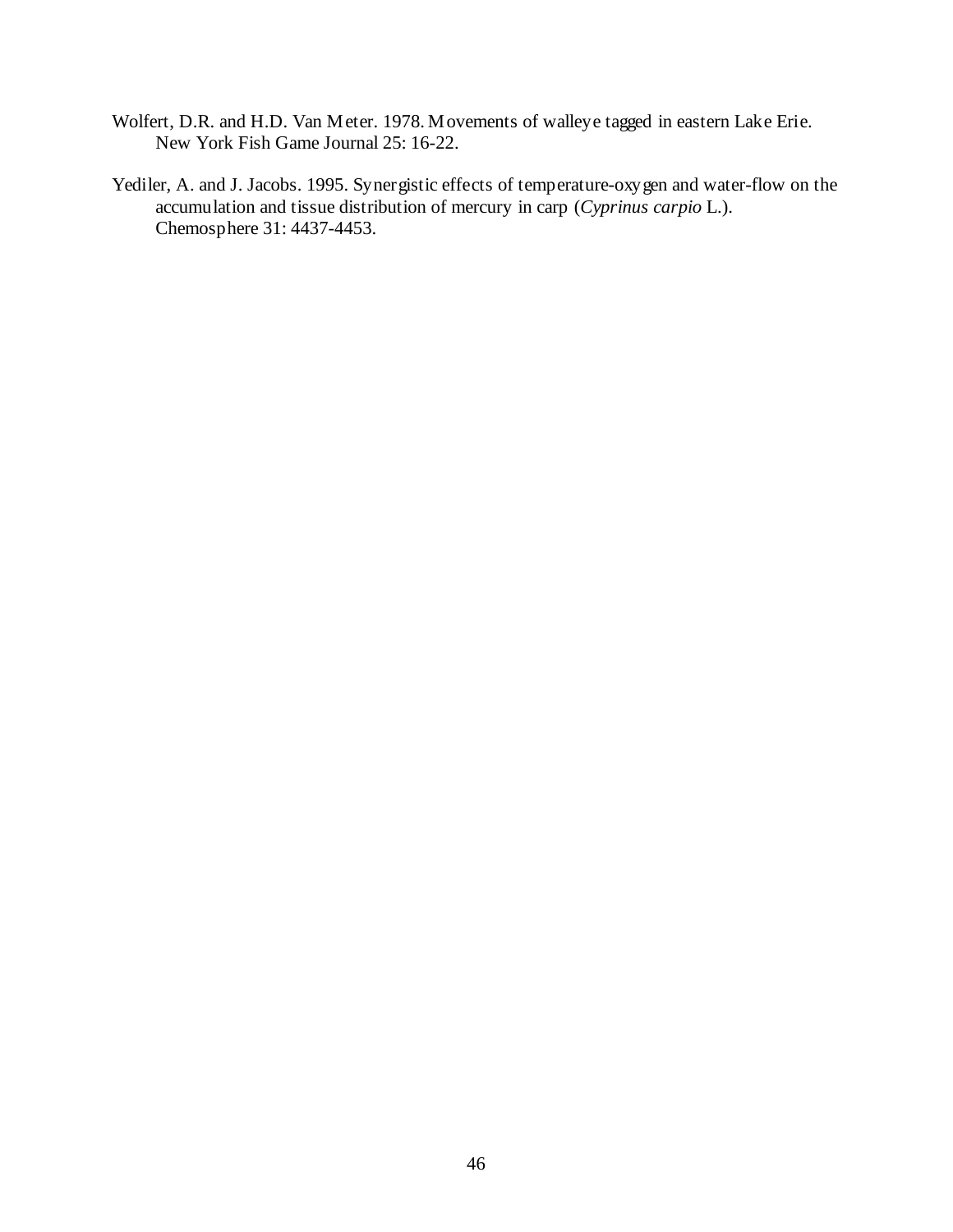Wolfert, D.R. and H.D. Van Meter. 1978. Movements of walleye tagged in eastern Lake Erie. New York Fish Game Journal 25: 16-22.

Yediler, A. and J. Jacobs. 1995. Synergistic effects of temperature-oxygen and water-flow on the accumulation and tissue distribution of mercury in carp (*Cyprinus carpio* L.). Chemosphere 31: 4437-4453.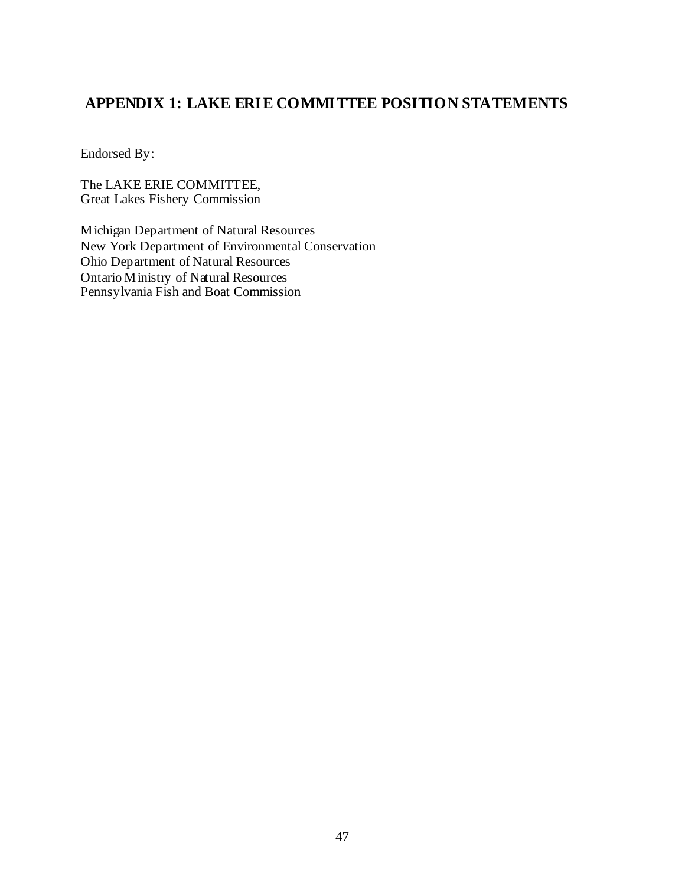## APPENDIX 1: LAKE ERIE COMMITTEE POSITION STATEMENTS

Endorsed By:

The LAKE ERIE COMMITTEE,
Great Lakes Fishery Commission

Michigan Department of Natural Resources
New York Department of Environmental Conservation
Ohio Department of Natural Resources
Ontario Ministry of Natural Resources
Pennsylvania Fish and Boat Commission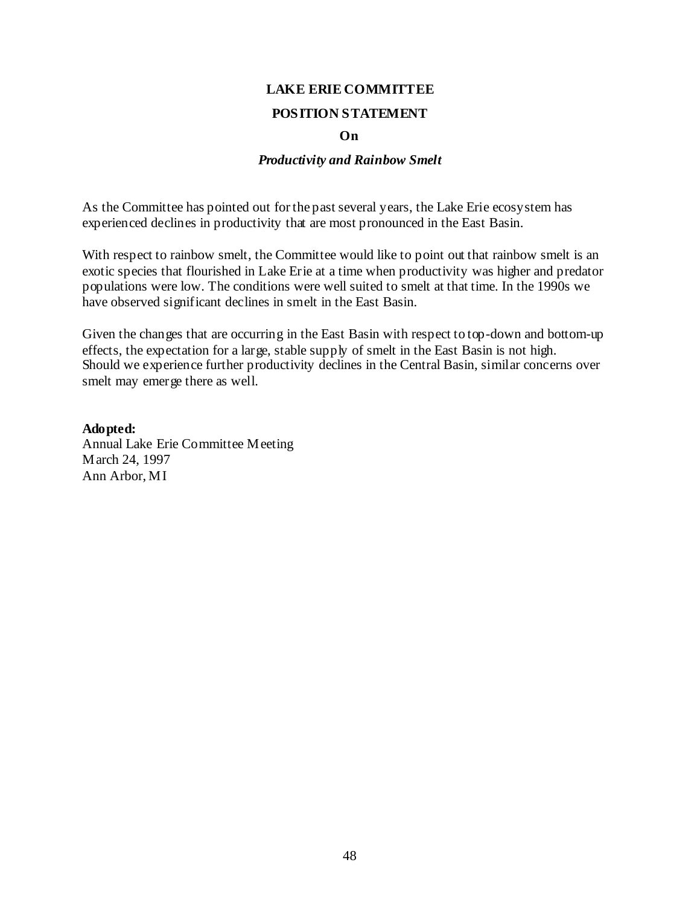# LAKE ERIE COMMITTEE

## POSITION STATEMENT

### On

### *Productivity and Rainbow Smelt*

As the Committee has pointed out for the past several years, the Lake Erie ecosystem has experienced declines in productivity that are most pronounced in the East Basin.

With respect to rainbow smelt, the Committee would like to point out that rainbow smelt is an exotic species that flourished in Lake Erie at a time when productivity was higher and predator populations were low. The conditions were well suited to smelt at that time. In the 1990s we have observed significant declines in smelt in the East Basin.

Given the changes that are occurring in the East Basin with respect to top-down and bottom-up effects, the expectation for a large, stable supply of smelt in the East Basin is not high. Should we experience further productivity declines in the Central Basin, similar concerns over smelt may emerge there as well.

**Adopted:**
Annual Lake Erie Committee Meeting
March 24, 1997
Ann Arbor, MI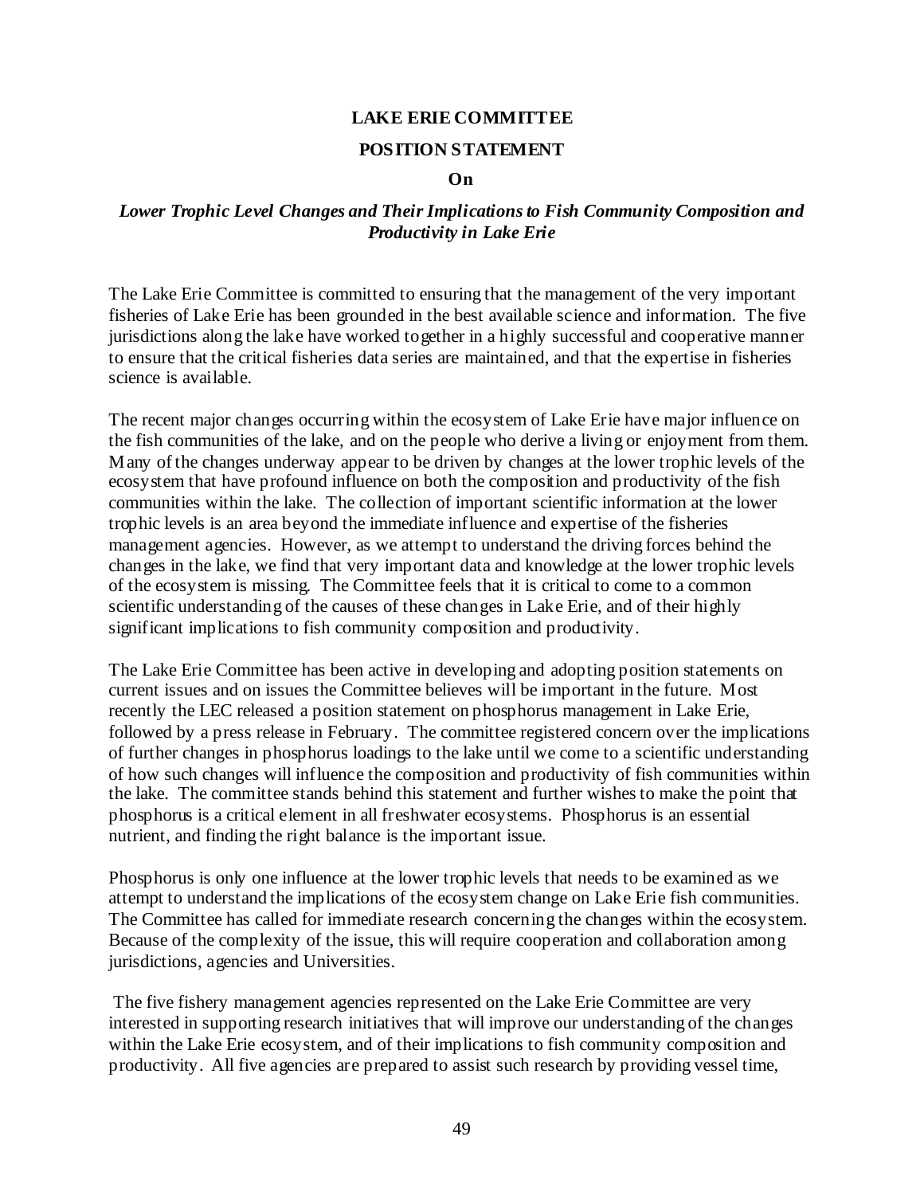**LAKE ERIE COMMITTEE**

**POSITION STATEMENT**

**On**

***Lower Trophic Level Changes and Their Implications to Fish Community Composition and Productivity in Lake Erie***

The Lake Erie Committee is committed to ensuring that the management of the very important fisheries of Lake Erie has been grounded in the best available science and information. The five jurisdictions along the lake have worked together in a highly successful and cooperative manner to ensure that the critical fisheries data series are maintained, and that the expertise in fisheries science is available.

The recent major changes occurring within the ecosystem of Lake Erie have major influence on the fish communities of the lake, and on the people who derive a living or enjoyment from them. Many of the changes underway appear to be driven by changes at the lower trophic levels of the ecosystem that have profound influence on both the composition and productivity of the fish communities within the lake. The collection of important scientific information at the lower trophic levels is an area beyond the immediate influence and expertise of the fisheries management agencies. However, as we attempt to understand the driving forces behind the changes in the lake, we find that very important data and knowledge at the lower trophic levels of the ecosystem is missing. The Committee feels that it is critical to come to a common scientific understanding of the causes of these changes in Lake Erie, and of their highly significant implications to fish community composition and productivity.

The Lake Erie Committee has been active in developing and adopting position statements on current issues and on issues the Committee believes will be important in the future. Most recently the LEC released a position statement on phosphorus management in Lake Erie, followed by a press release in February. The committee registered concern over the implications of further changes in phosphorus loadings to the lake until we come to a scientific understanding of how such changes will influence the composition and productivity of fish communities within the lake. The committee stands behind this statement and further wishes to make the point that phosphorus is a critical element in all freshwater ecosystems. Phosphorus is an essential nutrient, and finding the right balance is the important issue.

Phosphorus is only one influence at the lower trophic levels that needs to be examined as we attempt to understand the implications of the ecosystem change on Lake Erie fish communities. The Committee has called for immediate research concerning the changes within the ecosystem. Because of the complexity of the issue, this will require cooperation and collaboration among jurisdictions, agencies and Universities.

The five fishery management agencies represented on the Lake Erie Committee are very interested in supporting research initiatives that will improve our understanding of the changes within the Lake Erie ecosystem, and of their implications to fish community composition and productivity. All five agencies are prepared to assist such research by providing vessel time,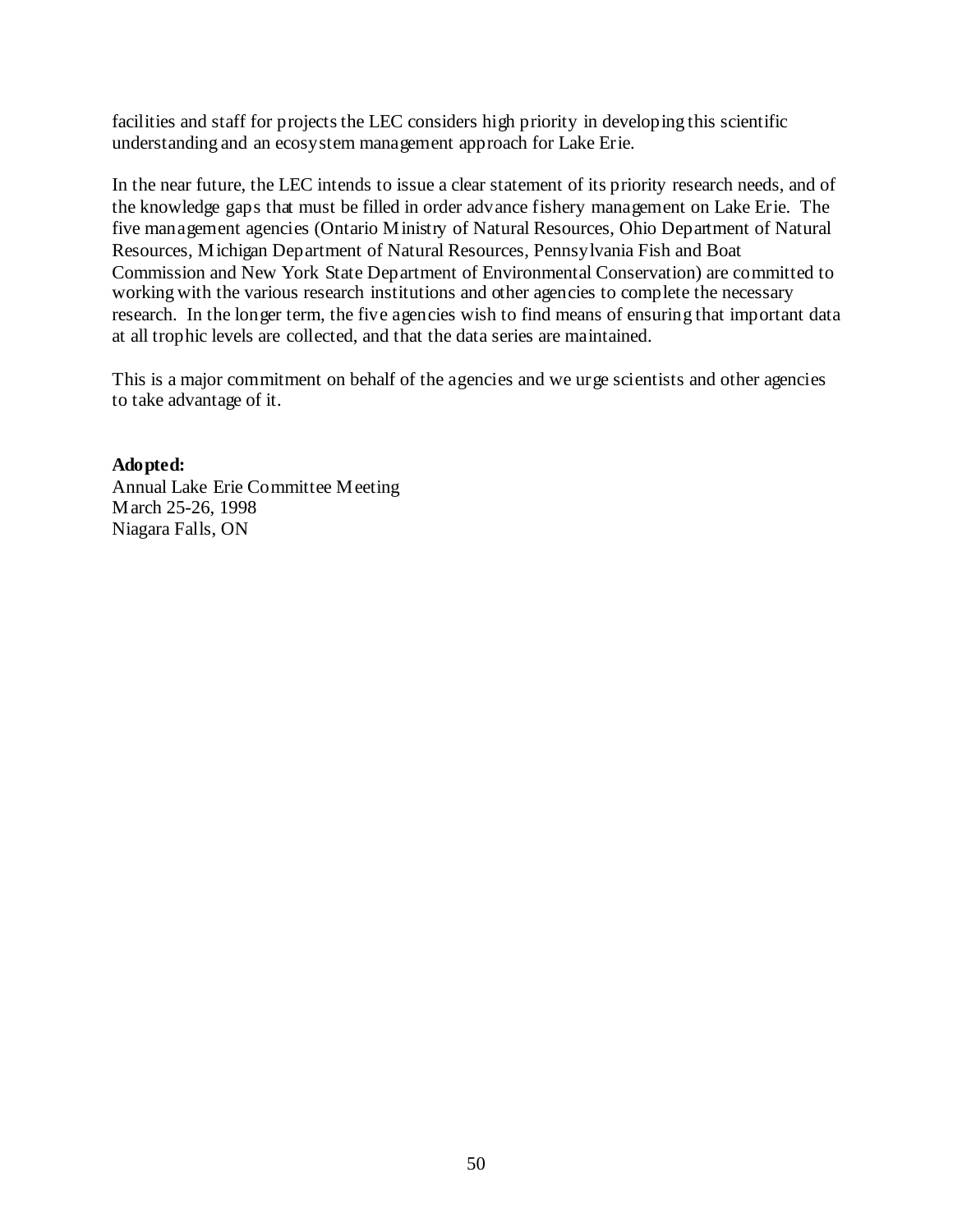facilities and staff for projects the LEC considers high priority in developing this scientific understanding and an ecosystem management approach for Lake Erie.

In the near future, the LEC intends to issue a clear statement of its priority research needs, and of the knowledge gaps that must be filled in order advance fishery management on Lake Erie. The five management agencies (Ontario Ministry of Natural Resources, Ohio Department of Natural Resources, Michigan Department of Natural Resources, Pennsylvania Fish and Boat Commission and New York State Department of Environmental Conservation) are committed to working with the various research institutions and other agencies to complete the necessary research. In the longer term, the five agencies wish to find means of ensuring that important data at all trophic levels are collected, and that the data series are maintained.

This is a major commitment on behalf of the agencies and we urge scientists and other agencies to take advantage of it.

**Adopted:**
Annual Lake Erie Committee Meeting
March 25-26, 1998
Niagara Falls, ON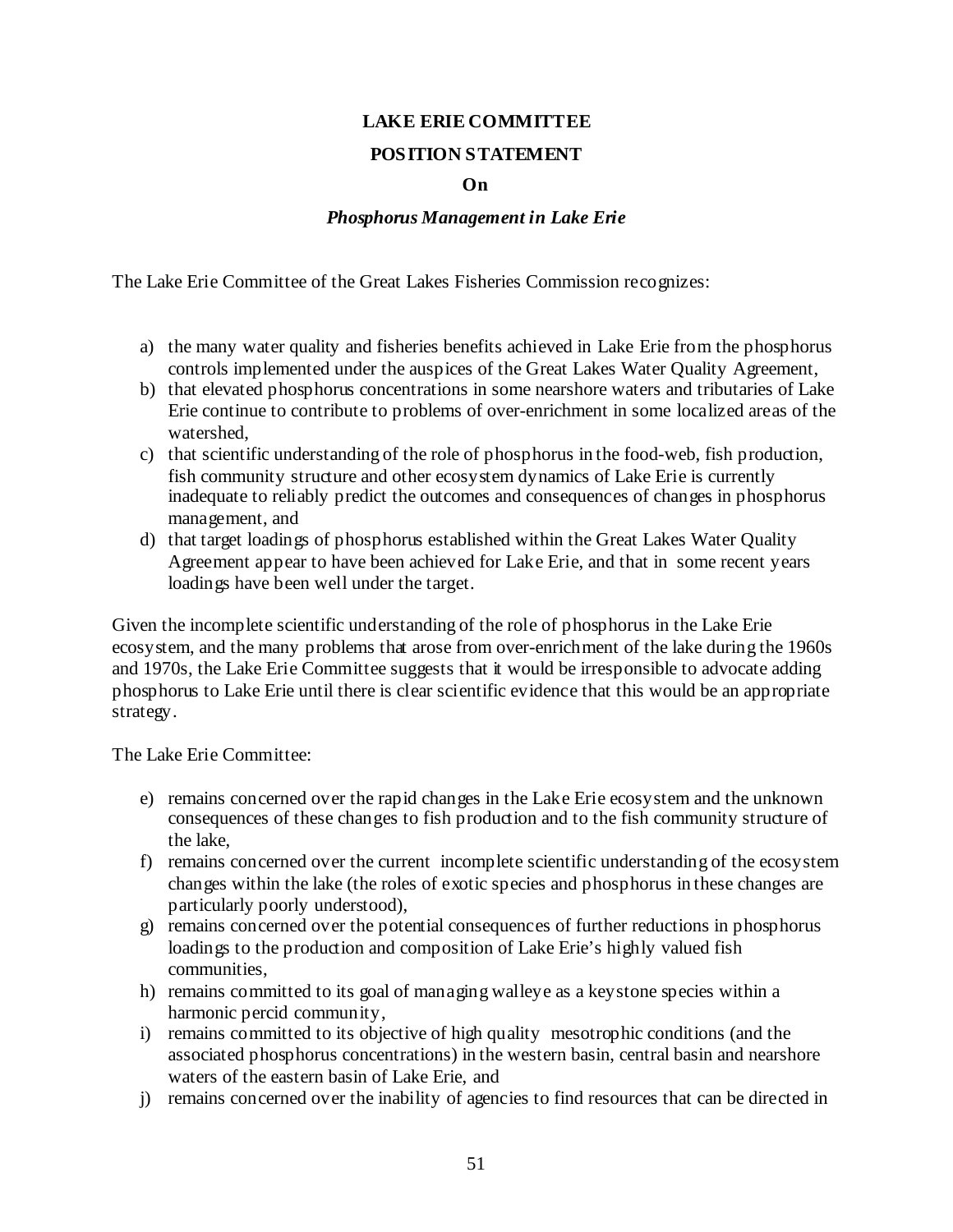**LAKE ERIE COMMITTEE**

**POSITION STATEMENT**

**On**

***Phosphorus Management in Lake Erie***

The Lake Erie Committee of the Great Lakes Fisheries Commission recognizes:

a) the many water quality and fisheries benefits achieved in Lake Erie from the phosphorus controls implemented under the auspices of the Great Lakes Water Quality Agreement,
b) that elevated phosphorus concentrations in some nearshore waters and tributaries of Lake Erie continue to contribute to problems of over-enrichment in some localized areas of the watershed,
c) that scientific understanding of the role of phosphorus in the food-web, fish production, fish community structure and other ecosystem dynamics of Lake Erie is currently inadequate to reliably predict the outcomes and consequences of changes in phosphorus management, and
d) that target loadings of phosphorus established within the Great Lakes Water Quality Agreement appear to have been achieved for Lake Erie, and that in some recent years loadings have been well under the target.

Given the incomplete scientific understanding of the role of phosphorus in the Lake Erie ecosystem, and the many problems that arose from over-enrichment of the lake during the 1960s and 1970s, the Lake Erie Committee suggests that it would be irresponsible to advocate adding phosphorus to Lake Erie until there is clear scientific evidence that this would be an appropriate strategy.

The Lake Erie Committee:

e) remains concerned over the rapid changes in the Lake Erie ecosystem and the unknown consequences of these changes to fish production and to the fish community structure of the lake,
f) remains concerned over the current incomplete scientific understanding of the ecosystem changes within the lake (the roles of exotic species and phosphorus in these changes are particularly poorly understood),
g) remains concerned over the potential consequences of further reductions in phosphorus loadings to the production and composition of Lake Erie's highly valued fish communities,
h) remains committed to its goal of managing walleye as a keystone species within a harmonic percid community,
i) remains committed to its objective of high quality mesotrophic conditions (and the associated phosphorus concentrations) in the western basin, central basin and nearshore waters of the eastern basin of Lake Erie, and
j) remains concerned over the inability of agencies to find resources that can be directed in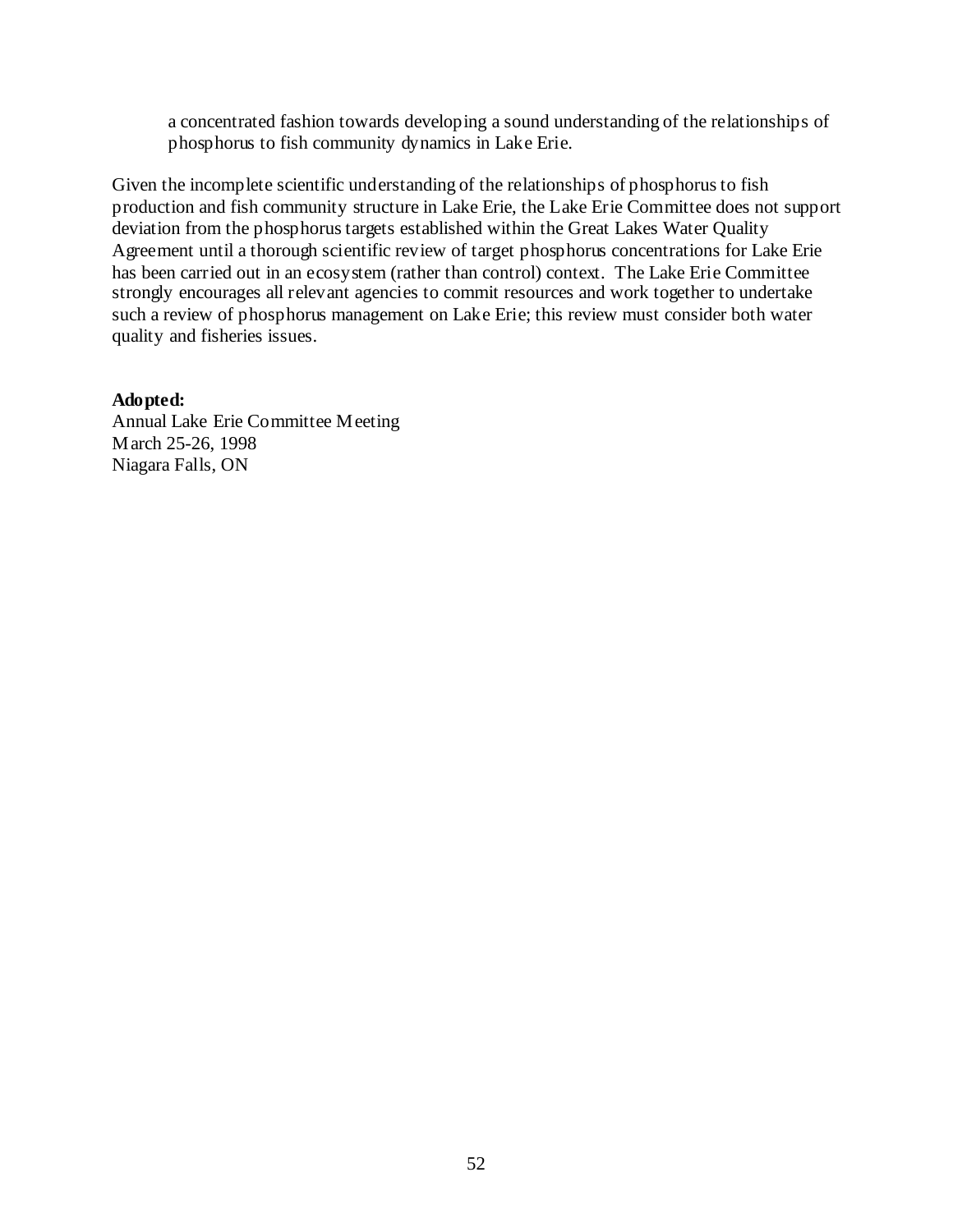a concentrated fashion towards developing a sound understanding of the relationships of phosphorus to fish community dynamics in Lake Erie.

Given the incomplete scientific understanding of the relationships of phosphorus to fish production and fish community structure in Lake Erie, the Lake Erie Committee does not support deviation from the phosphorus targets established within the Great Lakes Water Quality Agreement until a thorough scientific review of target phosphorus concentrations for Lake Erie has been carried out in an ecosystem (rather than control) context. The Lake Erie Committee strongly encourages all relevant agencies to commit resources and work together to undertake such a review of phosphorus management on Lake Erie; this review must consider both water quality and fisheries issues.

**Adopted:**
Annual Lake Erie Committee Meeting
March 25-26, 1998
Niagara Falls, ON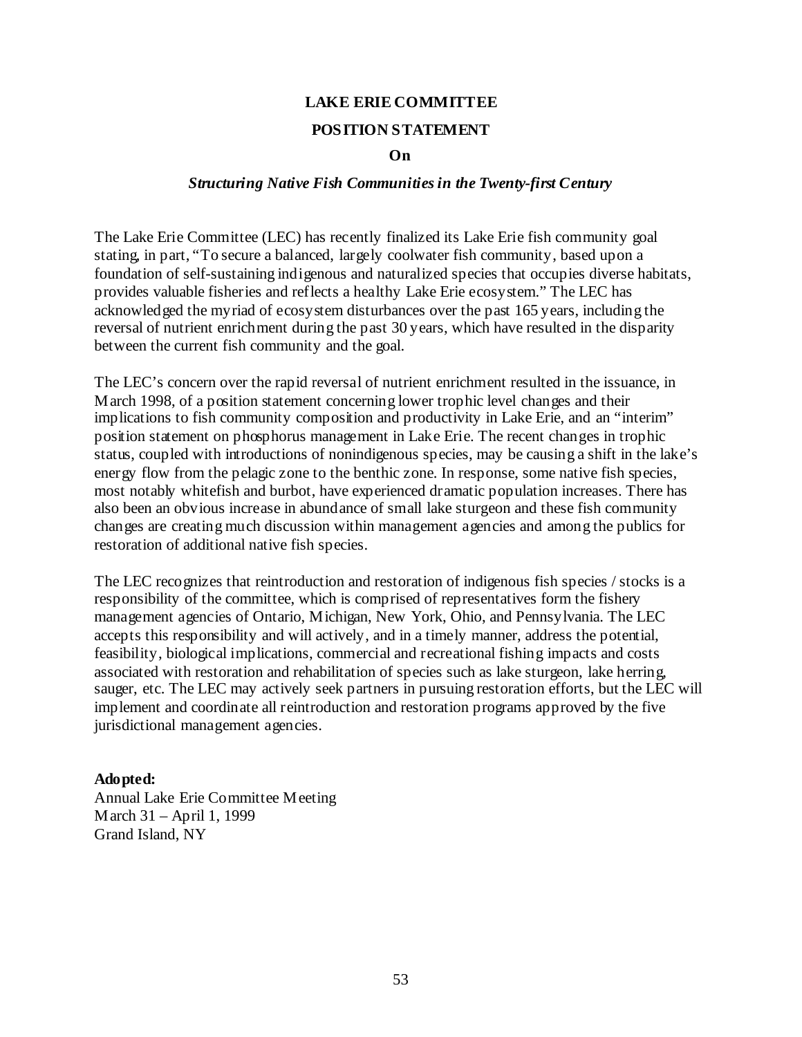**LAKE ERIE COMMITTEE**

**POSITION STATEMENT**

**On**

***Structuring Native Fish Communities in the Twenty-first Century***

The Lake Erie Committee (LEC) has recently finalized its Lake Erie fish community goal stating, in part, "To secure a balanced, largely coolwater fish community, based upon a foundation of self-sustaining indigenous and naturalized species that occupies diverse habitats, provides valuable fisheries and reflects a healthy Lake Erie ecosystem." The LEC has acknowledged the myriad of ecosystem disturbances over the past 165 years, including the reversal of nutrient enrichment during the past 30 years, which have resulted in the disparity between the current fish community and the goal.

The LEC's concern over the rapid reversal of nutrient enrichment resulted in the issuance, in March 1998, of a position statement concerning lower trophic level changes and their implications to fish community composition and productivity in Lake Erie, and an "interim" position statement on phosphorus management in Lake Erie. The recent changes in trophic status, coupled with introductions of nonindigenous species, may be causing a shift in the lake's energy flow from the pelagic zone to the benthic zone. In response, some native fish species, most notably whitefish and burbot, have experienced dramatic population increases. There has also been an obvious increase in abundance of small lake sturgeon and these fish community changes are creating much discussion within management agencies and among the publics for restoration of additional native fish species.

The LEC recognizes that reintroduction and restoration of indigenous fish species / stocks is a responsibility of the committee, which is comprised of representatives form the fishery management agencies of Ontario, Michigan, New York, Ohio, and Pennsylvania. The LEC accepts this responsibility and will actively, and in a timely manner, address the potential, feasibility, biological implications, commercial and recreational fishing impacts and costs associated with restoration and rehabilitation of species such as lake sturgeon, lake herring, sauger, etc. The LEC may actively seek partners in pursuing restoration efforts, but the LEC will implement and coordinate all reintroduction and restoration programs approved by the five jurisdictional management agencies.

**Adopted:**
Annual Lake Erie Committee Meeting
March 31 – April 1, 1999
Grand Island, NY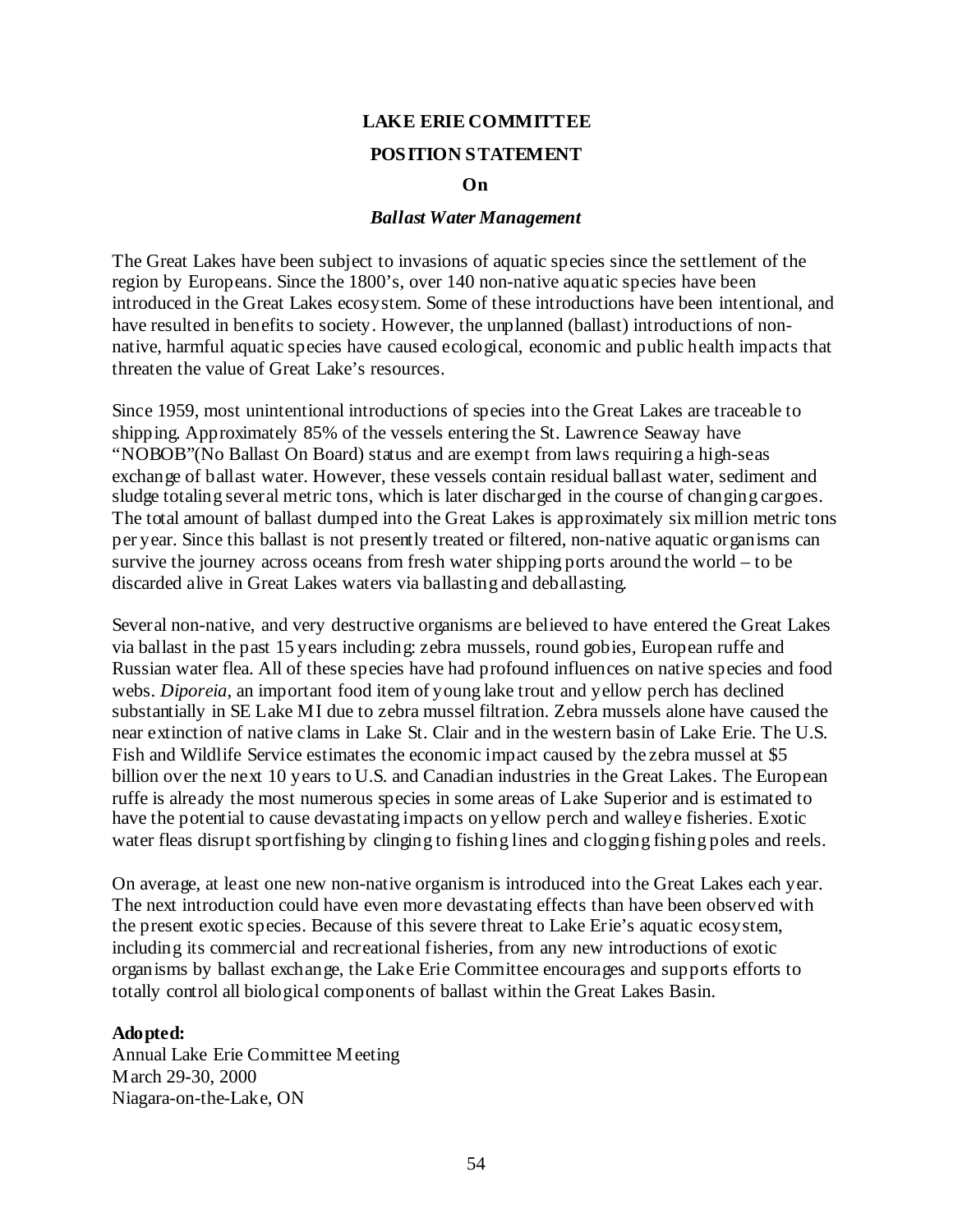**LAKE ERIE COMMITTEE**

**POSITION STATEMENT**

**On**

***Ballast Water Management***

The Great Lakes have been subject to invasions of aquatic species since the settlement of the region by Europeans. Since the 1800's, over 140 non-native aquatic species have been introduced in the Great Lakes ecosystem. Some of these introductions have been intentional, and have resulted in benefits to society. However, the unplanned (ballast) introductions of non-native, harmful aquatic species have caused ecological, economic and public health impacts that threaten the value of Great Lake's resources.

Since 1959, most unintentional introductions of species into the Great Lakes are traceable to shipping. Approximately 85% of the vessels entering the St. Lawrence Seaway have "NOBOB"(No Ballast On Board) status and are exempt from laws requiring a high-seas exchange of ballast water. However, these vessels contain residual ballast water, sediment and sludge totaling several metric tons, which is later discharged in the course of changing cargoes. The total amount of ballast dumped into the Great Lakes is approximately six million metric tons per year. Since this ballast is not presently treated or filtered, non-native aquatic organisms can survive the journey across oceans from fresh water shipping ports around the world – to be discarded alive in Great Lakes waters via ballasting and deballasting.

Several non-native, and very destructive organisms are believed to have entered the Great Lakes via ballast in the past 15 years including: zebra mussels, round gobies, European ruffe and Russian water flea. All of these species have had profound influences on native species and food webs. *Diporeia*, an important food item of young lake trout and yellow perch has declined substantially in SE Lake MI due to zebra mussel filtration. Zebra mussels alone have caused the near extinction of native clams in Lake St. Clair and in the western basin of Lake Erie. The U.S. Fish and Wildlife Service estimates the economic impact caused by the zebra mussel at $5 billion over the next 10 years to U.S. and Canadian industries in the Great Lakes. The European ruffe is already the most numerous species in some areas of Lake Superior and is estimated to have the potential to cause devastating impacts on yellow perch and walleye fisheries. Exotic water fleas disrupt sportfishing by clinging to fishing lines and clogging fishing poles and reels.

On average, at least one new non-native organism is introduced into the Great Lakes each year. The next introduction could have even more devastating effects than have been observed with the present exotic species. Because of this severe threat to Lake Erie's aquatic ecosystem, including its commercial and recreational fisheries, from any new introductions of exotic organisms by ballast exchange, the Lake Erie Committee encourages and supports efforts to totally control all biological components of ballast within the Great Lakes Basin.

**Adopted:**
Annual Lake Erie Committee Meeting
March 29-30, 2000
Niagara-on-the-Lake, ON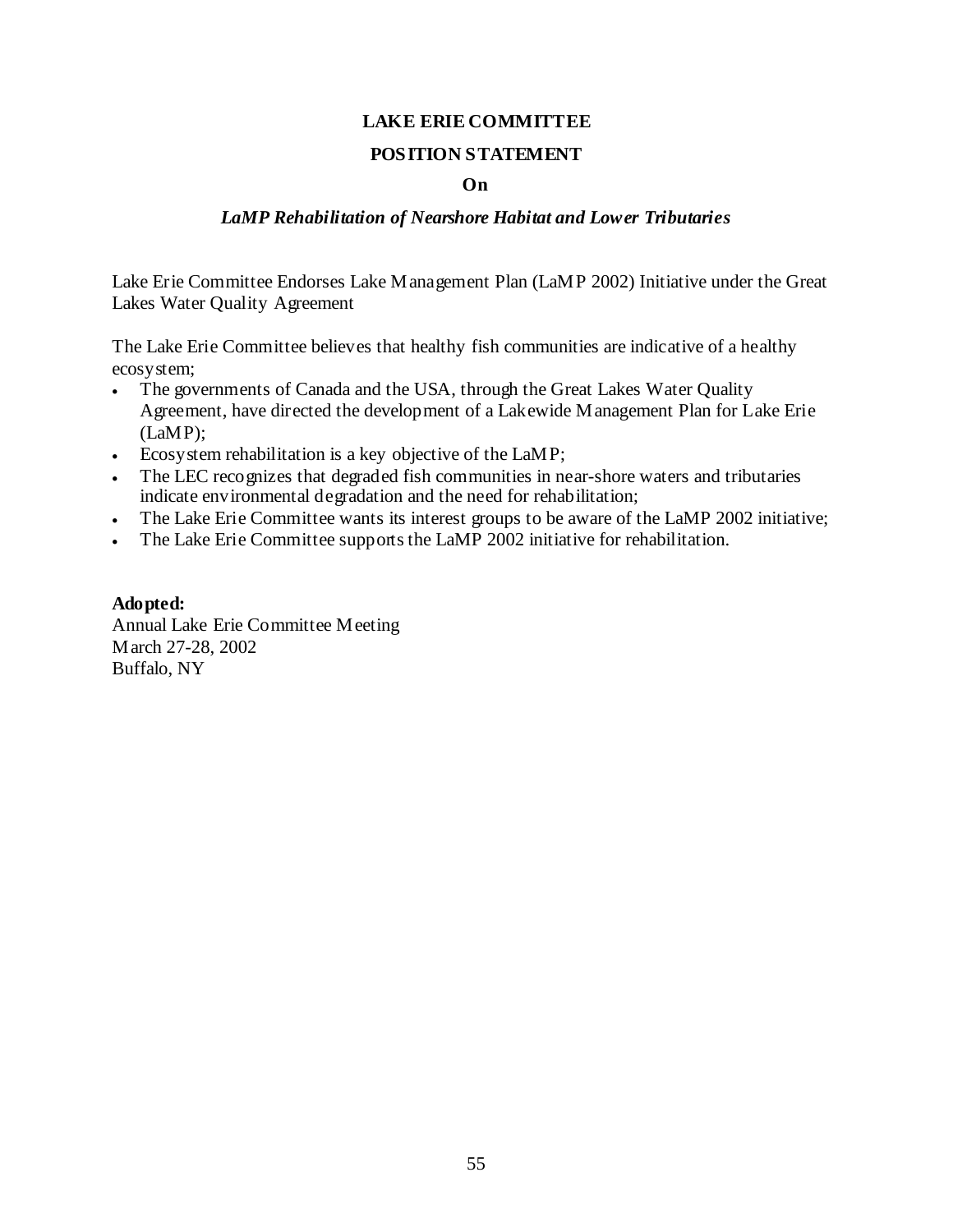**LAKE ERIE COMMITTEE**

**POSITION STATEMENT**

**On**

***LaMP Rehabilitation of Nearshore Habitat and Lower Tributaries***

Lake Erie Committee Endorses Lake Management Plan (LaMP 2002) Initiative under the Great Lakes Water Quality Agreement

The Lake Erie Committee believes that healthy fish communities are indicative of a healthy ecosystem;

- The governments of Canada and the USA, through the Great Lakes Water Quality Agreement, have directed the development of a Lakewide Management Plan for Lake Erie (LaMP);
- Ecosystem rehabilitation is a key objective of the LaMP;
- The LEC recognizes that degraded fish communities in near-shore waters and tributaries indicate environmental degradation and the need for rehabilitation;
- The Lake Erie Committee wants its interest groups to be aware of the LaMP 2002 initiative;
- The Lake Erie Committee supports the LaMP 2002 initiative for rehabilitation.

**Adopted:**
Annual Lake Erie Committee Meeting
March 27-28, 2002
Buffalo, NY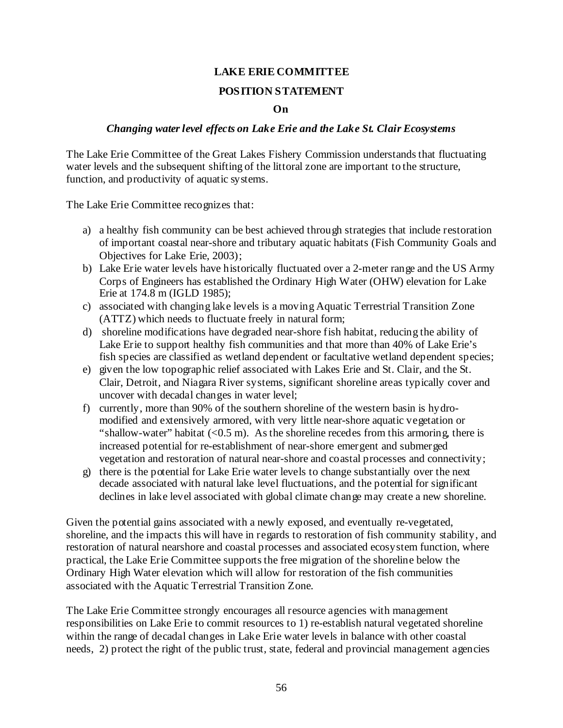**LAKE ERIE COMMITTEE**

**POSITION STATEMENT**

**On**

***Changing water level effects on Lake Erie and the Lake St. Clair Ecosystems***

The Lake Erie Committee of the Great Lakes Fishery Commission understands that fluctuating water levels and the subsequent shifting of the littoral zone are important to the structure, function, and productivity of aquatic systems.

The Lake Erie Committee recognizes that:

a) a healthy fish community can be best achieved through strategies that include restoration of important coastal near-shore and tributary aquatic habitats (Fish Community Goals and Objectives for Lake Erie, 2003);
b) Lake Erie water levels have historically fluctuated over a 2-meter range and the US Army Corps of Engineers has established the Ordinary High Water (OHW) elevation for Lake Erie at 174.8 m (IGLD 1985);
c) associated with changing lake levels is a moving Aquatic Terrestrial Transition Zone (ATTZ) which needs to fluctuate freely in natural form;
d) shoreline modifications have degraded near-shore fish habitat, reducing the ability of Lake Erie to support healthy fish communities and that more than 40% of Lake Erie's fish species are classified as wetland dependent or facultative wetland dependent species;
e) given the low topographic relief associated with Lakes Erie and St. Clair, and the St. Clair, Detroit, and Niagara River systems, significant shoreline areas typically cover and uncover with decadal changes in water level;
f) currently, more than 90% of the southern shoreline of the western basin is hydro-modified and extensively armored, with very little near-shore aquatic vegetation or "shallow-water" habitat (<0.5 m). As the shoreline recedes from this armoring, there is increased potential for re-establishment of near-shore emergent and submerged vegetation and restoration of natural near-shore and coastal processes and connectivity;
g) there is the potential for Lake Erie water levels to change substantially over the next decade associated with natural lake level fluctuations, and the potential for significant declines in lake level associated with global climate change may create a new shoreline.

Given the potential gains associated with a newly exposed, and eventually re-vegetated, shoreline, and the impacts this will have in regards to restoration of fish community stability, and restoration of natural nearshore and coastal processes and associated ecosystem function, where practical, the Lake Erie Committee supports the free migration of the shoreline below the Ordinary High Water elevation which will allow for restoration of the fish communities associated with the Aquatic Terrestrial Transition Zone.

The Lake Erie Committee strongly encourages all resource agencies with management responsibilities on Lake Erie to commit resources to 1) re-establish natural vegetated shoreline within the range of decadal changes in Lake Erie water levels in balance with other coastal needs, 2) protect the right of the public trust, state, federal and provincial management agencies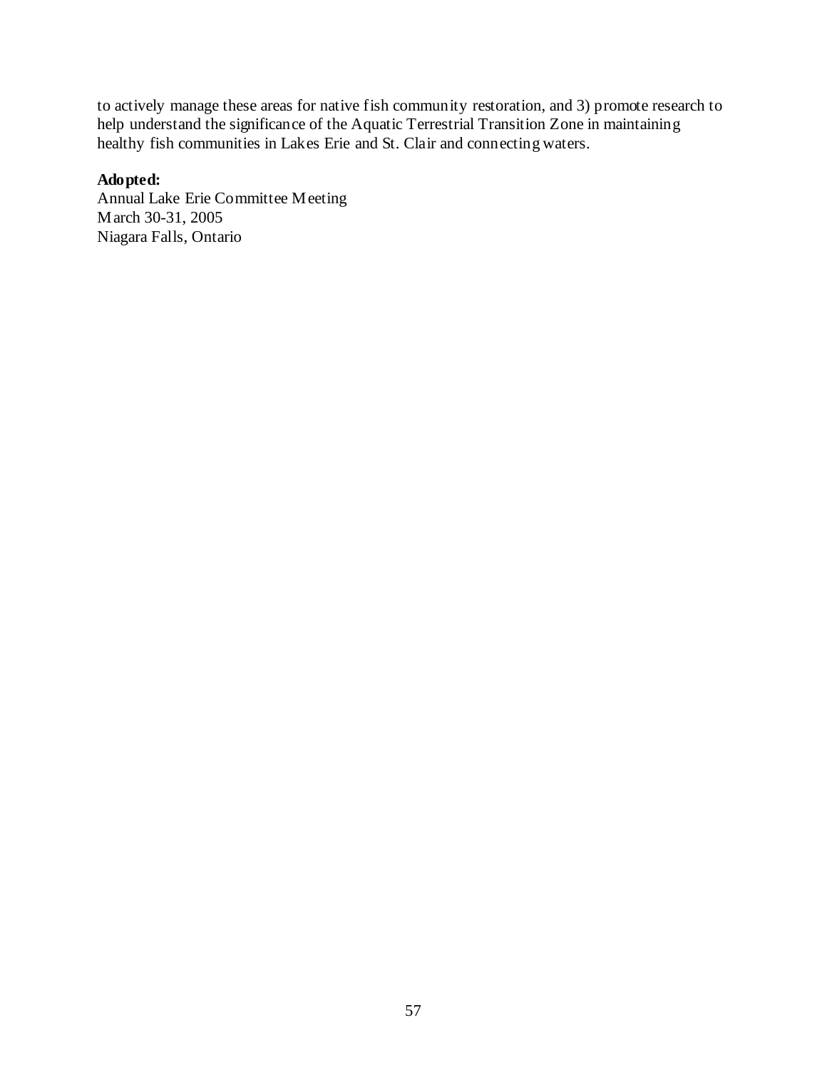to actively manage these areas for native fish community restoration, and 3) promote research to help understand the significance of the Aquatic Terrestrial Transition Zone in maintaining healthy fish communities in Lakes Erie and St. Clair and connecting waters.

**Adopted:**
Annual Lake Erie Committee Meeting
March 30-31, 2005
Niagara Falls, Ontario